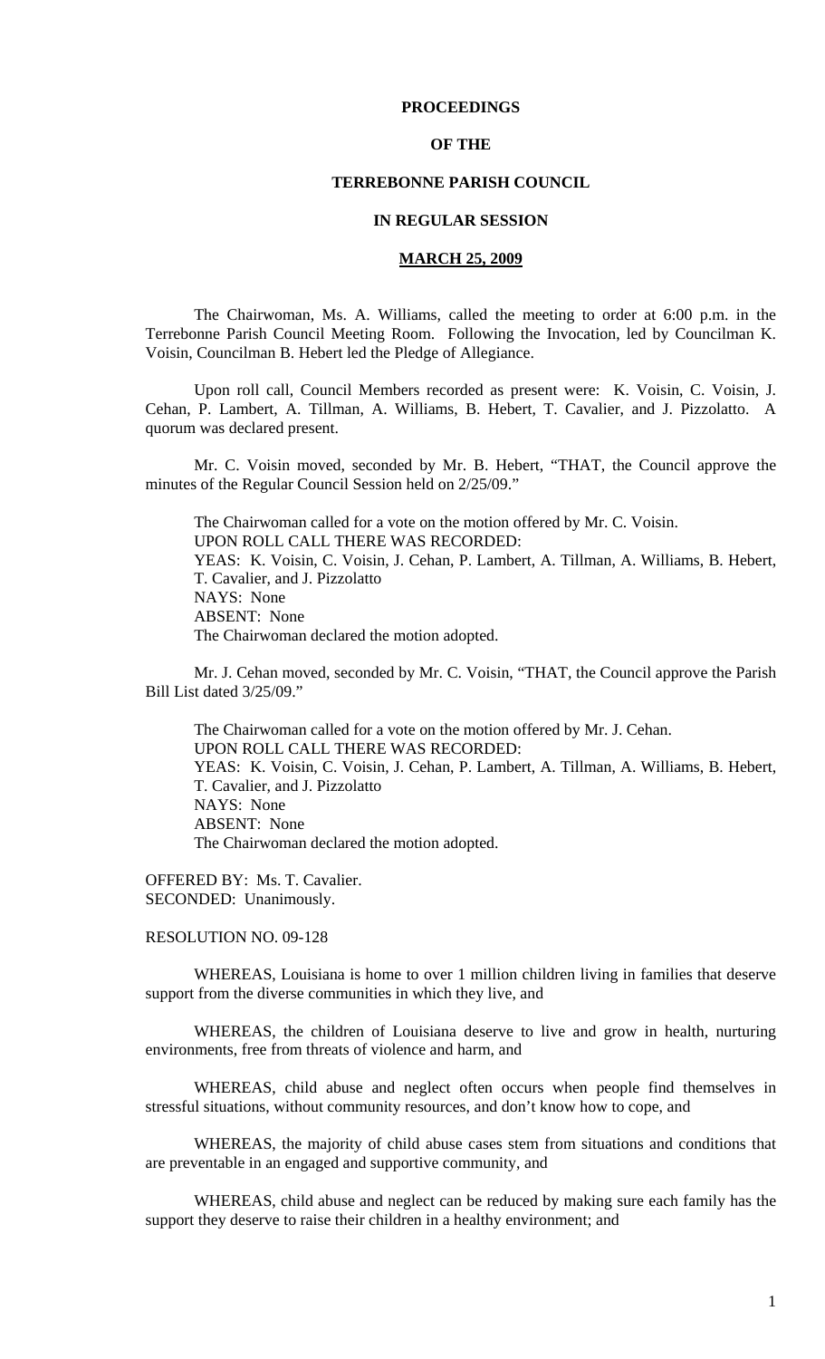# PROCEEDINGS

# OF THE

# TERREBONNE PARISH COUNCIL

# IN REGULAR SESSION

## MARCH 25, 2009

The Chairwoman, Ms. A. Williams, called the meeting to order at 6:00 p.m. in the Terrebonne Parish Council Meeting Room. Following the Invocation, led by Councilman K. Voisin, Councilman B. Hebert led the Pledge of Allegiance.

Upon roll call, Council Members recorded as present were: K. Voisin, C. Voisin, J. Cehan, P. Lambert, A. Tillman, A. Williams, B. Hebert, T. Cavalier, and J. Pizzolatto. A quorum was declared present.

Mr. C. Voisin moved, seconded by Mr. B. Hebert, "THAT, the Council approve the minutes of the Regular Council Session held on 2/25/09."

The Chairwoman called for a vote on the motion offered by Mr. C. Voisin.
UPON ROLL CALL THERE WAS RECORDED:
YEAS: K. Voisin, C. Voisin, J. Cehan, P. Lambert, A. Tillman, A. Williams, B. Hebert, T. Cavalier, and J. Pizzolatto
NAYS: None
ABSENT: None
The Chairwoman declared the motion adopted.

Mr. J. Cehan moved, seconded by Mr. C. Voisin, "THAT, the Council approve the Parish Bill List dated 3/25/09."

The Chairwoman called for a vote on the motion offered by Mr. J. Cehan.
UPON ROLL CALL THERE WAS RECORDED:
YEAS: K. Voisin, C. Voisin, J. Cehan, P. Lambert, A. Tillman, A. Williams, B. Hebert, T. Cavalier, and J. Pizzolatto
NAYS: None
ABSENT: None
The Chairwoman declared the motion adopted.

OFFERED BY: Ms. T. Cavalier.
SECONDED: Unanimously.

RESOLUTION NO. 09-128

WHEREAS, Louisiana is home to over 1 million children living in families that deserve support from the diverse communities in which they live, and

WHEREAS, the children of Louisiana deserve to live and grow in health, nurturing environments, free from threats of violence and harm, and

WHEREAS, child abuse and neglect often occurs when people find themselves in stressful situations, without community resources, and don't know how to cope, and

WHEREAS, the majority of child abuse cases stem from situations and conditions that are preventable in an engaged and supportive community, and

WHEREAS, child abuse and neglect can be reduced by making sure each family has the support they deserve to raise their children in a healthy environment; and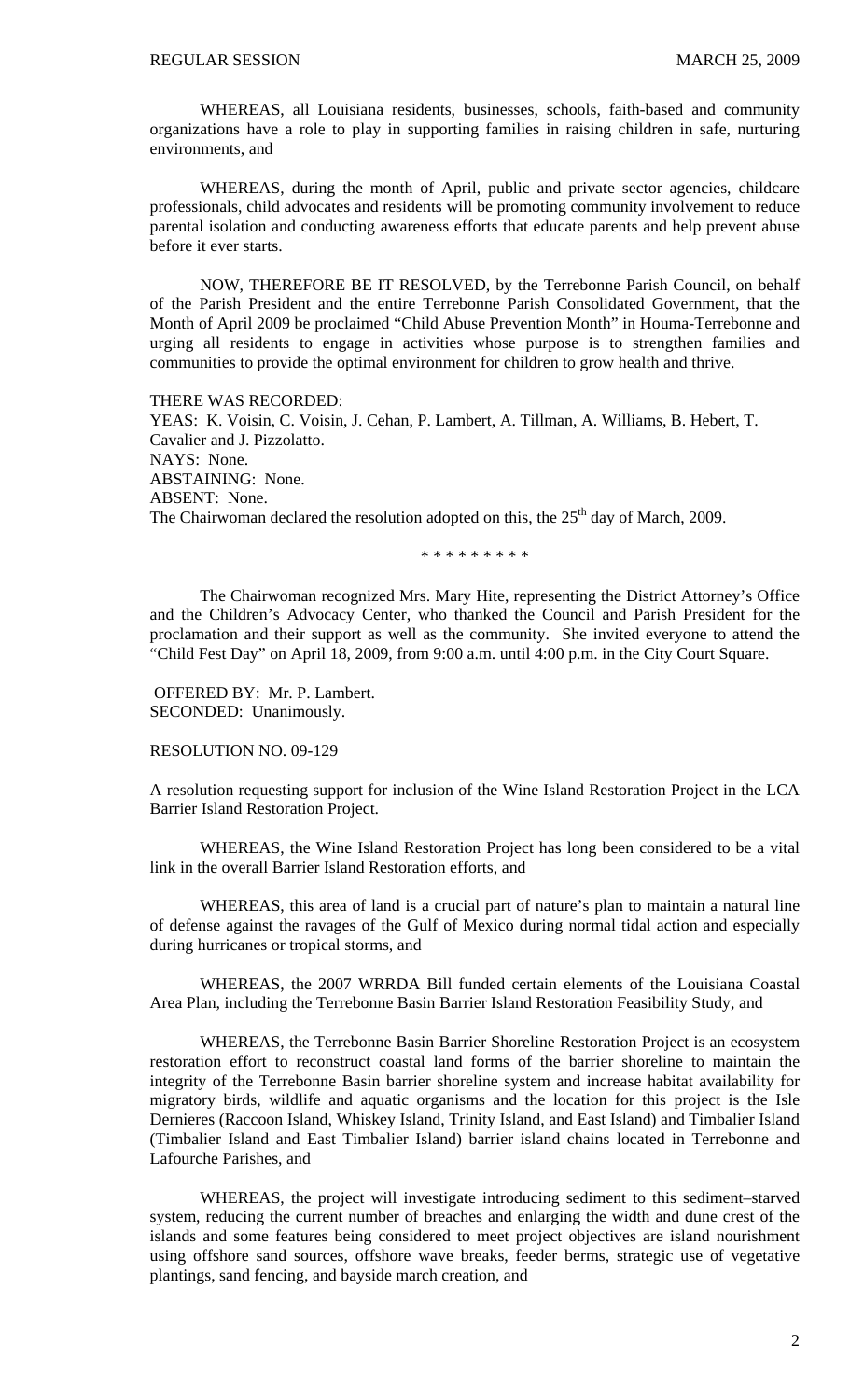WHEREAS, all Louisiana residents, businesses, schools, faith-based and community organizations have a role to play in supporting families in raising children in safe, nurturing environments, and

WHEREAS, during the month of April, public and private sector agencies, childcare professionals, child advocates and residents will be promoting community involvement to reduce parental isolation and conducting awareness efforts that educate parents and help prevent abuse before it ever starts.

NOW, THEREFORE BE IT RESOLVED, by the Terrebonne Parish Council, on behalf of the Parish President and the entire Terrebonne Parish Consolidated Government, that the Month of April 2009 be proclaimed "Child Abuse Prevention Month" in Houma-Terrebonne and urging all residents to engage in activities whose purpose is to strengthen families and communities to provide the optimal environment for children to grow health and thrive.

THERE WAS RECORDED:
YEAS: K. Voisin, C. Voisin, J. Cehan, P. Lambert, A. Tillman, A. Williams, B. Hebert, T. Cavalier and J. Pizzolatto.
NAYS: None.
ABSTAINING: None.
ABSENT: None.
The Chairwoman declared the resolution adopted on this, the 25th day of March, 2009.

\* \* \* \* \* \* \* \* \*

The Chairwoman recognized Mrs. Mary Hite, representing the District Attorney's Office and the Children's Advocacy Center, who thanked the Council and Parish President for the proclamation and their support as well as the community. She invited everyone to attend the "Child Fest Day" on April 18, 2009, from 9:00 a.m. until 4:00 p.m. in the City Court Square.

OFFERED BY: Mr. P. Lambert.
SECONDED: Unanimously.

RESOLUTION NO. 09-129

A resolution requesting support for inclusion of the Wine Island Restoration Project in the LCA Barrier Island Restoration Project.

WHEREAS, the Wine Island Restoration Project has long been considered to be a vital link in the overall Barrier Island Restoration efforts, and

WHEREAS, this area of land is a crucial part of nature's plan to maintain a natural line of defense against the ravages of the Gulf of Mexico during normal tidal action and especially during hurricanes or tropical storms, and

WHEREAS, the 2007 WRRDA Bill funded certain elements of the Louisiana Coastal Area Plan, including the Terrebonne Basin Barrier Island Restoration Feasibility Study, and

WHEREAS, the Terrebonne Basin Barrier Shoreline Restoration Project is an ecosystem restoration effort to reconstruct coastal land forms of the barrier shoreline to maintain the integrity of the Terrebonne Basin barrier shoreline system and increase habitat availability for migratory birds, wildlife and aquatic organisms and the location for this project is the Isle Dernieres (Raccoon Island, Whiskey Island, Trinity Island, and East Island) and Timbalier Island (Timbalier Island and East Timbalier Island) barrier island chains located in Terrebonne and Lafourche Parishes, and

WHEREAS, the project will investigate introducing sediment to this sediment–starved system, reducing the current number of breaches and enlarging the width and dune crest of the islands and some features being considered to meet project objectives are island nourishment using offshore sand sources, offshore wave breaks, feeder berms, strategic use of vegetative plantings, sand fencing, and bayside march creation, and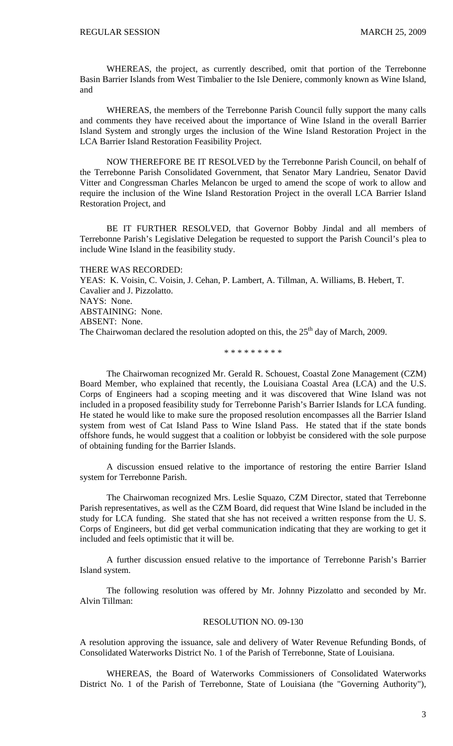WHEREAS, the project, as currently described, omit that portion of the Terrebonne Basin Barrier Islands from West Timbalier to the Isle Deniere, commonly known as Wine Island, and

WHEREAS, the members of the Terrebonne Parish Council fully support the many calls and comments they have received about the importance of Wine Island in the overall Barrier Island System and strongly urges the inclusion of the Wine Island Restoration Project in the LCA Barrier Island Restoration Feasibility Project.

NOW THEREFORE BE IT RESOLVED by the Terrebonne Parish Council, on behalf of the Terrebonne Parish Consolidated Government, that Senator Mary Landrieu, Senator David Vitter and Congressman Charles Melancon be urged to amend the scope of work to allow and require the inclusion of the Wine Island Restoration Project in the overall LCA Barrier Island Restoration Project, and

BE IT FURTHER RESOLVED, that Governor Bobby Jindal and all members of Terrebonne Parish's Legislative Delegation be requested to support the Parish Council's plea to include Wine Island in the feasibility study.

THERE WAS RECORDED:
YEAS: K. Voisin, C. Voisin, J. Cehan, P. Lambert, A. Tillman, A. Williams, B. Hebert, T. Cavalier and J. Pizzolatto.
NAYS: None.
ABSTAINING: None.
ABSENT: None.
The Chairwoman declared the resolution adopted on this, the 25th day of March, 2009.

\* \* \* \* \* \* \* \* \*

The Chairwoman recognized Mr. Gerald R. Schouest, Coastal Zone Management (CZM) Board Member, who explained that recently, the Louisiana Coastal Area (LCA) and the U.S. Corps of Engineers had a scoping meeting and it was discovered that Wine Island was not included in a proposed feasibility study for Terrebonne Parish's Barrier Islands for LCA funding. He stated he would like to make sure the proposed resolution encompasses all the Barrier Island system from west of Cat Island Pass to Wine Island Pass. He stated that if the state bonds offshore funds, he would suggest that a coalition or lobbyist be considered with the sole purpose of obtaining funding for the Barrier Islands.

A discussion ensued relative to the importance of restoring the entire Barrier Island system for Terrebonne Parish.

The Chairwoman recognized Mrs. Leslie Squazo, CZM Director, stated that Terrebonne Parish representatives, as well as the CZM Board, did request that Wine Island be included in the study for LCA funding. She stated that she has not received a written response from the U. S. Corps of Engineers, but did get verbal communication indicating that they are working to get it included and feels optimistic that it will be.

A further discussion ensued relative to the importance of Terrebonne Parish's Barrier Island system.

The following resolution was offered by Mr. Johnny Pizzolatto and seconded by Mr. Alvin Tillman:

RESOLUTION NO. 09-130

A resolution approving the issuance, sale and delivery of Water Revenue Refunding Bonds, of Consolidated Waterworks District No. 1 of the Parish of Terrebonne, State of Louisiana.

WHEREAS, the Board of Waterworks Commissioners of Consolidated Waterworks District No. 1 of the Parish of Terrebonne, State of Louisiana (the "Governing Authority"),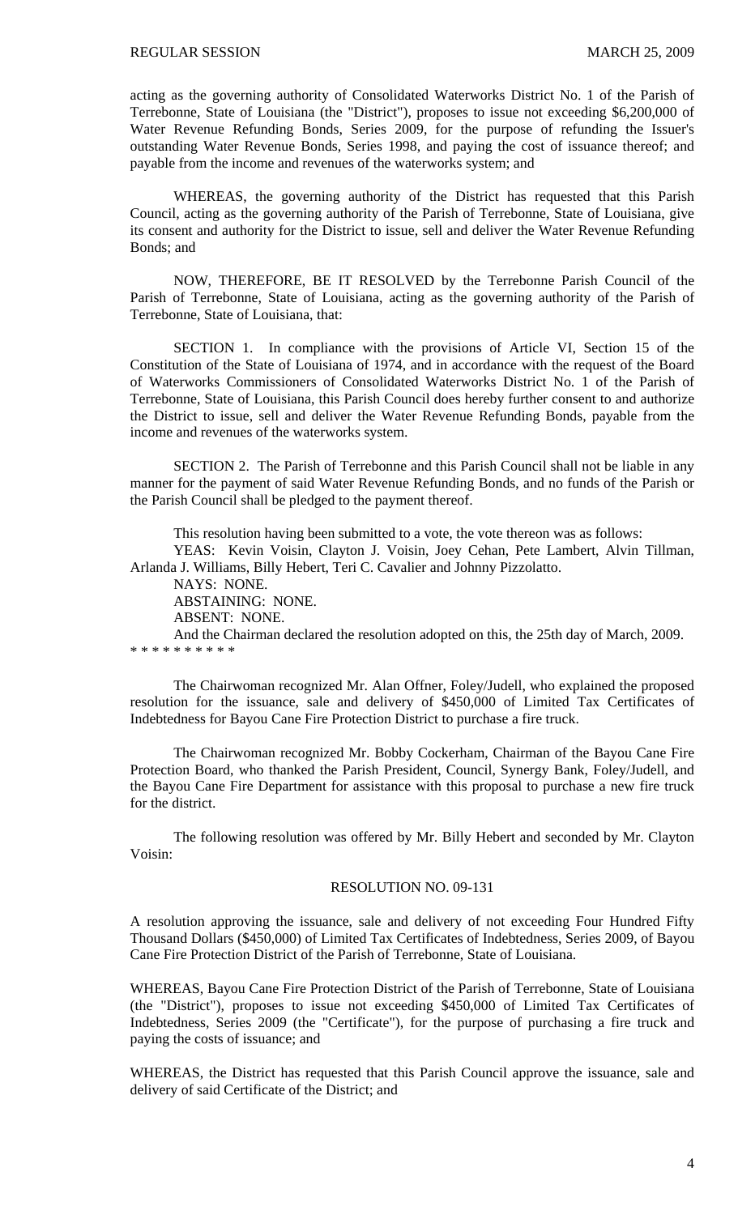acting as the governing authority of Consolidated Waterworks District No. 1 of the Parish of Terrebonne, State of Louisiana (the "District"), proposes to issue not exceeding $6,200,000 of Water Revenue Refunding Bonds, Series 2009, for the purpose of refunding the Issuer's outstanding Water Revenue Bonds, Series 1998, and paying the cost of issuance thereof; and payable from the income and revenues of the waterworks system; and

WHEREAS, the governing authority of the District has requested that this Parish Council, acting as the governing authority of the Parish of Terrebonne, State of Louisiana, give its consent and authority for the District to issue, sell and deliver the Water Revenue Refunding Bonds; and

NOW, THEREFORE, BE IT RESOLVED by the Terrebonne Parish Council of the Parish of Terrebonne, State of Louisiana, acting as the governing authority of the Parish of Terrebonne, State of Louisiana, that:

SECTION 1. In compliance with the provisions of Article VI, Section 15 of the Constitution of the State of Louisiana of 1974, and in accordance with the request of the Board of Waterworks Commissioners of Consolidated Waterworks District No. 1 of the Parish of Terrebonne, State of Louisiana, this Parish Council does hereby further consent to and authorize the District to issue, sell and deliver the Water Revenue Refunding Bonds, payable from the income and revenues of the waterworks system.

SECTION 2. The Parish of Terrebonne and this Parish Council shall not be liable in any manner for the payment of said Water Revenue Refunding Bonds, and no funds of the Parish or the Parish Council shall be pledged to the payment thereof.

This resolution having been submitted to a vote, the vote thereon was as follows:

YEAS: Kevin Voisin, Clayton J. Voisin, Joey Cehan, Pete Lambert, Alvin Tillman, Arlanda J. Williams, Billy Hebert, Teri C. Cavalier and Johnny Pizzolatto.

NAYS: NONE.

ABSTAINING: NONE.

ABSENT: NONE.

And the Chairman declared the resolution adopted on this, the 25th day of March, 2009.

* * * * * * * * * *

The Chairwoman recognized Mr. Alan Offner, Foley/Judell, who explained the proposed resolution for the issuance, sale and delivery of $450,000 of Limited Tax Certificates of Indebtedness for Bayou Cane Fire Protection District to purchase a fire truck.

The Chairwoman recognized Mr. Bobby Cockerham, Chairman of the Bayou Cane Fire Protection Board, who thanked the Parish President, Council, Synergy Bank, Foley/Judell, and the Bayou Cane Fire Department for assistance with this proposal to purchase a new fire truck for the district.

The following resolution was offered by Mr. Billy Hebert and seconded by Mr. Clayton Voisin:

RESOLUTION NO. 09-131

A resolution approving the issuance, sale and delivery of not exceeding Four Hundred Fifty Thousand Dollars ($450,000) of Limited Tax Certificates of Indebtedness, Series 2009, of Bayou Cane Fire Protection District of the Parish of Terrebonne, State of Louisiana.

WHEREAS, Bayou Cane Fire Protection District of the Parish of Terrebonne, State of Louisiana (the "District"), proposes to issue not exceeding $450,000 of Limited Tax Certificates of Indebtedness, Series 2009 (the "Certificate"), for the purpose of purchasing a fire truck and paying the costs of issuance; and

WHEREAS, the District has requested that this Parish Council approve the issuance, sale and delivery of said Certificate of the District; and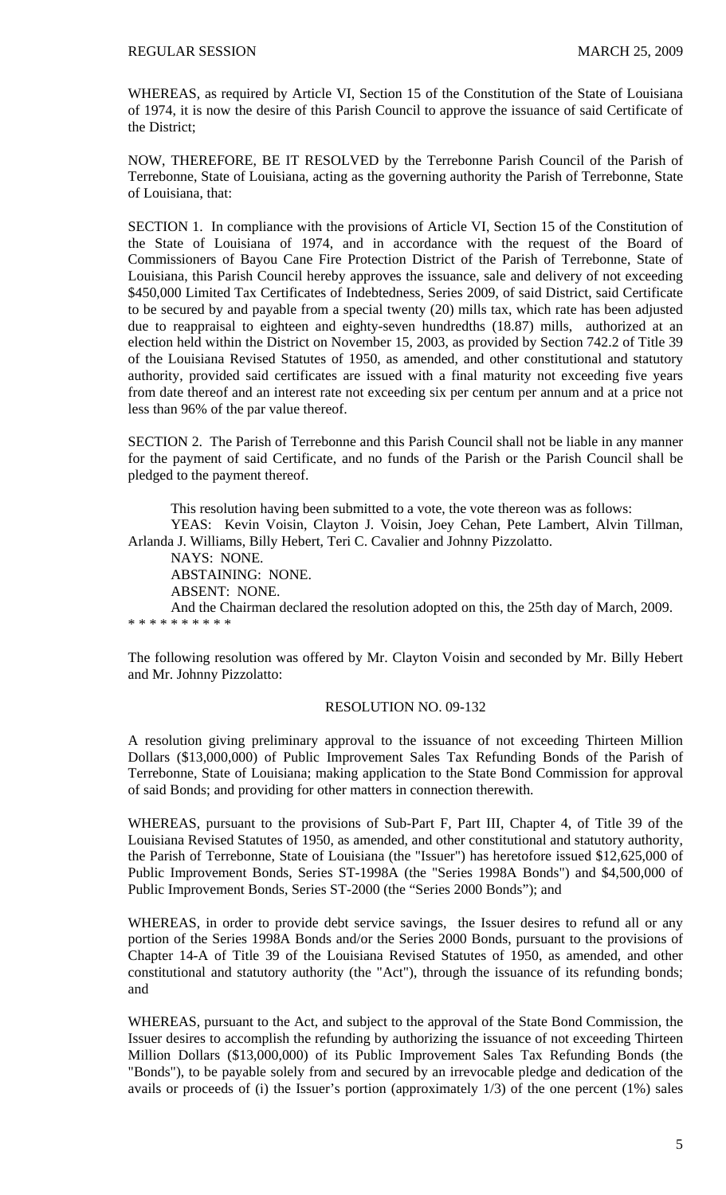WHEREAS, as required by Article VI, Section 15 of the Constitution of the State of Louisiana of 1974, it is now the desire of this Parish Council to approve the issuance of said Certificate of the District;

NOW, THEREFORE, BE IT RESOLVED by the Terrebonne Parish Council of the Parish of Terrebonne, State of Louisiana, acting as the governing authority the Parish of Terrebonne, State of Louisiana, that:

SECTION 1. In compliance with the provisions of Article VI, Section 15 of the Constitution of the State of Louisiana of 1974, and in accordance with the request of the Board of Commissioners of Bayou Cane Fire Protection District of the Parish of Terrebonne, State of Louisiana, this Parish Council hereby approves the issuance, sale and delivery of not exceeding $450,000 Limited Tax Certificates of Indebtedness, Series 2009, of said District, said Certificate to be secured by and payable from a special twenty (20) mills tax, which rate has been adjusted due to reappraisal to eighteen and eighty-seven hundredths (18.87) mills, authorized at an election held within the District on November 15, 2003, as provided by Section 742.2 of Title 39 of the Louisiana Revised Statutes of 1950, as amended, and other constitutional and statutory authority, provided said certificates are issued with a final maturity not exceeding five years from date thereof and an interest rate not exceeding six per centum per annum and at a price not less than 96% of the par value thereof.

SECTION 2. The Parish of Terrebonne and this Parish Council shall not be liable in any manner for the payment of said Certificate, and no funds of the Parish or the Parish Council shall be pledged to the payment thereof.

This resolution having been submitted to a vote, the vote thereon was as follows:

YEAS: Kevin Voisin, Clayton J. Voisin, Joey Cehan, Pete Lambert, Alvin Tillman, Arlanda J. Williams, Billy Hebert, Teri C. Cavalier and Johnny Pizzolatto.

NAYS: NONE.

ABSTAINING: NONE.

ABSENT: NONE.

And the Chairman declared the resolution adopted on this, the 25th day of March, 2009.

* * * * * * * * * *

The following resolution was offered by Mr. Clayton Voisin and seconded by Mr. Billy Hebert and Mr. Johnny Pizzolatto:

## RESOLUTION NO. 09-132

A resolution giving preliminary approval to the issuance of not exceeding Thirteen Million Dollars ($13,000,000) of Public Improvement Sales Tax Refunding Bonds of the Parish of Terrebonne, State of Louisiana; making application to the State Bond Commission for approval of said Bonds; and providing for other matters in connection therewith.

WHEREAS, pursuant to the provisions of Sub-Part F, Part III, Chapter 4, of Title 39 of the Louisiana Revised Statutes of 1950, as amended, and other constitutional and statutory authority, the Parish of Terrebonne, State of Louisiana (the "Issuer") has heretofore issued $12,625,000 of Public Improvement Bonds, Series ST-1998A (the "Series 1998A Bonds") and $4,500,000 of Public Improvement Bonds, Series ST-2000 (the "Series 2000 Bonds"); and

WHEREAS, in order to provide debt service savings, the Issuer desires to refund all or any portion of the Series 1998A Bonds and/or the Series 2000 Bonds, pursuant to the provisions of Chapter 14-A of Title 39 of the Louisiana Revised Statutes of 1950, as amended, and other constitutional and statutory authority (the "Act"), through the issuance of its refunding bonds; and

WHEREAS, pursuant to the Act, and subject to the approval of the State Bond Commission, the Issuer desires to accomplish the refunding by authorizing the issuance of not exceeding Thirteen Million Dollars ($13,000,000) of its Public Improvement Sales Tax Refunding Bonds (the "Bonds"), to be payable solely from and secured by an irrevocable pledge and dedication of the avails or proceeds of (i) the Issuer's portion (approximately 1/3) of the one percent (1%) sales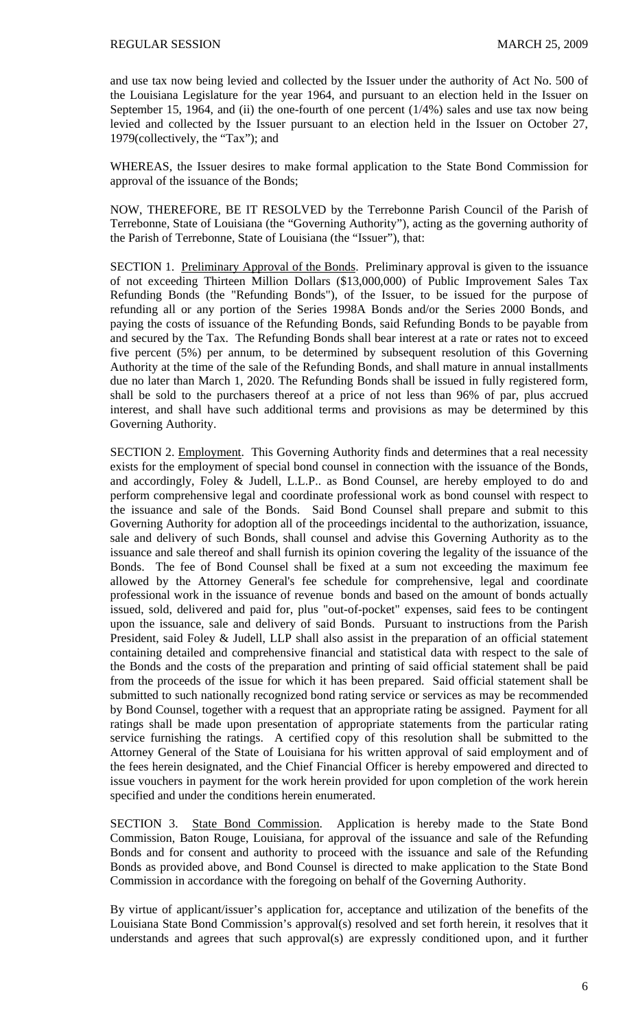and use tax now being levied and collected by the Issuer under the authority of Act No. 500 of the Louisiana Legislature for the year 1964, and pursuant to an election held in the Issuer on September 15, 1964, and (ii) the one-fourth of one percent (1/4%) sales and use tax now being levied and collected by the Issuer pursuant to an election held in the Issuer on October 27, 1979(collectively, the "Tax"); and

WHEREAS, the Issuer desires to make formal application to the State Bond Commission for approval of the issuance of the Bonds;

NOW, THEREFORE, BE IT RESOLVED by the Terrebonne Parish Council of the Parish of Terrebonne, State of Louisiana (the "Governing Authority"), acting as the governing authority of the Parish of Terrebonne, State of Louisiana (the "Issuer"), that:

SECTION 1. Preliminary Approval of the Bonds. Preliminary approval is given to the issuance of not exceeding Thirteen Million Dollars ($13,000,000) of Public Improvement Sales Tax Refunding Bonds (the "Refunding Bonds"), of the Issuer, to be issued for the purpose of refunding all or any portion of the Series 1998A Bonds and/or the Series 2000 Bonds, and paying the costs of issuance of the Refunding Bonds, said Refunding Bonds to be payable from and secured by the Tax. The Refunding Bonds shall bear interest at a rate or rates not to exceed five percent (5%) per annum, to be determined by subsequent resolution of this Governing Authority at the time of the sale of the Refunding Bonds, and shall mature in annual installments due no later than March 1, 2020. The Refunding Bonds shall be issued in fully registered form, shall be sold to the purchasers thereof at a price of not less than 96% of par, plus accrued interest, and shall have such additional terms and provisions as may be determined by this Governing Authority.

SECTION 2. Employment. This Governing Authority finds and determines that a real necessity exists for the employment of special bond counsel in connection with the issuance of the Bonds, and accordingly, Foley & Judell, L.L.P.. as Bond Counsel, are hereby employed to do and perform comprehensive legal and coordinate professional work as bond counsel with respect to the issuance and sale of the Bonds. Said Bond Counsel shall prepare and submit to this Governing Authority for adoption all of the proceedings incidental to the authorization, issuance, sale and delivery of such Bonds, shall counsel and advise this Governing Authority as to the issuance and sale thereof and shall furnish its opinion covering the legality of the issuance of the Bonds. The fee of Bond Counsel shall be fixed at a sum not exceeding the maximum fee allowed by the Attorney General's fee schedule for comprehensive, legal and coordinate professional work in the issuance of revenue bonds and based on the amount of bonds actually issued, sold, delivered and paid for, plus "out-of-pocket" expenses, said fees to be contingent upon the issuance, sale and delivery of said Bonds. Pursuant to instructions from the Parish President, said Foley & Judell, LLP shall also assist in the preparation of an official statement containing detailed and comprehensive financial and statistical data with respect to the sale of the Bonds and the costs of the preparation and printing of said official statement shall be paid from the proceeds of the issue for which it has been prepared. Said official statement shall be submitted to such nationally recognized bond rating service or services as may be recommended by Bond Counsel, together with a request that an appropriate rating be assigned. Payment for all ratings shall be made upon presentation of appropriate statements from the particular rating service furnishing the ratings. A certified copy of this resolution shall be submitted to the Attorney General of the State of Louisiana for his written approval of said employment and of the fees herein designated, and the Chief Financial Officer is hereby empowered and directed to issue vouchers in payment for the work herein provided for upon completion of the work herein specified and under the conditions herein enumerated.

SECTION 3. State Bond Commission. Application is hereby made to the State Bond Commission, Baton Rouge, Louisiana, for approval of the issuance and sale of the Refunding Bonds and for consent and authority to proceed with the issuance and sale of the Refunding Bonds as provided above, and Bond Counsel is directed to make application to the State Bond Commission in accordance with the foregoing on behalf of the Governing Authority.

By virtue of applicant/issuer's application for, acceptance and utilization of the benefits of the Louisiana State Bond Commission's approval(s) resolved and set forth herein, it resolves that it understands and agrees that such approval(s) are expressly conditioned upon, and it further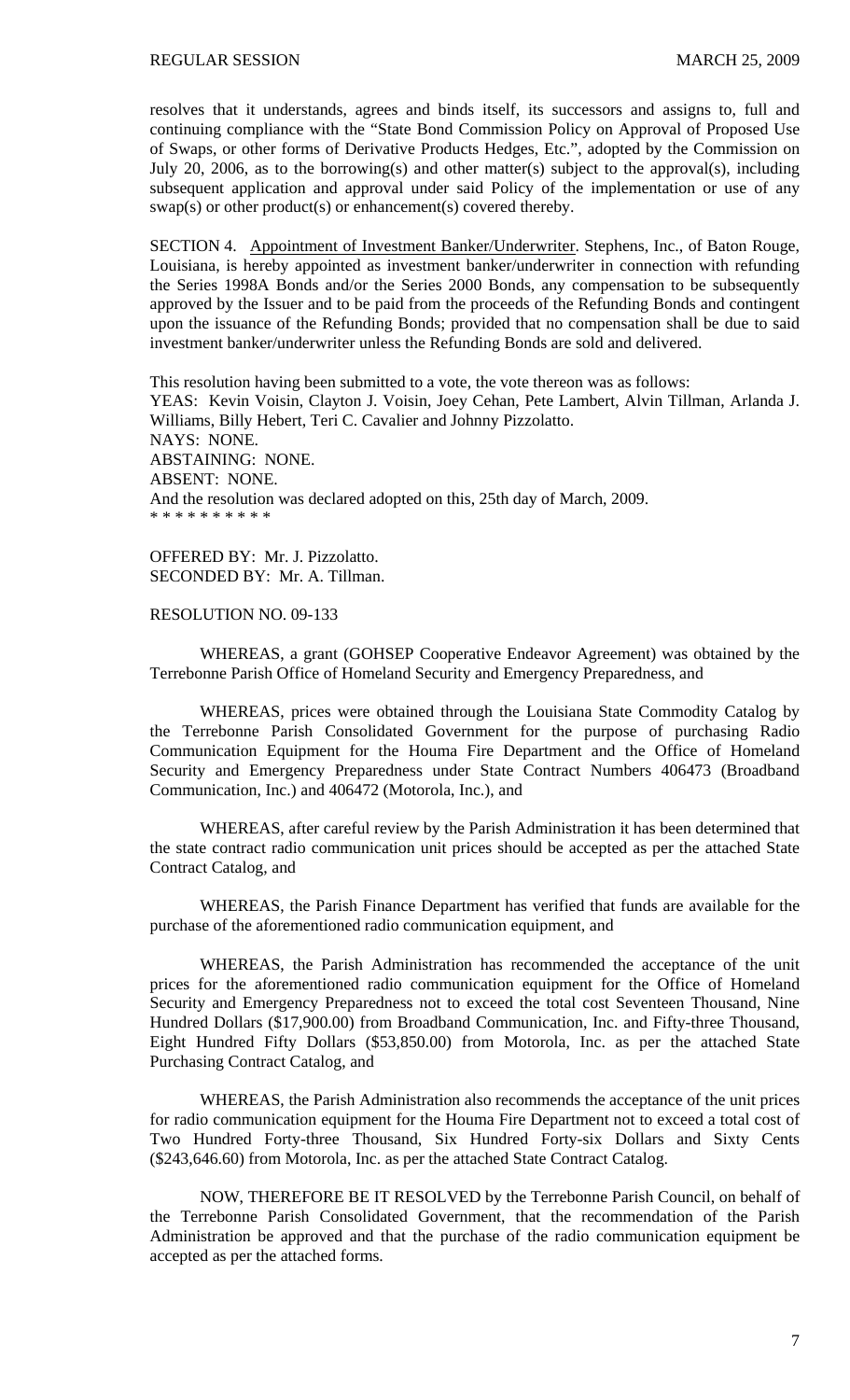resolves that it understands, agrees and binds itself, its successors and assigns to, full and continuing compliance with the "State Bond Commission Policy on Approval of Proposed Use of Swaps, or other forms of Derivative Products Hedges, Etc.", adopted by the Commission on July 20, 2006, as to the borrowing(s) and other matter(s) subject to the approval(s), including subsequent application and approval under said Policy of the implementation or use of any swap(s) or other product(s) or enhancement(s) covered thereby.

SECTION 4. Appointment of Investment Banker/Underwriter. Stephens, Inc., of Baton Rouge, Louisiana, is hereby appointed as investment banker/underwriter in connection with refunding the Series 1998A Bonds and/or the Series 2000 Bonds, any compensation to be subsequently approved by the Issuer and to be paid from the proceeds of the Refunding Bonds and contingent upon the issuance of the Refunding Bonds; provided that no compensation shall be due to said investment banker/underwriter unless the Refunding Bonds are sold and delivered.

This resolution having been submitted to a vote, the vote thereon was as follows:
YEAS: Kevin Voisin, Clayton J. Voisin, Joey Cehan, Pete Lambert, Alvin Tillman, Arlanda J. Williams, Billy Hebert, Teri C. Cavalier and Johnny Pizzolatto.
NAYS: NONE.
ABSTAINING: NONE.
ABSENT: NONE.
And the resolution was declared adopted on this, 25th day of March, 2009.
* * * * * * * * * *

OFFERED BY: Mr. J. Pizzolatto.
SECONDED BY: Mr. A. Tillman.

RESOLUTION NO. 09-133

WHEREAS, a grant (GOHSEP Cooperative Endeavor Agreement) was obtained by the Terrebonne Parish Office of Homeland Security and Emergency Preparedness, and

WHEREAS, prices were obtained through the Louisiana State Commodity Catalog by the Terrebonne Parish Consolidated Government for the purpose of purchasing Radio Communication Equipment for the Houma Fire Department and the Office of Homeland Security and Emergency Preparedness under State Contract Numbers 406473 (Broadband Communication, Inc.) and 406472 (Motorola, Inc.), and

WHEREAS, after careful review by the Parish Administration it has been determined that the state contract radio communication unit prices should be accepted as per the attached State Contract Catalog, and

WHEREAS, the Parish Finance Department has verified that funds are available for the purchase of the aforementioned radio communication equipment, and

WHEREAS, the Parish Administration has recommended the acceptance of the unit prices for the aforementioned radio communication equipment for the Office of Homeland Security and Emergency Preparedness not to exceed the total cost Seventeen Thousand, Nine Hundred Dollars ($17,900.00) from Broadband Communication, Inc. and Fifty-three Thousand, Eight Hundred Fifty Dollars ($53,850.00) from Motorola, Inc. as per the attached State Purchasing Contract Catalog, and

WHEREAS, the Parish Administration also recommends the acceptance of the unit prices for radio communication equipment for the Houma Fire Department not to exceed a total cost of Two Hundred Forty-three Thousand, Six Hundred Forty-six Dollars and Sixty Cents ($243,646.60) from Motorola, Inc. as per the attached State Contract Catalog.

NOW, THEREFORE BE IT RESOLVED by the Terrebonne Parish Council, on behalf of the Terrebonne Parish Consolidated Government, that the recommendation of the Parish Administration be approved and that the purchase of the radio communication equipment be accepted as per the attached forms.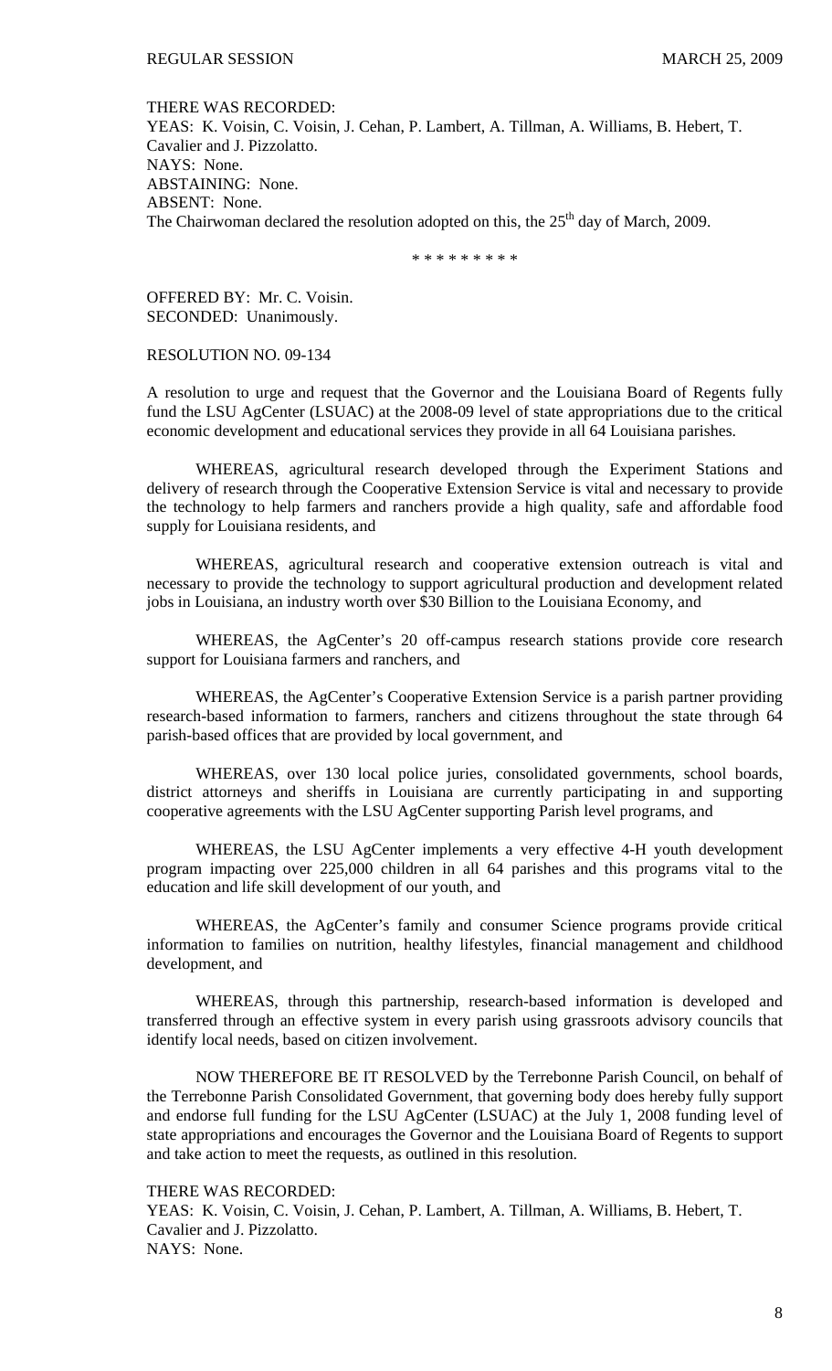THERE WAS RECORDED:
YEAS: K. Voisin, C. Voisin, J. Cehan, P. Lambert, A. Tillman, A. Williams, B. Hebert, T. Cavalier and J. Pizzolatto.
NAYS: None.
ABSTAINING: None.
ABSENT: None.
The Chairwoman declared the resolution adopted on this, the 25th day of March, 2009.

* * * * * * * * *

OFFERED BY: Mr. C. Voisin.
SECONDED: Unanimously.

RESOLUTION NO. 09-134

A resolution to urge and request that the Governor and the Louisiana Board of Regents fully fund the LSU AgCenter (LSUAC) at the 2008-09 level of state appropriations due to the critical economic development and educational services they provide in all 64 Louisiana parishes.

WHEREAS, agricultural research developed through the Experiment Stations and delivery of research through the Cooperative Extension Service is vital and necessary to provide the technology to help farmers and ranchers provide a high quality, safe and affordable food supply for Louisiana residents, and

WHEREAS, agricultural research and cooperative extension outreach is vital and necessary to provide the technology to support agricultural production and development related jobs in Louisiana, an industry worth over $30 Billion to the Louisiana Economy, and

WHEREAS, the AgCenter's 20 off-campus research stations provide core research support for Louisiana farmers and ranchers, and

WHEREAS, the AgCenter's Cooperative Extension Service is a parish partner providing research-based information to farmers, ranchers and citizens throughout the state through 64 parish-based offices that are provided by local government, and

WHEREAS, over 130 local police juries, consolidated governments, school boards, district attorneys and sheriffs in Louisiana are currently participating in and supporting cooperative agreements with the LSU AgCenter supporting Parish level programs, and

WHEREAS, the LSU AgCenter implements a very effective 4-H youth development program impacting over 225,000 children in all 64 parishes and this programs vital to the education and life skill development of our youth, and

WHEREAS, the AgCenter's family and consumer Science programs provide critical information to families on nutrition, healthy lifestyles, financial management and childhood development, and

WHEREAS, through this partnership, research-based information is developed and transferred through an effective system in every parish using grassroots advisory councils that identify local needs, based on citizen involvement.

NOW THEREFORE BE IT RESOLVED by the Terrebonne Parish Council, on behalf of the Terrebonne Parish Consolidated Government, that governing body does hereby fully support and endorse full funding for the LSU AgCenter (LSUAC) at the July 1, 2008 funding level of state appropriations and encourages the Governor and the Louisiana Board of Regents to support and take action to meet the requests, as outlined in this resolution.

THERE WAS RECORDED:
YEAS: K. Voisin, C. Voisin, J. Cehan, P. Lambert, A. Tillman, A. Williams, B. Hebert, T. Cavalier and J. Pizzolatto.
NAYS: None.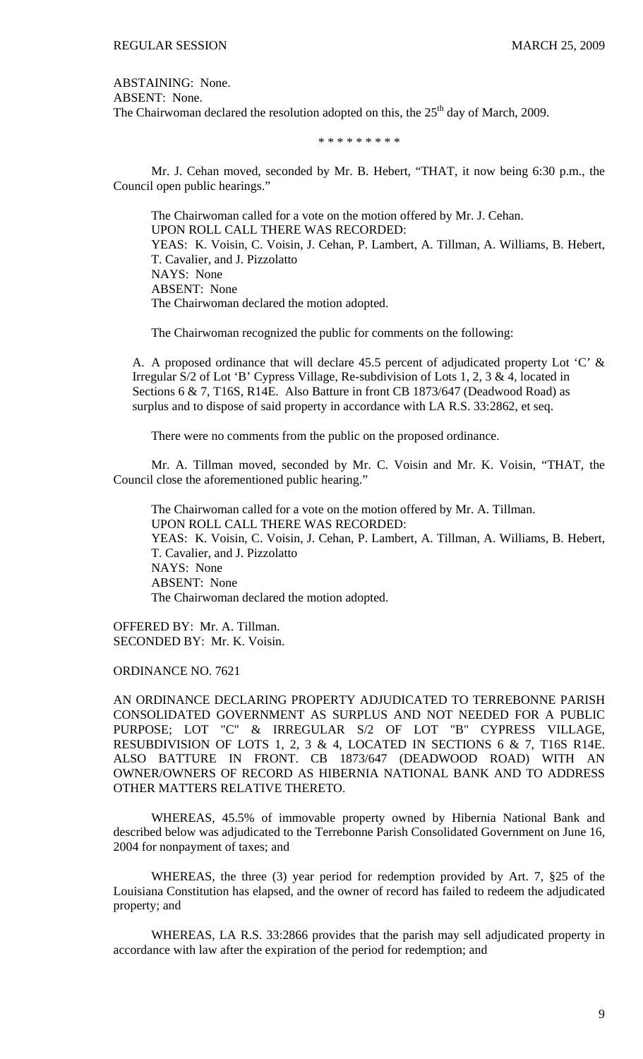ABSTAINING: None.
ABSENT: None.
The Chairwoman declared the resolution adopted on this, the 25th day of March, 2009.

\* \* \* \* \* \* \* \* \*

Mr. J. Cehan moved, seconded by Mr. B. Hebert, "THAT, it now being 6:30 p.m., the Council open public hearings."

The Chairwoman called for a vote on the motion offered by Mr. J. Cehan.
UPON ROLL CALL THERE WAS RECORDED:
YEAS: K. Voisin, C. Voisin, J. Cehan, P. Lambert, A. Tillman, A. Williams, B. Hebert, T. Cavalier, and J. Pizzolatto
NAYS: None
ABSENT: None
The Chairwoman declared the motion adopted.

The Chairwoman recognized the public for comments on the following:

A. A proposed ordinance that will declare 45.5 percent of adjudicated property Lot 'C' & Irregular S/2 of Lot 'B' Cypress Village, Re-subdivision of Lots 1, 2, 3 & 4, located in Sections 6 & 7, T16S, R14E. Also Batture in front CB 1873/647 (Deadwood Road) as surplus and to dispose of said property in accordance with LA R.S. 33:2862, et seq.

There were no comments from the public on the proposed ordinance.

Mr. A. Tillman moved, seconded by Mr. C. Voisin and Mr. K. Voisin, "THAT, the Council close the aforementioned public hearing."

The Chairwoman called for a vote on the motion offered by Mr. A. Tillman.
UPON ROLL CALL THERE WAS RECORDED:
YEAS: K. Voisin, C. Voisin, J. Cehan, P. Lambert, A. Tillman, A. Williams, B. Hebert, T. Cavalier, and J. Pizzolatto
NAYS: None
ABSENT: None
The Chairwoman declared the motion adopted.

OFFERED BY: Mr. A. Tillman.
SECONDED BY: Mr. K. Voisin.

ORDINANCE NO. 7621

AN ORDINANCE DECLARING PROPERTY ADJUDICATED TO TERREBONNE PARISH CONSOLIDATED GOVERNMENT AS SURPLUS AND NOT NEEDED FOR A PUBLIC PURPOSE; LOT "C" & IRREGULAR S/2 OF LOT "B" CYPRESS VILLAGE, RESUBDIVISION OF LOTS 1, 2, 3 & 4, LOCATED IN SECTIONS 6 & 7, T16S R14E. ALSO BATTURE IN FRONT. CB 1873/647 (DEADWOOD ROAD) WITH AN OWNER/OWNERS OF RECORD AS HIBERNIA NATIONAL BANK AND TO ADDRESS OTHER MATTERS RELATIVE THERETO.

WHEREAS, 45.5% of immovable property owned by Hibernia National Bank and described below was adjudicated to the Terrebonne Parish Consolidated Government on June 16, 2004 for nonpayment of taxes; and

WHEREAS, the three (3) year period for redemption provided by Art. 7, §25 of the Louisiana Constitution has elapsed, and the owner of record has failed to redeem the adjudicated property; and

WHEREAS, LA R.S. 33:2866 provides that the parish may sell adjudicated property in accordance with law after the expiration of the period for redemption; and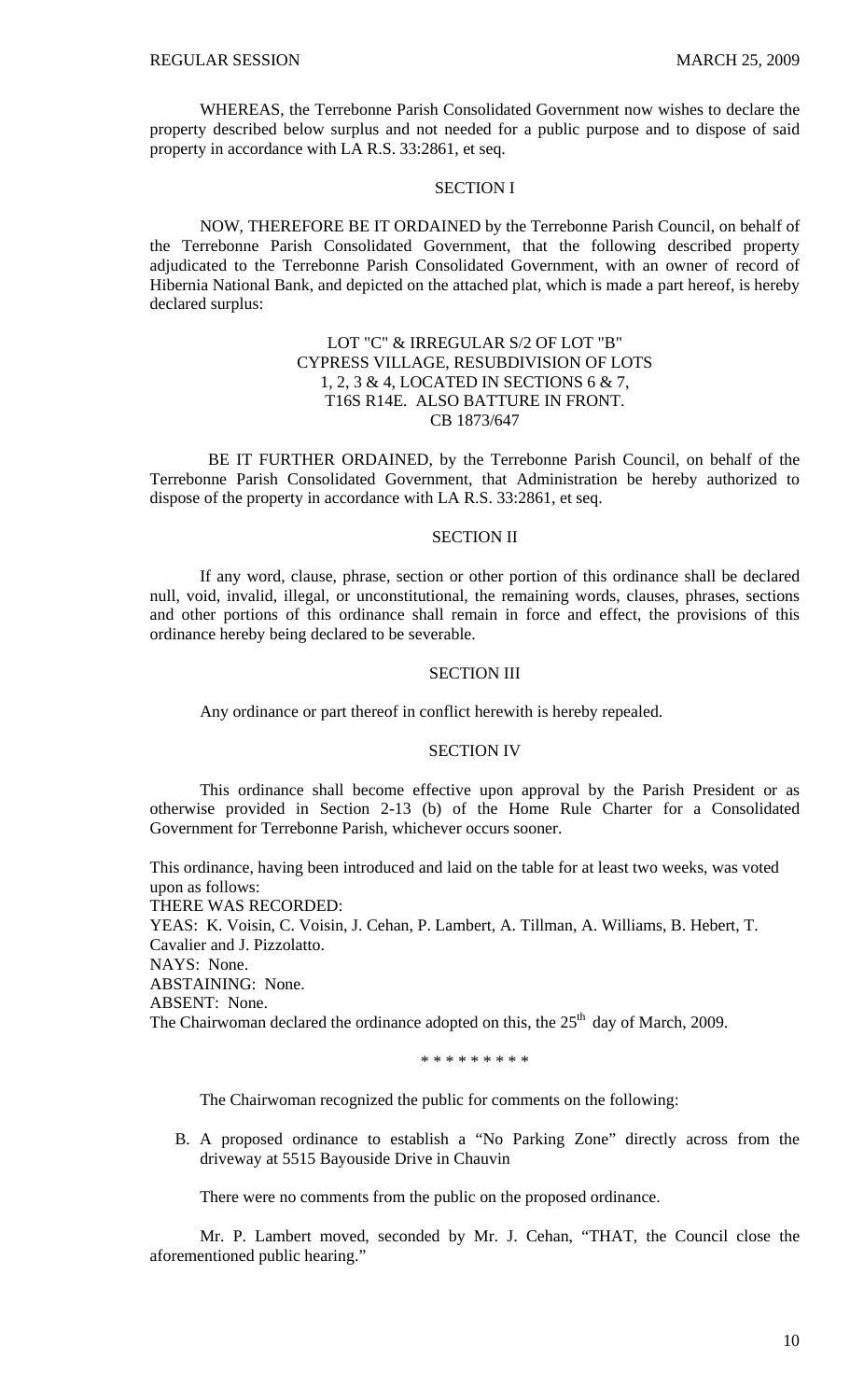WHEREAS, the Terrebonne Parish Consolidated Government now wishes to declare the property described below surplus and not needed for a public purpose and to dispose of said property in accordance with LA R.S. 33:2861, et seq.

SECTION I

NOW, THEREFORE BE IT ORDAINED by the Terrebonne Parish Council, on behalf of the Terrebonne Parish Consolidated Government, that the following described property adjudicated to the Terrebonne Parish Consolidated Government, with an owner of record of Hibernia National Bank, and depicted on the attached plat, which is made a part hereof, is hereby declared surplus:

LOT "C" & IRREGULAR S/2 OF LOT "B"
CYPRESS VILLAGE, RESUBDIVISION OF LOTS
1, 2, 3 & 4, LOCATED IN SECTIONS 6 & 7,
T16S R14E. ALSO BATTURE IN FRONT.
CB 1873/647

BE IT FURTHER ORDAINED, by the Terrebonne Parish Council, on behalf of the Terrebonne Parish Consolidated Government, that Administration be hereby authorized to dispose of the property in accordance with LA R.S. 33:2861, et seq.

SECTION II

If any word, clause, phrase, section or other portion of this ordinance shall be declared null, void, invalid, illegal, or unconstitutional, the remaining words, clauses, phrases, sections and other portions of this ordinance shall remain in force and effect, the provisions of this ordinance hereby being declared to be severable.

SECTION III

Any ordinance or part thereof in conflict herewith is hereby repealed.

SECTION IV

This ordinance shall become effective upon approval by the Parish President or as otherwise provided in Section 2-13 (b) of the Home Rule Charter for a Consolidated Government for Terrebonne Parish, whichever occurs sooner.

This ordinance, having been introduced and laid on the table for at least two weeks, was voted upon as follows:
THERE WAS RECORDED:
YEAS: K. Voisin, C. Voisin, J. Cehan, P. Lambert, A. Tillman, A. Williams, B. Hebert, T. Cavalier and J. Pizzolatto.
NAYS: None.
ABSTAINING: None.
ABSENT: None.
The Chairwoman declared the ordinance adopted on this, the 25th day of March, 2009.

\* \* \* \* \* \* \* \* \*

The Chairwoman recognized the public for comments on the following:

B. A proposed ordinance to establish a "No Parking Zone" directly across from the driveway at 5515 Bayouside Drive in Chauvin

There were no comments from the public on the proposed ordinance.

Mr. P. Lambert moved, seconded by Mr. J. Cehan, "THAT, the Council close the aforementioned public hearing."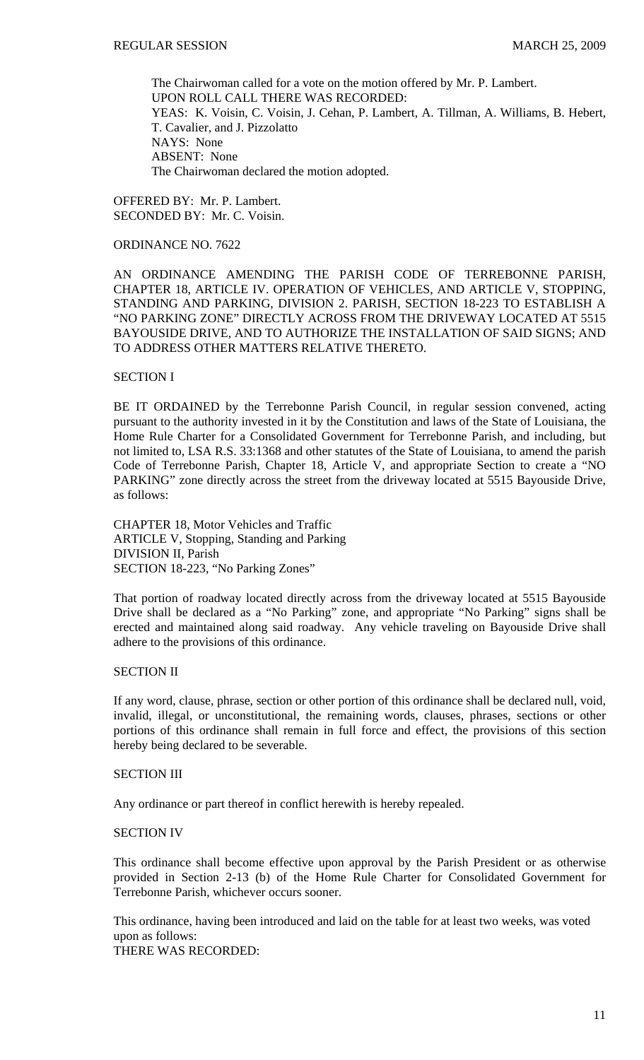The Chairwoman called for a vote on the motion offered by Mr. P. Lambert.
UPON ROLL CALL THERE WAS RECORDED:
YEAS: K. Voisin, C. Voisin, J. Cehan, P. Lambert, A. Tillman, A. Williams, B. Hebert, T. Cavalier, and J. Pizzolatto
NAYS: None
ABSENT: None
The Chairwoman declared the motion adopted.

OFFERED BY: Mr. P. Lambert.
SECONDED BY: Mr. C. Voisin.

ORDINANCE NO. 7622

AN ORDINANCE AMENDING THE PARISH CODE OF TERREBONNE PARISH, CHAPTER 18, ARTICLE IV. OPERATION OF VEHICLES, AND ARTICLE V, STOPPING, STANDING AND PARKING, DIVISION 2. PARISH, SECTION 18-223 TO ESTABLISH A "NO PARKING ZONE" DIRECTLY ACROSS FROM THE DRIVEWAY LOCATED AT 5515 BAYOUSIDE DRIVE, AND TO AUTHORIZE THE INSTALLATION OF SAID SIGNS; AND TO ADDRESS OTHER MATTERS RELATIVE THERETO.

SECTION I

BE IT ORDAINED by the Terrebonne Parish Council, in regular session convened, acting pursuant to the authority invested in it by the Constitution and laws of the State of Louisiana, the Home Rule Charter for a Consolidated Government for Terrebonne Parish, and including, but not limited to, LSA R.S. 33:1368 and other statutes of the State of Louisiana, to amend the parish Code of Terrebonne Parish, Chapter 18, Article V, and appropriate Section to create a "NO PARKING" zone directly across the street from the driveway located at 5515 Bayouside Drive, as follows:

CHAPTER 18, Motor Vehicles and Traffic
ARTICLE V, Stopping, Standing and Parking
DIVISION II, Parish
SECTION 18-223, "No Parking Zones"

That portion of roadway located directly across from the driveway located at 5515 Bayouside Drive shall be declared as a "No Parking" zone, and appropriate "No Parking" signs shall be erected and maintained along said roadway. Any vehicle traveling on Bayouside Drive shall adhere to the provisions of this ordinance.

SECTION II

If any word, clause, phrase, section or other portion of this ordinance shall be declared null, void, invalid, illegal, or unconstitutional, the remaining words, clauses, phrases, sections or other portions of this ordinance shall remain in full force and effect, the provisions of this section hereby being declared to be severable.

SECTION III

Any ordinance or part thereof in conflict herewith is hereby repealed.

SECTION IV

This ordinance shall become effective upon approval by the Parish President or as otherwise provided in Section 2-13 (b) of the Home Rule Charter for Consolidated Government for Terrebonne Parish, whichever occurs sooner.

This ordinance, having been introduced and laid on the table for at least two weeks, was voted upon as follows:
THERE WAS RECORDED: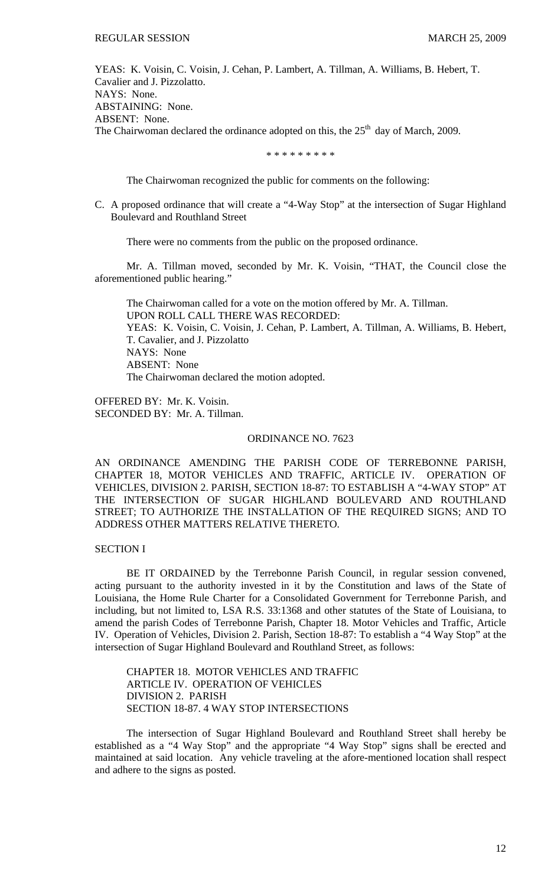YEAS: K. Voisin, C. Voisin, J. Cehan, P. Lambert, A. Tillman, A. Williams, B. Hebert, T. Cavalier and J. Pizzolatto.
NAYS: None.
ABSTAINING: None.
ABSENT: None.
The Chairwoman declared the ordinance adopted on this, the 25th day of March, 2009.

\* \* \* \* \* \* \* \* \*

The Chairwoman recognized the public for comments on the following:

C. A proposed ordinance that will create a "4-Way Stop" at the intersection of Sugar Highland Boulevard and Routhland Street

There were no comments from the public on the proposed ordinance.

Mr. A. Tillman moved, seconded by Mr. K. Voisin, "THAT, the Council close the aforementioned public hearing."

The Chairwoman called for a vote on the motion offered by Mr. A. Tillman.
UPON ROLL CALL THERE WAS RECORDED:
YEAS: K. Voisin, C. Voisin, J. Cehan, P. Lambert, A. Tillman, A. Williams, B. Hebert, T. Cavalier, and J. Pizzolatto
NAYS: None
ABSENT: None
The Chairwoman declared the motion adopted.

OFFERED BY: Mr. K. Voisin.
SECONDED BY: Mr. A. Tillman.

ORDINANCE NO. 7623

AN ORDINANCE AMENDING THE PARISH CODE OF TERREBONNE PARISH, CHAPTER 18, MOTOR VEHICLES AND TRAFFIC, ARTICLE IV. OPERATION OF VEHICLES, DIVISION 2. PARISH, SECTION 18-87: TO ESTABLISH A "4-WAY STOP" AT THE INTERSECTION OF SUGAR HIGHLAND BOULEVARD AND ROUTHLAND STREET; TO AUTHORIZE THE INSTALLATION OF THE REQUIRED SIGNS; AND TO ADDRESS OTHER MATTERS RELATIVE THERETO.

SECTION I

BE IT ORDAINED by the Terrebonne Parish Council, in regular session convened, acting pursuant to the authority invested in it by the Constitution and laws of the State of Louisiana, the Home Rule Charter for a Consolidated Government for Terrebonne Parish, and including, but not limited to, LSA R.S. 33:1368 and other statutes of the State of Louisiana, to amend the parish Codes of Terrebonne Parish, Chapter 18. Motor Vehicles and Traffic, Article IV. Operation of Vehicles, Division 2. Parish, Section 18-87: To establish a "4 Way Stop" at the intersection of Sugar Highland Boulevard and Routhland Street, as follows:

CHAPTER 18. MOTOR VEHICLES AND TRAFFIC
ARTICLE IV. OPERATION OF VEHICLES
DIVISION 2. PARISH
SECTION 18-87. 4 WAY STOP INTERSECTIONS

The intersection of Sugar Highland Boulevard and Routhland Street shall hereby be established as a "4 Way Stop" and the appropriate "4 Way Stop" signs shall be erected and maintained at said location. Any vehicle traveling at the afore-mentioned location shall respect and adhere to the signs as posted.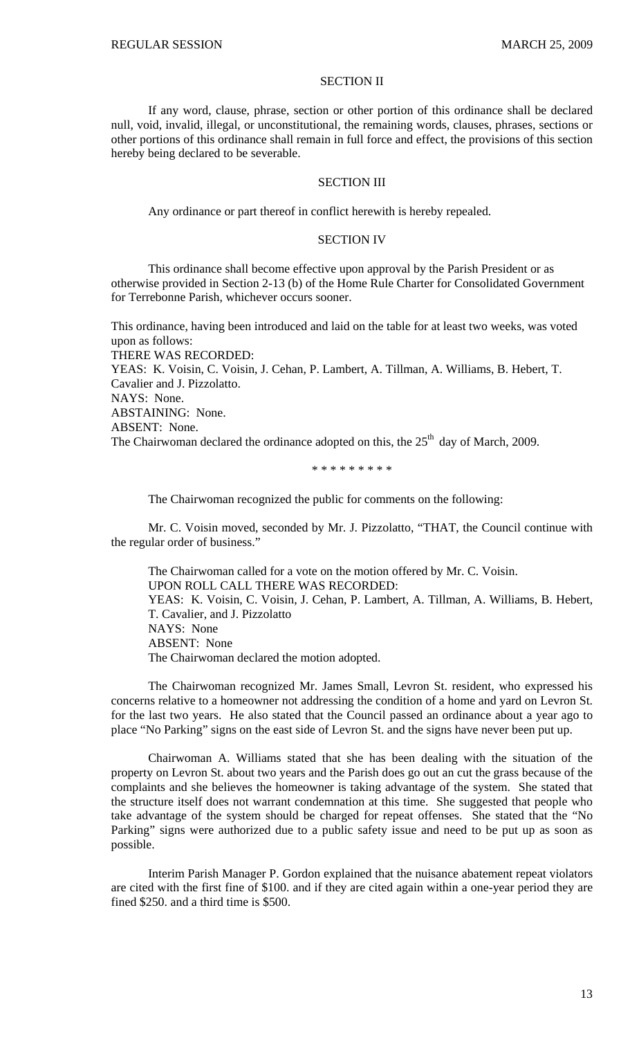### SECTION II

If any word, clause, phrase, section or other portion of this ordinance shall be declared null, void, invalid, illegal, or unconstitutional, the remaining words, clauses, phrases, sections or other portions of this ordinance shall remain in full force and effect, the provisions of this section hereby being declared to be severable.

### SECTION III

Any ordinance or part thereof in conflict herewith is hereby repealed.

### SECTION IV

This ordinance shall become effective upon approval by the Parish President or as otherwise provided in Section 2-13 (b) of the Home Rule Charter for Consolidated Government for Terrebonne Parish, whichever occurs sooner.

This ordinance, having been introduced and laid on the table for at least two weeks, was voted upon as follows:
THERE WAS RECORDED:
YEAS: K. Voisin, C. Voisin, J. Cehan, P. Lambert, A. Tillman, A. Williams, B. Hebert, T. Cavalier and J. Pizzolatto.
NAYS: None.
ABSTAINING: None.
ABSENT: None.
The Chairwoman declared the ordinance adopted on this, the 25th day of March, 2009.

\* \* \* \* \* \* \* \* \*

The Chairwoman recognized the public for comments on the following:

Mr. C. Voisin moved, seconded by Mr. J. Pizzolatto, "THAT, the Council continue with the regular order of business."

The Chairwoman called for a vote on the motion offered by Mr. C. Voisin.
UPON ROLL CALL THERE WAS RECORDED:
YEAS: K. Voisin, C. Voisin, J. Cehan, P. Lambert, A. Tillman, A. Williams, B. Hebert, T. Cavalier, and J. Pizzolatto
NAYS: None
ABSENT: None
The Chairwoman declared the motion adopted.

The Chairwoman recognized Mr. James Small, Levron St. resident, who expressed his concerns relative to a homeowner not addressing the condition of a home and yard on Levron St. for the last two years. He also stated that the Council passed an ordinance about a year ago to place "No Parking" signs on the east side of Levron St. and the signs have never been put up.

Chairwoman A. Williams stated that she has been dealing with the situation of the property on Levron St. about two years and the Parish does go out an cut the grass because of the complaints and she believes the homeowner is taking advantage of the system. She stated that the structure itself does not warrant condemnation at this time. She suggested that people who take advantage of the system should be charged for repeat offenses. She stated that the "No Parking" signs were authorized due to a public safety issue and need to be put up as soon as possible.

Interim Parish Manager P. Gordon explained that the nuisance abatement repeat violators are cited with the first fine of $100. and if they are cited again within a one-year period they are fined $250. and a third time is $500.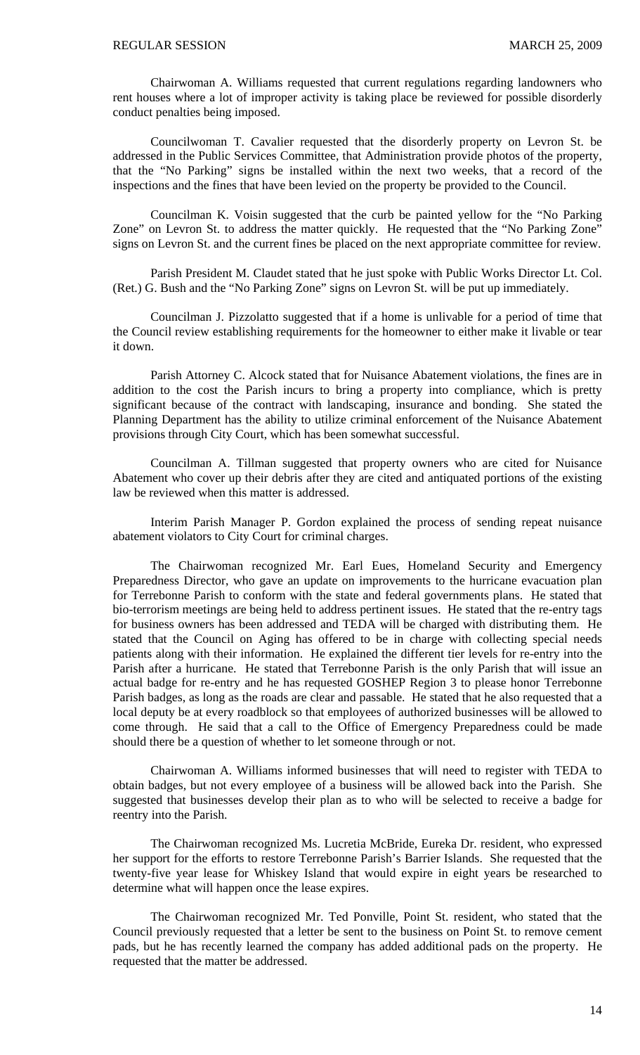Chairwoman A. Williams requested that current regulations regarding landowners who rent houses where a lot of improper activity is taking place be reviewed for possible disorderly conduct penalties being imposed.

Councilwoman T. Cavalier requested that the disorderly property on Levron St. be addressed in the Public Services Committee, that Administration provide photos of the property, that the "No Parking" signs be installed within the next two weeks, that a record of the inspections and the fines that have been levied on the property be provided to the Council.

Councilman K. Voisin suggested that the curb be painted yellow for the "No Parking Zone" on Levron St. to address the matter quickly. He requested that the "No Parking Zone" signs on Levron St. and the current fines be placed on the next appropriate committee for review.

Parish President M. Claudet stated that he just spoke with Public Works Director Lt. Col. (Ret.) G. Bush and the "No Parking Zone" signs on Levron St. will be put up immediately.

Councilman J. Pizzolatto suggested that if a home is unlivable for a period of time that the Council review establishing requirements for the homeowner to either make it livable or tear it down.

Parish Attorney C. Alcock stated that for Nuisance Abatement violations, the fines are in addition to the cost the Parish incurs to bring a property into compliance, which is pretty significant because of the contract with landscaping, insurance and bonding. She stated the Planning Department has the ability to utilize criminal enforcement of the Nuisance Abatement provisions through City Court, which has been somewhat successful.

Councilman A. Tillman suggested that property owners who are cited for Nuisance Abatement who cover up their debris after they are cited and antiquated portions of the existing law be reviewed when this matter is addressed.

Interim Parish Manager P. Gordon explained the process of sending repeat nuisance abatement violators to City Court for criminal charges.

The Chairwoman recognized Mr. Earl Eues, Homeland Security and Emergency Preparedness Director, who gave an update on improvements to the hurricane evacuation plan for Terrebonne Parish to conform with the state and federal governments plans. He stated that bio-terrorism meetings are being held to address pertinent issues. He stated that the re-entry tags for business owners has been addressed and TEDA will be charged with distributing them. He stated that the Council on Aging has offered to be in charge with collecting special needs patients along with their information. He explained the different tier levels for re-entry into the Parish after a hurricane. He stated that Terrebonne Parish is the only Parish that will issue an actual badge for re-entry and he has requested GOSHEP Region 3 to please honor Terrebonne Parish badges, as long as the roads are clear and passable. He stated that he also requested that a local deputy be at every roadblock so that employees of authorized businesses will be allowed to come through. He said that a call to the Office of Emergency Preparedness could be made should there be a question of whether to let someone through or not.

Chairwoman A. Williams informed businesses that will need to register with TEDA to obtain badges, but not every employee of a business will be allowed back into the Parish. She suggested that businesses develop their plan as to who will be selected to receive a badge for reentry into the Parish.

The Chairwoman recognized Ms. Lucretia McBride, Eureka Dr. resident, who expressed her support for the efforts to restore Terrebonne Parish's Barrier Islands. She requested that the twenty-five year lease for Whiskey Island that would expire in eight years be researched to determine what will happen once the lease expires.

The Chairwoman recognized Mr. Ted Ponville, Point St. resident, who stated that the Council previously requested that a letter be sent to the business on Point St. to remove cement pads, but he has recently learned the company has added additional pads on the property. He requested that the matter be addressed.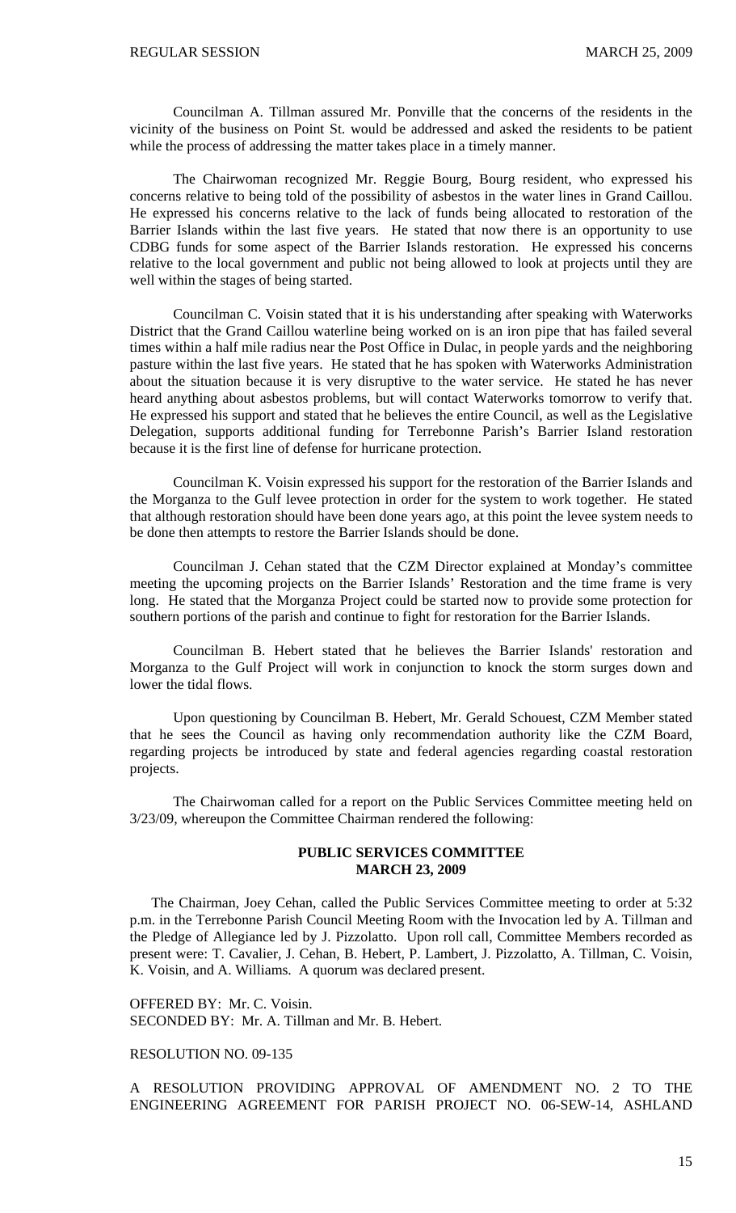Councilman A. Tillman assured Mr. Ponville that the concerns of the residents in the vicinity of the business on Point St. would be addressed and asked the residents to be patient while the process of addressing the matter takes place in a timely manner.

The Chairwoman recognized Mr. Reggie Bourg, Bourg resident, who expressed his concerns relative to being told of the possibility of asbestos in the water lines in Grand Caillou. He expressed his concerns relative to the lack of funds being allocated to restoration of the Barrier Islands within the last five years. He stated that now there is an opportunity to use CDBG funds for some aspect of the Barrier Islands restoration. He expressed his concerns relative to the local government and public not being allowed to look at projects until they are well within the stages of being started.

Councilman C. Voisin stated that it is his understanding after speaking with Waterworks District that the Grand Caillou waterline being worked on is an iron pipe that has failed several times within a half mile radius near the Post Office in Dulac, in people yards and the neighboring pasture within the last five years. He stated that he has spoken with Waterworks Administration about the situation because it is very disruptive to the water service. He stated he has never heard anything about asbestos problems, but will contact Waterworks tomorrow to verify that. He expressed his support and stated that he believes the entire Council, as well as the Legislative Delegation, supports additional funding for Terrebonne Parish's Barrier Island restoration because it is the first line of defense for hurricane protection.

Councilman K. Voisin expressed his support for the restoration of the Barrier Islands and the Morganza to the Gulf levee protection in order for the system to work together. He stated that although restoration should have been done years ago, at this point the levee system needs to be done then attempts to restore the Barrier Islands should be done.

Councilman J. Cehan stated that the CZM Director explained at Monday's committee meeting the upcoming projects on the Barrier Islands' Restoration and the time frame is very long. He stated that the Morganza Project could be started now to provide some protection for southern portions of the parish and continue to fight for restoration for the Barrier Islands.

Councilman B. Hebert stated that he believes the Barrier Islands' restoration and Morganza to the Gulf Project will work in conjunction to knock the storm surges down and lower the tidal flows.

Upon questioning by Councilman B. Hebert, Mr. Gerald Schouest, CZM Member stated that he sees the Council as having only recommendation authority like the CZM Board, regarding projects be introduced by state and federal agencies regarding coastal restoration projects.

The Chairwoman called for a report on the Public Services Committee meeting held on 3/23/09, whereupon the Committee Chairman rendered the following:

**PUBLIC SERVICES COMMITTEE**
**MARCH 23, 2009**

The Chairman, Joey Cehan, called the Public Services Committee meeting to order at 5:32 p.m. in the Terrebonne Parish Council Meeting Room with the Invocation led by A. Tillman and the Pledge of Allegiance led by J. Pizzolatto. Upon roll call, Committee Members recorded as present were: T. Cavalier, J. Cehan, B. Hebert, P. Lambert, J. Pizzolatto, A. Tillman, C. Voisin, K. Voisin, and A. Williams. A quorum was declared present.

OFFERED BY: Mr. C. Voisin.
SECONDED BY: Mr. A. Tillman and Mr. B. Hebert.

RESOLUTION NO. 09-135

A RESOLUTION PROVIDING APPROVAL OF AMENDMENT NO. 2 TO THE ENGINEERING AGREEMENT FOR PARISH PROJECT NO. 06-SEW-14, ASHLAND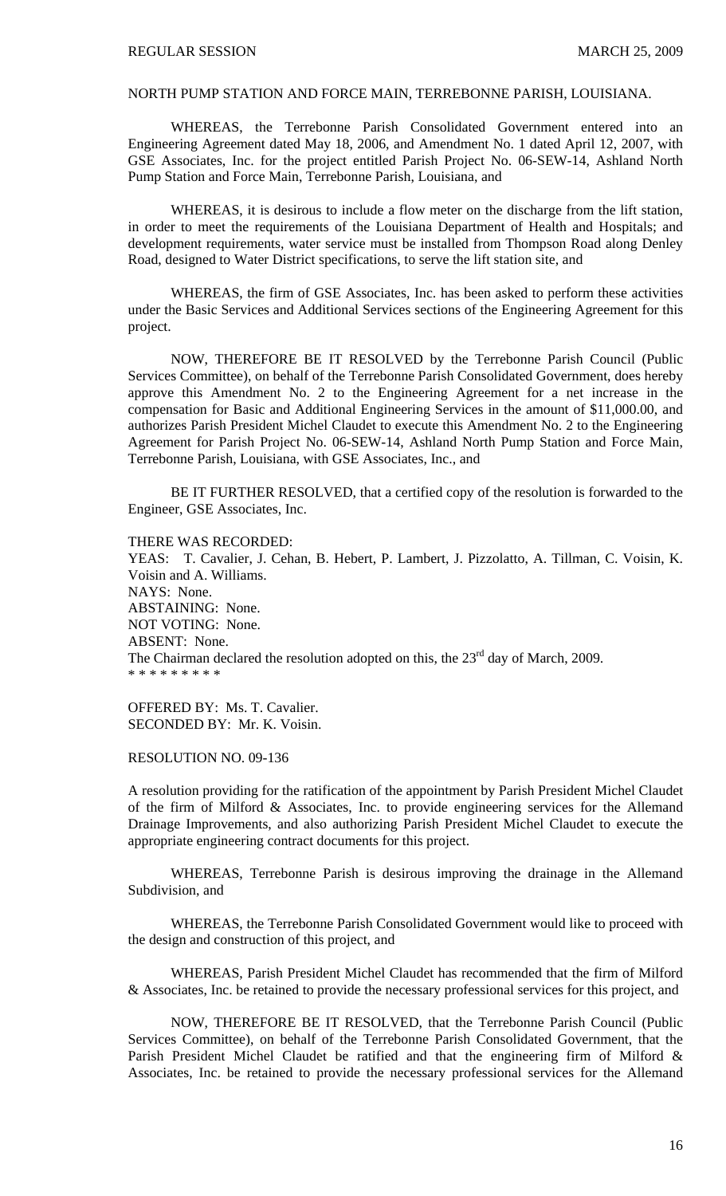NORTH PUMP STATION AND FORCE MAIN, TERREBONNE PARISH, LOUISIANA.

WHEREAS, the Terrebonne Parish Consolidated Government entered into an Engineering Agreement dated May 18, 2006, and Amendment No. 1 dated April 12, 2007, with GSE Associates, Inc. for the project entitled Parish Project No. 06-SEW-14, Ashland North Pump Station and Force Main, Terrebonne Parish, Louisiana, and

WHEREAS, it is desirous to include a flow meter on the discharge from the lift station, in order to meet the requirements of the Louisiana Department of Health and Hospitals; and development requirements, water service must be installed from Thompson Road along Denley Road, designed to Water District specifications, to serve the lift station site, and

WHEREAS, the firm of GSE Associates, Inc. has been asked to perform these activities under the Basic Services and Additional Services sections of the Engineering Agreement for this project.

NOW, THEREFORE BE IT RESOLVED by the Terrebonne Parish Council (Public Services Committee), on behalf of the Terrebonne Parish Consolidated Government, does hereby approve this Amendment No. 2 to the Engineering Agreement for a net increase in the compensation for Basic and Additional Engineering Services in the amount of $11,000.00, and authorizes Parish President Michel Claudet to execute this Amendment No. 2 to the Engineering Agreement for Parish Project No. 06-SEW-14, Ashland North Pump Station and Force Main, Terrebonne Parish, Louisiana, with GSE Associates, Inc., and

BE IT FURTHER RESOLVED, that a certified copy of the resolution is forwarded to the Engineer, GSE Associates, Inc.

THERE WAS RECORDED:
YEAS: T. Cavalier, J. Cehan, B. Hebert, P. Lambert, J. Pizzolatto, A. Tillman, C. Voisin, K. Voisin and A. Williams.
NAYS: None.
ABSTAINING: None.
NOT VOTING: None.
ABSENT: None.
The Chairman declared the resolution adopted on this, the 23rd day of March, 2009.
* * * * * * * * *

OFFERED BY: Ms. T. Cavalier.
SECONDED BY: Mr. K. Voisin.

RESOLUTION NO. 09-136

A resolution providing for the ratification of the appointment by Parish President Michel Claudet of the firm of Milford & Associates, Inc. to provide engineering services for the Allemand Drainage Improvements, and also authorizing Parish President Michel Claudet to execute the appropriate engineering contract documents for this project.

WHEREAS, Terrebonne Parish is desirous improving the drainage in the Allemand Subdivision, and

WHEREAS, the Terrebonne Parish Consolidated Government would like to proceed with the design and construction of this project, and

WHEREAS, Parish President Michel Claudet has recommended that the firm of Milford & Associates, Inc. be retained to provide the necessary professional services for this project, and

NOW, THEREFORE BE IT RESOLVED, that the Terrebonne Parish Council (Public Services Committee), on behalf of the Terrebonne Parish Consolidated Government, that the Parish President Michel Claudet be ratified and that the engineering firm of Milford & Associates, Inc. be retained to provide the necessary professional services for the Allemand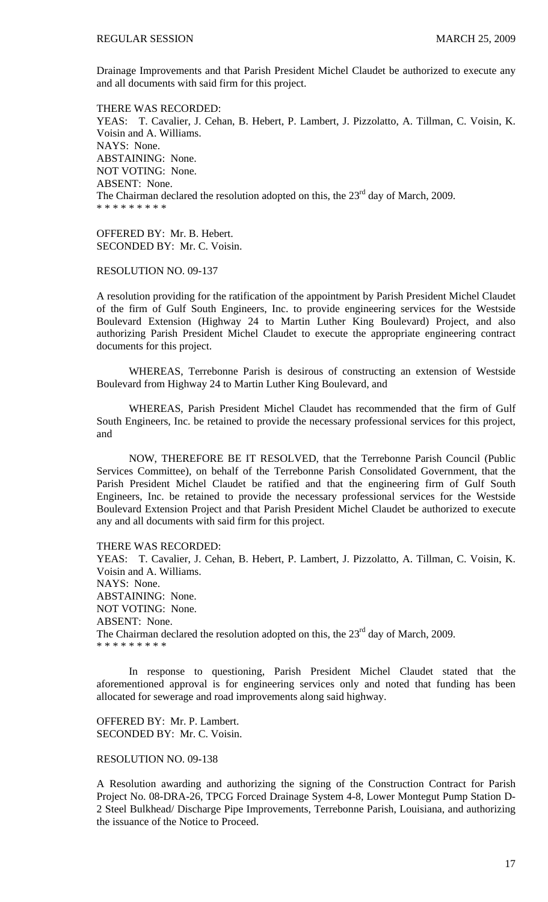Drainage Improvements and that Parish President Michel Claudet be authorized to execute any and all documents with said firm for this project.

THERE WAS RECORDED:
YEAS: T. Cavalier, J. Cehan, B. Hebert, P. Lambert, J. Pizzolatto, A. Tillman, C. Voisin, K. Voisin and A. Williams.
NAYS: None.
ABSTAINING: None.
NOT VOTING: None.
ABSENT: None.
The Chairman declared the resolution adopted on this, the 23rd day of March, 2009.
* * * * * * * * *

OFFERED BY: Mr. B. Hebert.
SECONDED BY: Mr. C. Voisin.

RESOLUTION NO. 09-137

A resolution providing for the ratification of the appointment by Parish President Michel Claudet of the firm of Gulf South Engineers, Inc. to provide engineering services for the Westside Boulevard Extension (Highway 24 to Martin Luther King Boulevard) Project, and also authorizing Parish President Michel Claudet to execute the appropriate engineering contract documents for this project.

WHEREAS, Terrebonne Parish is desirous of constructing an extension of Westside Boulevard from Highway 24 to Martin Luther King Boulevard, and

WHEREAS, Parish President Michel Claudet has recommended that the firm of Gulf South Engineers, Inc. be retained to provide the necessary professional services for this project, and

NOW, THEREFORE BE IT RESOLVED, that the Terrebonne Parish Council (Public Services Committee), on behalf of the Terrebonne Parish Consolidated Government, that the Parish President Michel Claudet be ratified and that the engineering firm of Gulf South Engineers, Inc. be retained to provide the necessary professional services for the Westside Boulevard Extension Project and that Parish President Michel Claudet be authorized to execute any and all documents with said firm for this project.

THERE WAS RECORDED:
YEAS: T. Cavalier, J. Cehan, B. Hebert, P. Lambert, J. Pizzolatto, A. Tillman, C. Voisin, K. Voisin and A. Williams.
NAYS: None.
ABSTAINING: None.
NOT VOTING: None.
ABSENT: None.
The Chairman declared the resolution adopted on this, the 23rd day of March, 2009.
* * * * * * * * *

In response to questioning, Parish President Michel Claudet stated that the aforementioned approval is for engineering services only and noted that funding has been allocated for sewerage and road improvements along said highway.

OFFERED BY: Mr. P. Lambert.
SECONDED BY: Mr. C. Voisin.

RESOLUTION NO. 09-138

A Resolution awarding and authorizing the signing of the Construction Contract for Parish Project No. 08-DRA-26, TPCG Forced Drainage System 4-8, Lower Montegut Pump Station D-2 Steel Bulkhead/ Discharge Pipe Improvements, Terrebonne Parish, Louisiana, and authorizing the issuance of the Notice to Proceed.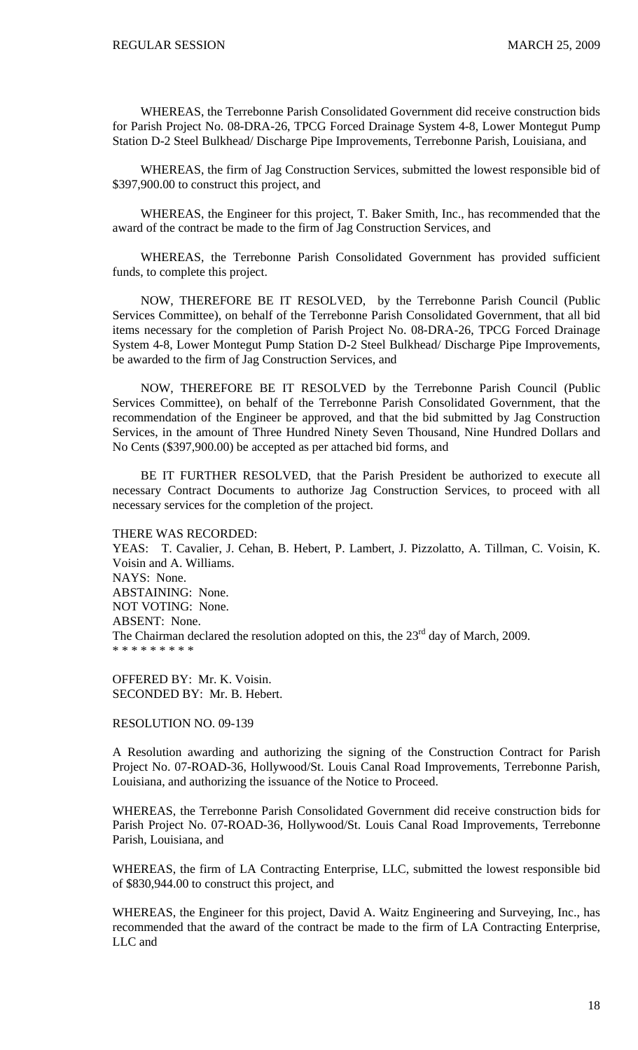WHEREAS, the Terrebonne Parish Consolidated Government did receive construction bids for Parish Project No. 08-DRA-26, TPCG Forced Drainage System 4-8, Lower Montegut Pump Station D-2 Steel Bulkhead/ Discharge Pipe Improvements, Terrebonne Parish, Louisiana, and

WHEREAS, the firm of Jag Construction Services, submitted the lowest responsible bid of $397,900.00 to construct this project, and

WHEREAS, the Engineer for this project, T. Baker Smith, Inc., has recommended that the award of the contract be made to the firm of Jag Construction Services, and

WHEREAS, the Terrebonne Parish Consolidated Government has provided sufficient funds, to complete this project.

NOW, THEREFORE BE IT RESOLVED, by the Terrebonne Parish Council (Public Services Committee), on behalf of the Terrebonne Parish Consolidated Government, that all bid items necessary for the completion of Parish Project No. 08-DRA-26, TPCG Forced Drainage System 4-8, Lower Montegut Pump Station D-2 Steel Bulkhead/ Discharge Pipe Improvements, be awarded to the firm of Jag Construction Services, and

NOW, THEREFORE BE IT RESOLVED by the Terrebonne Parish Council (Public Services Committee), on behalf of the Terrebonne Parish Consolidated Government, that the recommendation of the Engineer be approved, and that the bid submitted by Jag Construction Services, in the amount of Three Hundred Ninety Seven Thousand, Nine Hundred Dollars and No Cents ($397,900.00) be accepted as per attached bid forms, and

BE IT FURTHER RESOLVED, that the Parish President be authorized to execute all necessary Contract Documents to authorize Jag Construction Services, to proceed with all necessary services for the completion of the project.

THERE WAS RECORDED:
YEAS: T. Cavalier, J. Cehan, B. Hebert, P. Lambert, J. Pizzolatto, A. Tillman, C. Voisin, K. Voisin and A. Williams.
NAYS: None.
ABSTAINING: None.
NOT VOTING: None.
ABSENT: None.
The Chairman declared the resolution adopted on this, the 23rd day of March, 2009.
* * * * * * * * *

OFFERED BY: Mr. K. Voisin.
SECONDED BY: Mr. B. Hebert.

RESOLUTION NO. 09-139

A Resolution awarding and authorizing the signing of the Construction Contract for Parish Project No. 07-ROAD-36, Hollywood/St. Louis Canal Road Improvements, Terrebonne Parish, Louisiana, and authorizing the issuance of the Notice to Proceed.

WHEREAS, the Terrebonne Parish Consolidated Government did receive construction bids for Parish Project No. 07-ROAD-36, Hollywood/St. Louis Canal Road Improvements, Terrebonne Parish, Louisiana, and

WHEREAS, the firm of LA Contracting Enterprise, LLC, submitted the lowest responsible bid of $830,944.00 to construct this project, and

WHEREAS, the Engineer for this project, David A. Waitz Engineering and Surveying, Inc., has recommended that the award of the contract be made to the firm of LA Contracting Enterprise, LLC and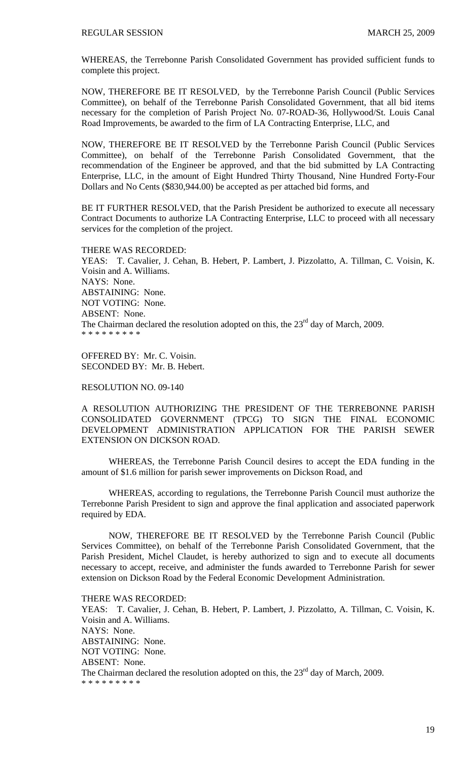WHEREAS, the Terrebonne Parish Consolidated Government has provided sufficient funds to complete this project.

NOW, THEREFORE BE IT RESOLVED, by the Terrebonne Parish Council (Public Services Committee), on behalf of the Terrebonne Parish Consolidated Government, that all bid items necessary for the completion of Parish Project No. 07-ROAD-36, Hollywood/St. Louis Canal Road Improvements, be awarded to the firm of LA Contracting Enterprise, LLC, and

NOW, THEREFORE BE IT RESOLVED by the Terrebonne Parish Council (Public Services Committee), on behalf of the Terrebonne Parish Consolidated Government, that the recommendation of the Engineer be approved, and that the bid submitted by LA Contracting Enterprise, LLC, in the amount of Eight Hundred Thirty Thousand, Nine Hundred Forty-Four Dollars and No Cents ($830,944.00) be accepted as per attached bid forms, and

BE IT FURTHER RESOLVED, that the Parish President be authorized to execute all necessary Contract Documents to authorize LA Contracting Enterprise, LLC to proceed with all necessary services for the completion of the project.

THERE WAS RECORDED:
YEAS: T. Cavalier, J. Cehan, B. Hebert, P. Lambert, J. Pizzolatto, A. Tillman, C. Voisin, K. Voisin and A. Williams.
NAYS: None.
ABSTAINING: None.
NOT VOTING: None.
ABSENT: None.
The Chairman declared the resolution adopted on this, the 23rd day of March, 2009.
\* \* \* \* \* \* \* \* \*

OFFERED BY: Mr. C. Voisin.
SECONDED BY: Mr. B. Hebert.

RESOLUTION NO. 09-140

A RESOLUTION AUTHORIZING THE PRESIDENT OF THE TERREBONNE PARISH CONSOLIDATED GOVERNMENT (TPCG) TO SIGN THE FINAL ECONOMIC DEVELOPMENT ADMINISTRATION APPLICATION FOR THE PARISH SEWER EXTENSION ON DICKSON ROAD.

WHEREAS, the Terrebonne Parish Council desires to accept the EDA funding in the amount of $1.6 million for parish sewer improvements on Dickson Road, and

WHEREAS, according to regulations, the Terrebonne Parish Council must authorize the Terrebonne Parish President to sign and approve the final application and associated paperwork required by EDA.

NOW, THEREFORE BE IT RESOLVED by the Terrebonne Parish Council (Public Services Committee), on behalf of the Terrebonne Parish Consolidated Government, that the Parish President, Michel Claudet, is hereby authorized to sign and to execute all documents necessary to accept, receive, and administer the funds awarded to Terrebonne Parish for sewer extension on Dickson Road by the Federal Economic Development Administration.

THERE WAS RECORDED:
YEAS: T. Cavalier, J. Cehan, B. Hebert, P. Lambert, J. Pizzolatto, A. Tillman, C. Voisin, K. Voisin and A. Williams.
NAYS: None.
ABSTAINING: None.
NOT VOTING: None.
ABSENT: None.
The Chairman declared the resolution adopted on this, the 23rd day of March, 2009.
\* \* \* \* \* \* \* \* \*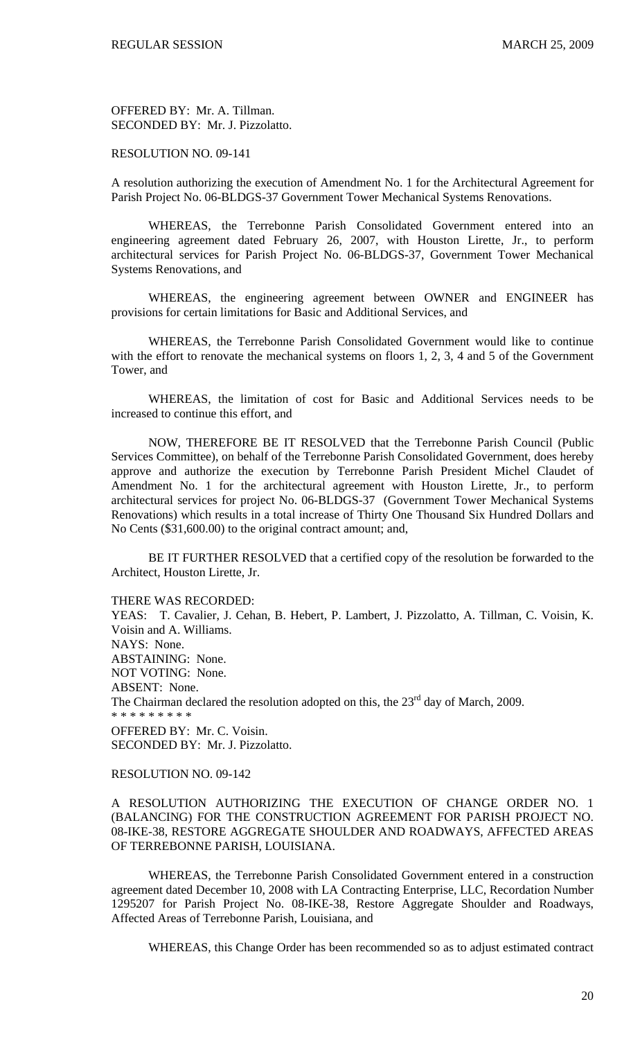OFFERED BY: Mr. A. Tillman.
SECONDED BY: Mr. J. Pizzolatto.

RESOLUTION NO. 09-141

A resolution authorizing the execution of Amendment No. 1 for the Architectural Agreement for Parish Project No. 06-BLDGS-37 Government Tower Mechanical Systems Renovations.

WHEREAS, the Terrebonne Parish Consolidated Government entered into an engineering agreement dated February 26, 2007, with Houston Lirette, Jr., to perform architectural services for Parish Project No. 06-BLDGS-37, Government Tower Mechanical Systems Renovations, and

WHEREAS, the engineering agreement between OWNER and ENGINEER has provisions for certain limitations for Basic and Additional Services, and

WHEREAS, the Terrebonne Parish Consolidated Government would like to continue with the effort to renovate the mechanical systems on floors 1, 2, 3, 4 and 5 of the Government Tower, and

WHEREAS, the limitation of cost for Basic and Additional Services needs to be increased to continue this effort, and

NOW, THEREFORE BE IT RESOLVED that the Terrebonne Parish Council (Public Services Committee), on behalf of the Terrebonne Parish Consolidated Government, does hereby approve and authorize the execution by Terrebonne Parish President Michel Claudet of Amendment No. 1 for the architectural agreement with Houston Lirette, Jr., to perform architectural services for project No. 06-BLDGS-37 (Government Tower Mechanical Systems Renovations) which results in a total increase of Thirty One Thousand Six Hundred Dollars and No Cents ($31,600.00) to the original contract amount; and,

BE IT FURTHER RESOLVED that a certified copy of the resolution be forwarded to the Architect, Houston Lirette, Jr.

THERE WAS RECORDED:
YEAS: T. Cavalier, J. Cehan, B. Hebert, P. Lambert, J. Pizzolatto, A. Tillman, C. Voisin, K. Voisin and A. Williams.
NAYS: None.
ABSTAINING: None.
NOT VOTING: None.
ABSENT: None.
The Chairman declared the resolution adopted on this, the 23rd day of March, 2009.
* * * * * * * * *
OFFERED BY: Mr. C. Voisin.
SECONDED BY: Mr. J. Pizzolatto.

RESOLUTION NO. 09-142

A RESOLUTION AUTHORIZING THE EXECUTION OF CHANGE ORDER NO. 1 (BALANCING) FOR THE CONSTRUCTION AGREEMENT FOR PARISH PROJECT NO. 08-IKE-38, RESTORE AGGREGATE SHOULDER AND ROADWAYS, AFFECTED AREAS OF TERREBONNE PARISH, LOUISIANA.

WHEREAS, the Terrebonne Parish Consolidated Government entered in a construction agreement dated December 10, 2008 with LA Contracting Enterprise, LLC, Recordation Number 1295207 for Parish Project No. 08-IKE-38, Restore Aggregate Shoulder and Roadways, Affected Areas of Terrebonne Parish, Louisiana, and

WHEREAS, this Change Order has been recommended so as to adjust estimated contract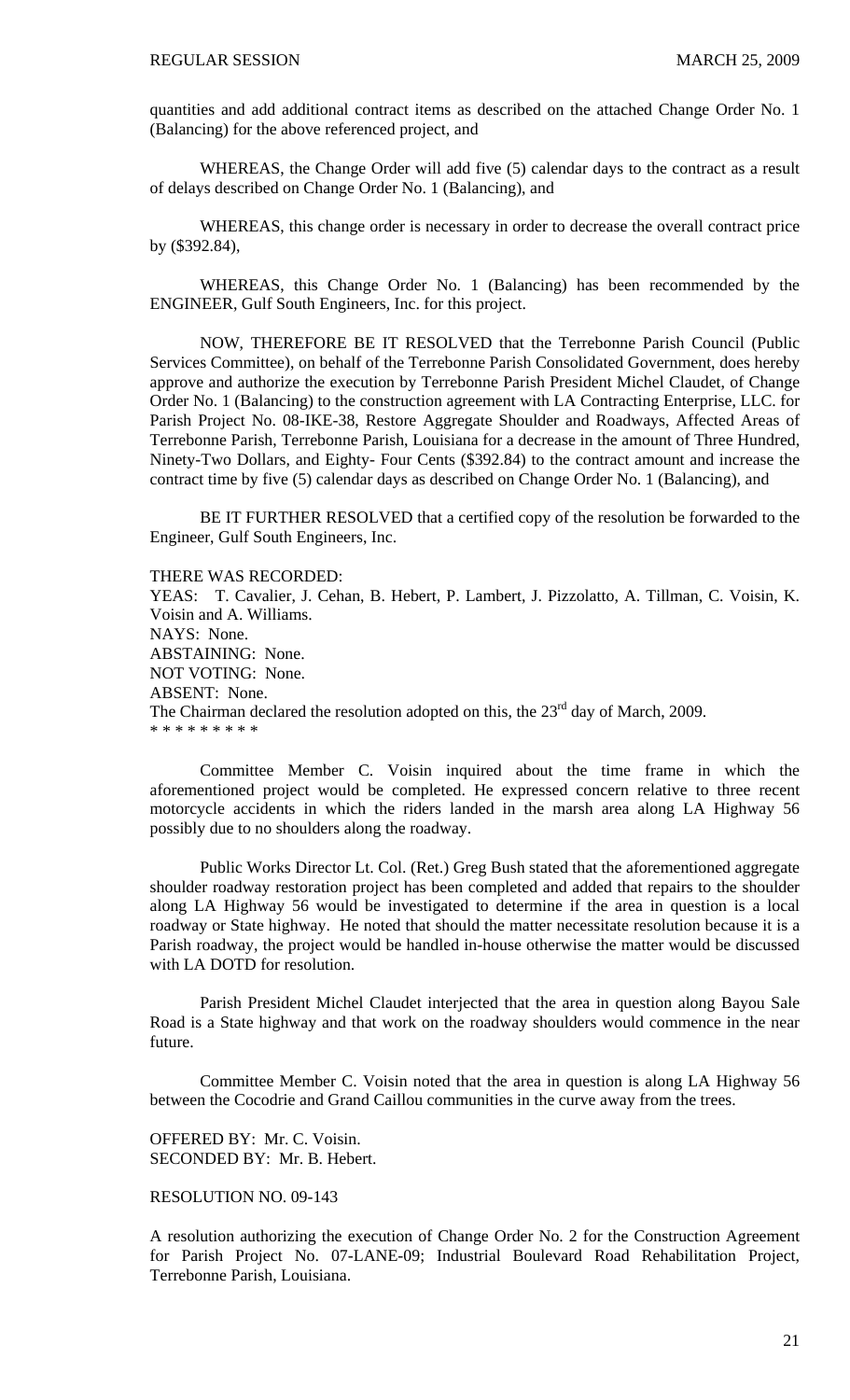quantities and add additional contract items as described on the attached Change Order No. 1 (Balancing) for the above referenced project, and

WHEREAS, the Change Order will add five (5) calendar days to the contract as a result of delays described on Change Order No. 1 (Balancing), and

WHEREAS, this change order is necessary in order to decrease the overall contract price by ($392.84),

WHEREAS, this Change Order No. 1 (Balancing) has been recommended by the ENGINEER, Gulf South Engineers, Inc. for this project.

NOW, THEREFORE BE IT RESOLVED that the Terrebonne Parish Council (Public Services Committee), on behalf of the Terrebonne Parish Consolidated Government, does hereby approve and authorize the execution by Terrebonne Parish President Michel Claudet, of Change Order No. 1 (Balancing) to the construction agreement with LA Contracting Enterprise, LLC. for Parish Project No. 08-IKE-38, Restore Aggregate Shoulder and Roadways, Affected Areas of Terrebonne Parish, Terrebonne Parish, Louisiana for a decrease in the amount of Three Hundred, Ninety-Two Dollars, and Eighty- Four Cents ($392.84) to the contract amount and increase the contract time by five (5) calendar days as described on Change Order No. 1 (Balancing), and

BE IT FURTHER RESOLVED that a certified copy of the resolution be forwarded to the Engineer, Gulf South Engineers, Inc.

THERE WAS RECORDED:
YEAS: T. Cavalier, J. Cehan, B. Hebert, P. Lambert, J. Pizzolatto, A. Tillman, C. Voisin, K. Voisin and A. Williams.
NAYS: None.
ABSTAINING: None.
NOT VOTING: None.
ABSENT: None.
The Chairman declared the resolution adopted on this, the 23rd day of March, 2009.
* * * * * * * * *

Committee Member C. Voisin inquired about the time frame in which the aforementioned project would be completed. He expressed concern relative to three recent motorcycle accidents in which the riders landed in the marsh area along LA Highway 56 possibly due to no shoulders along the roadway.

Public Works Director Lt. Col. (Ret.) Greg Bush stated that the aforementioned aggregate shoulder roadway restoration project has been completed and added that repairs to the shoulder along LA Highway 56 would be investigated to determine if the area in question is a local roadway or State highway. He noted that should the matter necessitate resolution because it is a Parish roadway, the project would be handled in-house otherwise the matter would be discussed with LA DOTD for resolution.

Parish President Michel Claudet interjected that the area in question along Bayou Sale Road is a State highway and that work on the roadway shoulders would commence in the near future.

Committee Member C. Voisin noted that the area in question is along LA Highway 56 between the Cocodrie and Grand Caillou communities in the curve away from the trees.

OFFERED BY: Mr. C. Voisin.
SECONDED BY: Mr. B. Hebert.

RESOLUTION NO. 09-143

A resolution authorizing the execution of Change Order No. 2 for the Construction Agreement for Parish Project No. 07-LANE-09; Industrial Boulevard Road Rehabilitation Project, Terrebonne Parish, Louisiana.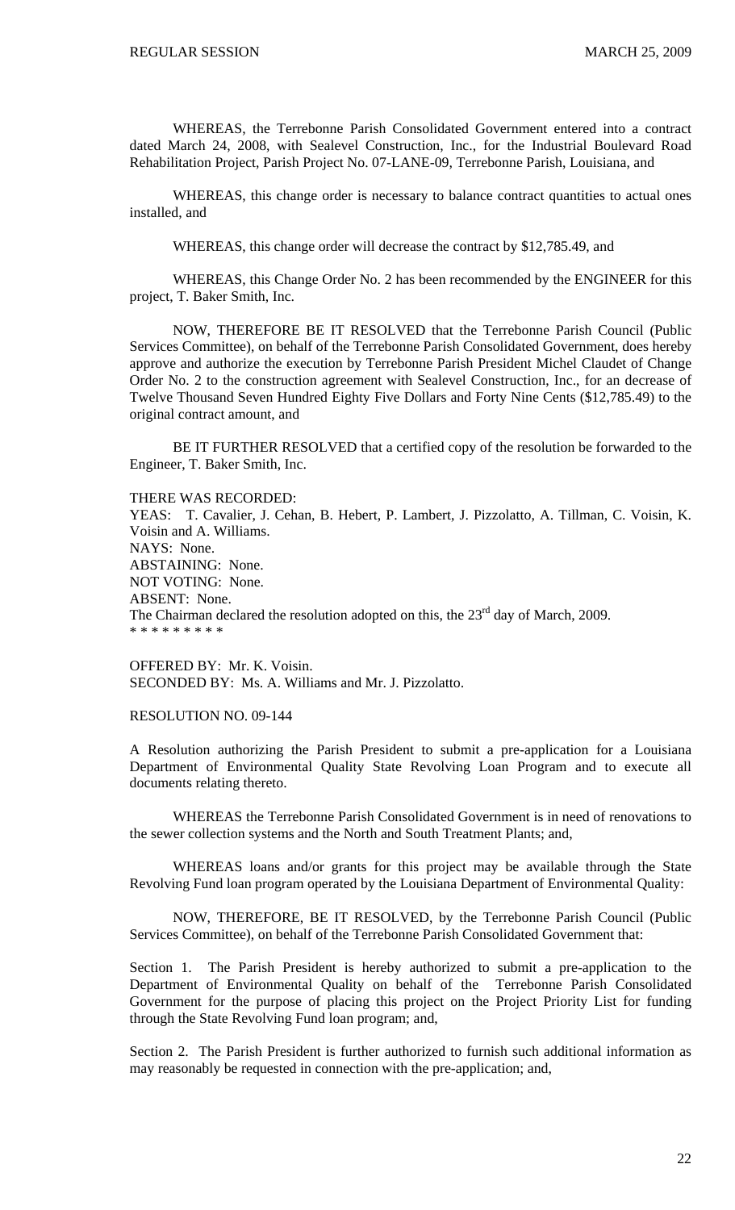WHEREAS, the Terrebonne Parish Consolidated Government entered into a contract dated March 24, 2008, with Sealevel Construction, Inc., for the Industrial Boulevard Road Rehabilitation Project, Parish Project No. 07-LANE-09, Terrebonne Parish, Louisiana, and

WHEREAS, this change order is necessary to balance contract quantities to actual ones installed, and

WHEREAS, this change order will decrease the contract by $12,785.49, and

WHEREAS, this Change Order No. 2 has been recommended by the ENGINEER for this project, T. Baker Smith, Inc.

NOW, THEREFORE BE IT RESOLVED that the Terrebonne Parish Council (Public Services Committee), on behalf of the Terrebonne Parish Consolidated Government, does hereby approve and authorize the execution by Terrebonne Parish President Michel Claudet of Change Order No. 2 to the construction agreement with Sealevel Construction, Inc., for an decrease of Twelve Thousand Seven Hundred Eighty Five Dollars and Forty Nine Cents ($12,785.49) to the original contract amount, and

BE IT FURTHER RESOLVED that a certified copy of the resolution be forwarded to the Engineer, T. Baker Smith, Inc.

THERE WAS RECORDED:
YEAS: T. Cavalier, J. Cehan, B. Hebert, P. Lambert, J. Pizzolatto, A. Tillman, C. Voisin, K. Voisin and A. Williams.
NAYS: None.
ABSTAINING: None.
NOT VOTING: None.
ABSENT: None.
The Chairman declared the resolution adopted on this, the 23rd day of March, 2009.
* * * * * * * * *

OFFERED BY: Mr. K. Voisin.
SECONDED BY: Ms. A. Williams and Mr. J. Pizzolatto.

RESOLUTION NO. 09-144

A Resolution authorizing the Parish President to submit a pre-application for a Louisiana Department of Environmental Quality State Revolving Loan Program and to execute all documents relating thereto.

WHEREAS the Terrebonne Parish Consolidated Government is in need of renovations to the sewer collection systems and the North and South Treatment Plants; and,

WHEREAS loans and/or grants for this project may be available through the State Revolving Fund loan program operated by the Louisiana Department of Environmental Quality:

NOW, THEREFORE, BE IT RESOLVED, by the Terrebonne Parish Council (Public Services Committee), on behalf of the Terrebonne Parish Consolidated Government that:

Section 1. The Parish President is hereby authorized to submit a pre-application to the Department of Environmental Quality on behalf of the Terrebonne Parish Consolidated Government for the purpose of placing this project on the Project Priority List for funding through the State Revolving Fund loan program; and,

Section 2. The Parish President is further authorized to furnish such additional information as may reasonably be requested in connection with the pre-application; and,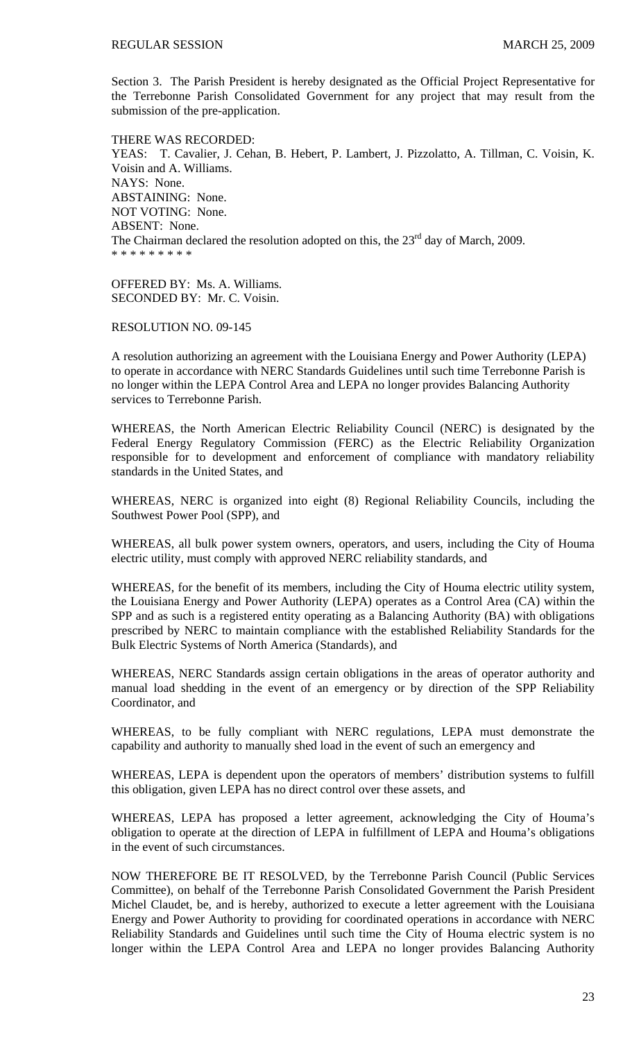Section 3. The Parish President is hereby designated as the Official Project Representative for the Terrebonne Parish Consolidated Government for any project that may result from the submission of the pre-application.

THERE WAS RECORDED:
YEAS: T. Cavalier, J. Cehan, B. Hebert, P. Lambert, J. Pizzolatto, A. Tillman, C. Voisin, K. Voisin and A. Williams.
NAYS: None.
ABSTAINING: None.
NOT VOTING: None.
ABSENT: None.
The Chairman declared the resolution adopted on this, the 23rd day of March, 2009.
* * * * * * * * *

OFFERED BY: Ms. A. Williams.
SECONDED BY: Mr. C. Voisin.

RESOLUTION NO. 09-145

A resolution authorizing an agreement with the Louisiana Energy and Power Authority (LEPA) to operate in accordance with NERC Standards Guidelines until such time Terrebonne Parish is no longer within the LEPA Control Area and LEPA no longer provides Balancing Authority services to Terrebonne Parish.

WHEREAS, the North American Electric Reliability Council (NERC) is designated by the Federal Energy Regulatory Commission (FERC) as the Electric Reliability Organization responsible for to development and enforcement of compliance with mandatory reliability standards in the United States, and

WHEREAS, NERC is organized into eight (8) Regional Reliability Councils, including the Southwest Power Pool (SPP), and

WHEREAS, all bulk power system owners, operators, and users, including the City of Houma electric utility, must comply with approved NERC reliability standards, and

WHEREAS, for the benefit of its members, including the City of Houma electric utility system, the Louisiana Energy and Power Authority (LEPA) operates as a Control Area (CA) within the SPP and as such is a registered entity operating as a Balancing Authority (BA) with obligations prescribed by NERC to maintain compliance with the established Reliability Standards for the Bulk Electric Systems of North America (Standards), and

WHEREAS, NERC Standards assign certain obligations in the areas of operator authority and manual load shedding in the event of an emergency or by direction of the SPP Reliability Coordinator, and

WHEREAS, to be fully compliant with NERC regulations, LEPA must demonstrate the capability and authority to manually shed load in the event of such an emergency and

WHEREAS, LEPA is dependent upon the operators of members' distribution systems to fulfill this obligation, given LEPA has no direct control over these assets, and

WHEREAS, LEPA has proposed a letter agreement, acknowledging the City of Houma's obligation to operate at the direction of LEPA in fulfillment of LEPA and Houma's obligations in the event of such circumstances.

NOW THEREFORE BE IT RESOLVED, by the Terrebonne Parish Council (Public Services Committee), on behalf of the Terrebonne Parish Consolidated Government the Parish President Michel Claudet, be, and is hereby, authorized to execute a letter agreement with the Louisiana Energy and Power Authority to providing for coordinated operations in accordance with NERC Reliability Standards and Guidelines until such time the City of Houma electric system is no longer within the LEPA Control Area and LEPA no longer provides Balancing Authority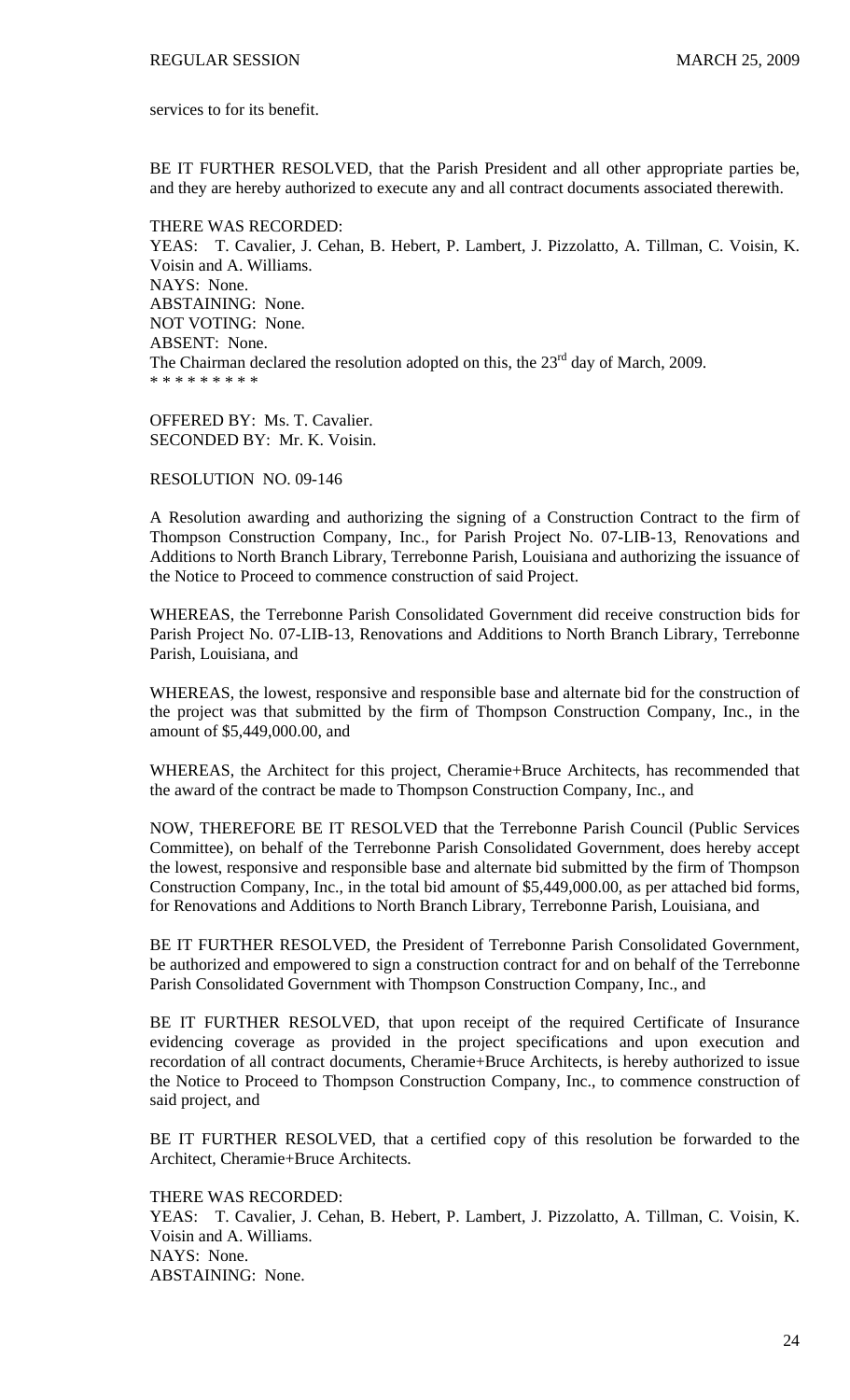services to for its benefit.

BE IT FURTHER RESOLVED, that the Parish President and all other appropriate parties be, and they are hereby authorized to execute any and all contract documents associated therewith.

THERE WAS RECORDED:
YEAS: T. Cavalier, J. Cehan, B. Hebert, P. Lambert, J. Pizzolatto, A. Tillman, C. Voisin, K. Voisin and A. Williams.
NAYS: None.
ABSTAINING: None.
NOT VOTING: None.
ABSENT: None.
The Chairman declared the resolution adopted on this, the 23rd day of March, 2009.
* * * * * * * * *

OFFERED BY: Ms. T. Cavalier.
SECONDED BY: Mr. K. Voisin.

RESOLUTION NO. 09-146

A Resolution awarding and authorizing the signing of a Construction Contract to the firm of Thompson Construction Company, Inc., for Parish Project No. 07-LIB-13, Renovations and Additions to North Branch Library, Terrebonne Parish, Louisiana and authorizing the issuance of the Notice to Proceed to commence construction of said Project.

WHEREAS, the Terrebonne Parish Consolidated Government did receive construction bids for Parish Project No. 07-LIB-13, Renovations and Additions to North Branch Library, Terrebonne Parish, Louisiana, and

WHEREAS, the lowest, responsive and responsible base and alternate bid for the construction of the project was that submitted by the firm of Thompson Construction Company, Inc., in the amount of $5,449,000.00, and

WHEREAS, the Architect for this project, Cheramie+Bruce Architects, has recommended that the award of the contract be made to Thompson Construction Company, Inc., and

NOW, THEREFORE BE IT RESOLVED that the Terrebonne Parish Council (Public Services Committee), on behalf of the Terrebonne Parish Consolidated Government, does hereby accept the lowest, responsive and responsible base and alternate bid submitted by the firm of Thompson Construction Company, Inc., in the total bid amount of $5,449,000.00, as per attached bid forms, for Renovations and Additions to North Branch Library, Terrebonne Parish, Louisiana, and

BE IT FURTHER RESOLVED, the President of Terrebonne Parish Consolidated Government, be authorized and empowered to sign a construction contract for and on behalf of the Terrebonne Parish Consolidated Government with Thompson Construction Company, Inc., and

BE IT FURTHER RESOLVED, that upon receipt of the required Certificate of Insurance evidencing coverage as provided in the project specifications and upon execution and recordation of all contract documents, Cheramie+Bruce Architects, is hereby authorized to issue the Notice to Proceed to Thompson Construction Company, Inc., to commence construction of said project, and

BE IT FURTHER RESOLVED, that a certified copy of this resolution be forwarded to the Architect, Cheramie+Bruce Architects.

THERE WAS RECORDED:
YEAS: T. Cavalier, J. Cehan, B. Hebert, P. Lambert, J. Pizzolatto, A. Tillman, C. Voisin, K. Voisin and A. Williams.
NAYS: None.
ABSTAINING: None.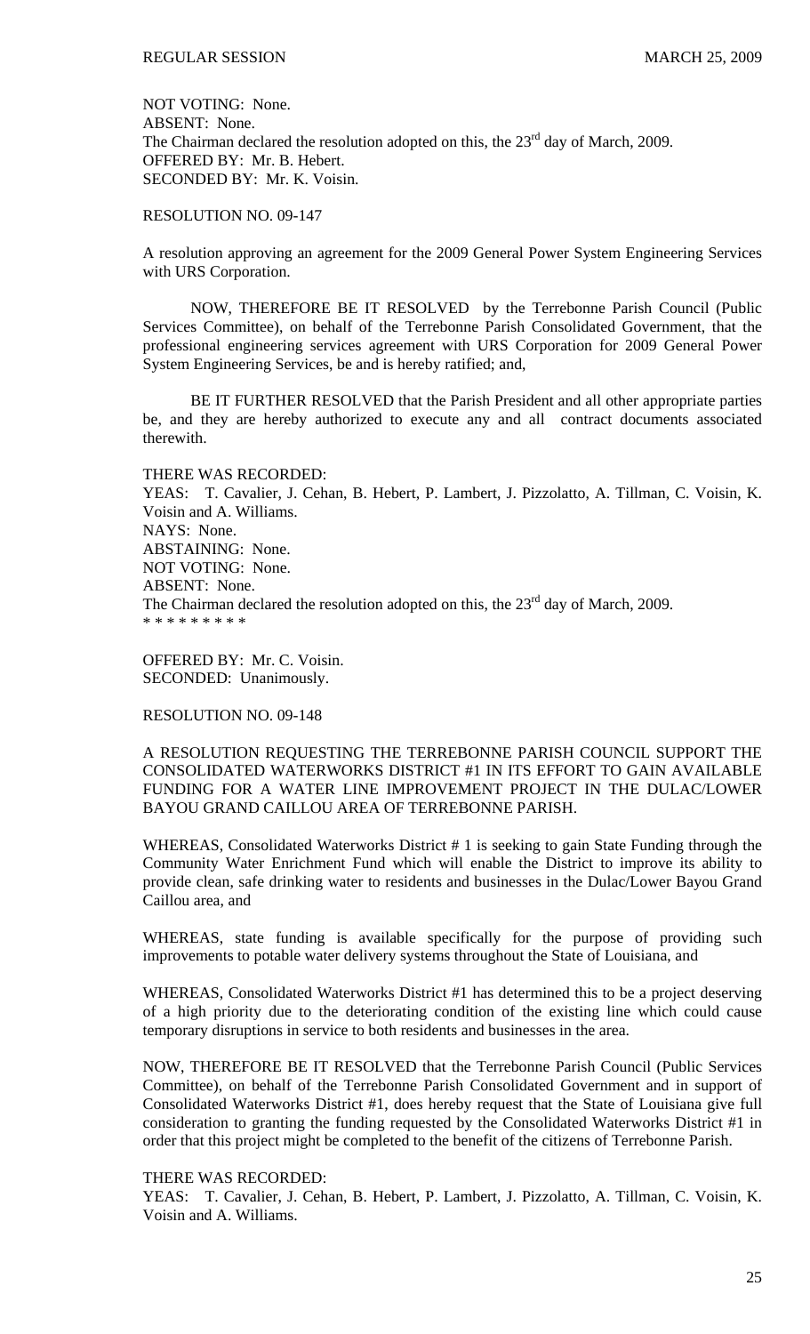NOT VOTING: None.
ABSENT: None.
The Chairman declared the resolution adopted on this, the 23rd day of March, 2009.
OFFERED BY: Mr. B. Hebert.
SECONDED BY: Mr. K. Voisin.

RESOLUTION NO. 09-147

A resolution approving an agreement for the 2009 General Power System Engineering Services with URS Corporation.

NOW, THEREFORE BE IT RESOLVED by the Terrebonne Parish Council (Public Services Committee), on behalf of the Terrebonne Parish Consolidated Government, that the professional engineering services agreement with URS Corporation for 2009 General Power System Engineering Services, be and is hereby ratified; and,

BE IT FURTHER RESOLVED that the Parish President and all other appropriate parties be, and they are hereby authorized to execute any and all contract documents associated therewith.

THERE WAS RECORDED:
YEAS: T. Cavalier, J. Cehan, B. Hebert, P. Lambert, J. Pizzolatto, A. Tillman, C. Voisin, K. Voisin and A. Williams.
NAYS: None.
ABSTAINING: None.
NOT VOTING: None.
ABSENT: None.
The Chairman declared the resolution adopted on this, the 23rd day of March, 2009.
\* \* \* \* \* \* \* \* \*

OFFERED BY: Mr. C. Voisin.
SECONDED: Unanimously.

RESOLUTION NO. 09-148

A RESOLUTION REQUESTING THE TERREBONNE PARISH COUNCIL SUPPORT THE CONSOLIDATED WATERWORKS DISTRICT #1 IN ITS EFFORT TO GAIN AVAILABLE FUNDING FOR A WATER LINE IMPROVEMENT PROJECT IN THE DULAC/LOWER BAYOU GRAND CAILLOU AREA OF TERREBONNE PARISH.

WHEREAS, Consolidated Waterworks District # 1 is seeking to gain State Funding through the Community Water Enrichment Fund which will enable the District to improve its ability to provide clean, safe drinking water to residents and businesses in the Dulac/Lower Bayou Grand Caillou area, and

WHEREAS, state funding is available specifically for the purpose of providing such improvements to potable water delivery systems throughout the State of Louisiana, and

WHEREAS, Consolidated Waterworks District #1 has determined this to be a project deserving of a high priority due to the deteriorating condition of the existing line which could cause temporary disruptions in service to both residents and businesses in the area.

NOW, THEREFORE BE IT RESOLVED that the Terrebonne Parish Council (Public Services Committee), on behalf of the Terrebonne Parish Consolidated Government and in support of Consolidated Waterworks District #1, does hereby request that the State of Louisiana give full consideration to granting the funding requested by the Consolidated Waterworks District #1 in order that this project might be completed to the benefit of the citizens of Terrebonne Parish.

THERE WAS RECORDED:
YEAS: T. Cavalier, J. Cehan, B. Hebert, P. Lambert, J. Pizzolatto, A. Tillman, C. Voisin, K. Voisin and A. Williams.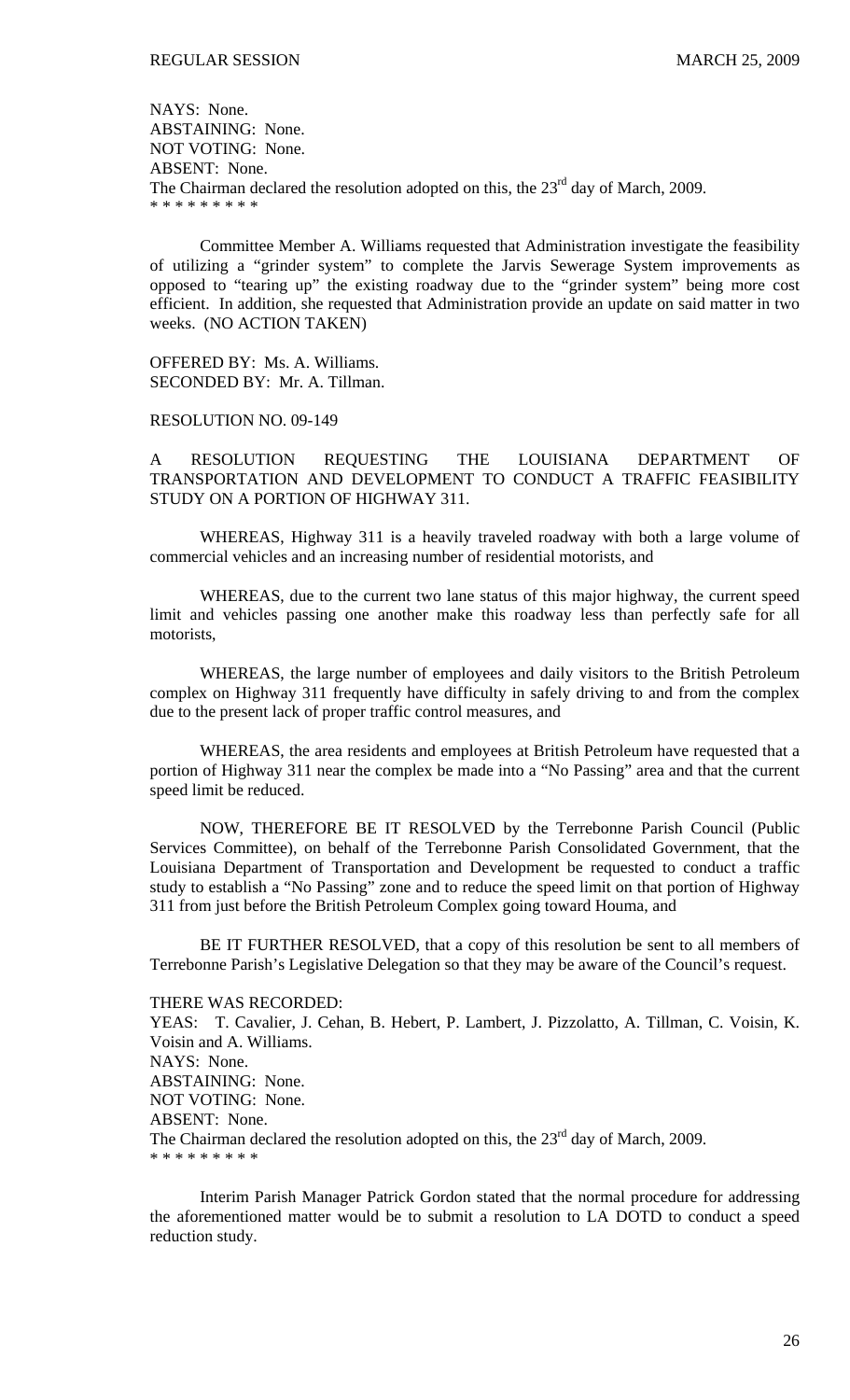NAYS: None.
ABSTAINING: None.
NOT VOTING: None.
ABSENT: None.
The Chairman declared the resolution adopted on this, the 23rd day of March, 2009.
\* \* \* \* \* \* \* \* \*

Committee Member A. Williams requested that Administration investigate the feasibility of utilizing a "grinder system" to complete the Jarvis Sewerage System improvements as opposed to "tearing up" the existing roadway due to the "grinder system" being more cost efficient. In addition, she requested that Administration provide an update on said matter in two weeks. (NO ACTION TAKEN)

OFFERED BY: Ms. A. Williams.
SECONDED BY: Mr. A. Tillman.

RESOLUTION NO. 09-149

A RESOLUTION REQUESTING THE LOUISIANA DEPARTMENT OF TRANSPORTATION AND DEVELOPMENT TO CONDUCT A TRAFFIC FEASIBILITY STUDY ON A PORTION OF HIGHWAY 311.

WHEREAS, Highway 311 is a heavily traveled roadway with both a large volume of commercial vehicles and an increasing number of residential motorists, and

WHEREAS, due to the current two lane status of this major highway, the current speed limit and vehicles passing one another make this roadway less than perfectly safe for all motorists,

WHEREAS, the large number of employees and daily visitors to the British Petroleum complex on Highway 311 frequently have difficulty in safely driving to and from the complex due to the present lack of proper traffic control measures, and

WHEREAS, the area residents and employees at British Petroleum have requested that a portion of Highway 311 near the complex be made into a "No Passing" area and that the current speed limit be reduced.

NOW, THEREFORE BE IT RESOLVED by the Terrebonne Parish Council (Public Services Committee), on behalf of the Terrebonne Parish Consolidated Government, that the Louisiana Department of Transportation and Development be requested to conduct a traffic study to establish a "No Passing" zone and to reduce the speed limit on that portion of Highway 311 from just before the British Petroleum Complex going toward Houma, and

BE IT FURTHER RESOLVED, that a copy of this resolution be sent to all members of Terrebonne Parish's Legislative Delegation so that they may be aware of the Council's request.

THERE WAS RECORDED:
YEAS: T. Cavalier, J. Cehan, B. Hebert, P. Lambert, J. Pizzolatto, A. Tillman, C. Voisin, K. Voisin and A. Williams.
NAYS: None.
ABSTAINING: None.
NOT VOTING: None.
ABSENT: None.
The Chairman declared the resolution adopted on this, the 23rd day of March, 2009.
\* \* \* \* \* \* \* \* \*

Interim Parish Manager Patrick Gordon stated that the normal procedure for addressing the aforementioned matter would be to submit a resolution to LA DOTD to conduct a speed reduction study.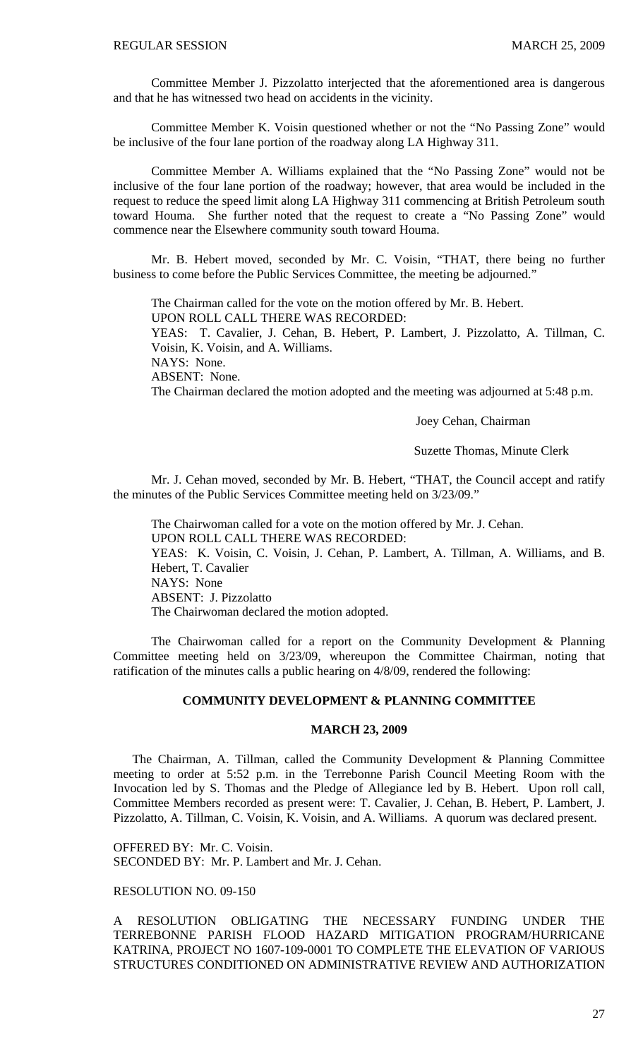Committee Member J. Pizzolatto interjected that the aforementioned area is dangerous and that he has witnessed two head on accidents in the vicinity.

Committee Member K. Voisin questioned whether or not the "No Passing Zone" would be inclusive of the four lane portion of the roadway along LA Highway 311.

Committee Member A. Williams explained that the "No Passing Zone" would not be inclusive of the four lane portion of the roadway; however, that area would be included in the request to reduce the speed limit along LA Highway 311 commencing at British Petroleum south toward Houma. She further noted that the request to create a "No Passing Zone" would commence near the Elsewhere community south toward Houma.

Mr. B. Hebert moved, seconded by Mr. C. Voisin, "THAT, there being no further business to come before the Public Services Committee, the meeting be adjourned."

The Chairman called for the vote on the motion offered by Mr. B. Hebert.
UPON ROLL CALL THERE WAS RECORDED:
YEAS: T. Cavalier, J. Cehan, B. Hebert, P. Lambert, J. Pizzolatto, A. Tillman, C. Voisin, K. Voisin, and A. Williams.
NAYS: None.
ABSENT: None.
The Chairman declared the motion adopted and the meeting was adjourned at 5:48 p.m.

Joey Cehan, Chairman

Suzette Thomas, Minute Clerk

Mr. J. Cehan moved, seconded by Mr. B. Hebert, "THAT, the Council accept and ratify the minutes of the Public Services Committee meeting held on 3/23/09."

The Chairwoman called for a vote on the motion offered by Mr. J. Cehan.
UPON ROLL CALL THERE WAS RECORDED:
YEAS: K. Voisin, C. Voisin, J. Cehan, P. Lambert, A. Tillman, A. Williams, and B. Hebert, T. Cavalier
NAYS: None
ABSENT: J. Pizzolatto
The Chairwoman declared the motion adopted.

The Chairwoman called for a report on the Community Development & Planning Committee meeting held on 3/23/09, whereupon the Committee Chairman, noting that ratification of the minutes calls a public hearing on 4/8/09, rendered the following:

## COMMUNITY DEVELOPMENT & PLANNING COMMITTEE

### MARCH 23, 2009

The Chairman, A. Tillman, called the Community Development & Planning Committee meeting to order at 5:52 p.m. in the Terrebonne Parish Council Meeting Room with the Invocation led by S. Thomas and the Pledge of Allegiance led by B. Hebert. Upon roll call, Committee Members recorded as present were: T. Cavalier, J. Cehan, B. Hebert, P. Lambert, J. Pizzolatto, A. Tillman, C. Voisin, K. Voisin, and A. Williams. A quorum was declared present.

OFFERED BY: Mr. C. Voisin.
SECONDED BY: Mr. P. Lambert and Mr. J. Cehan.

RESOLUTION NO. 09-150

A RESOLUTION OBLIGATING THE NECESSARY FUNDING UNDER THE TERREBONNE PARISH FLOOD HAZARD MITIGATION PROGRAM/HURRICANE KATRINA, PROJECT NO 1607-109-0001 TO COMPLETE THE ELEVATION OF VARIOUS STRUCTURES CONDITIONED ON ADMINISTRATIVE REVIEW AND AUTHORIZATION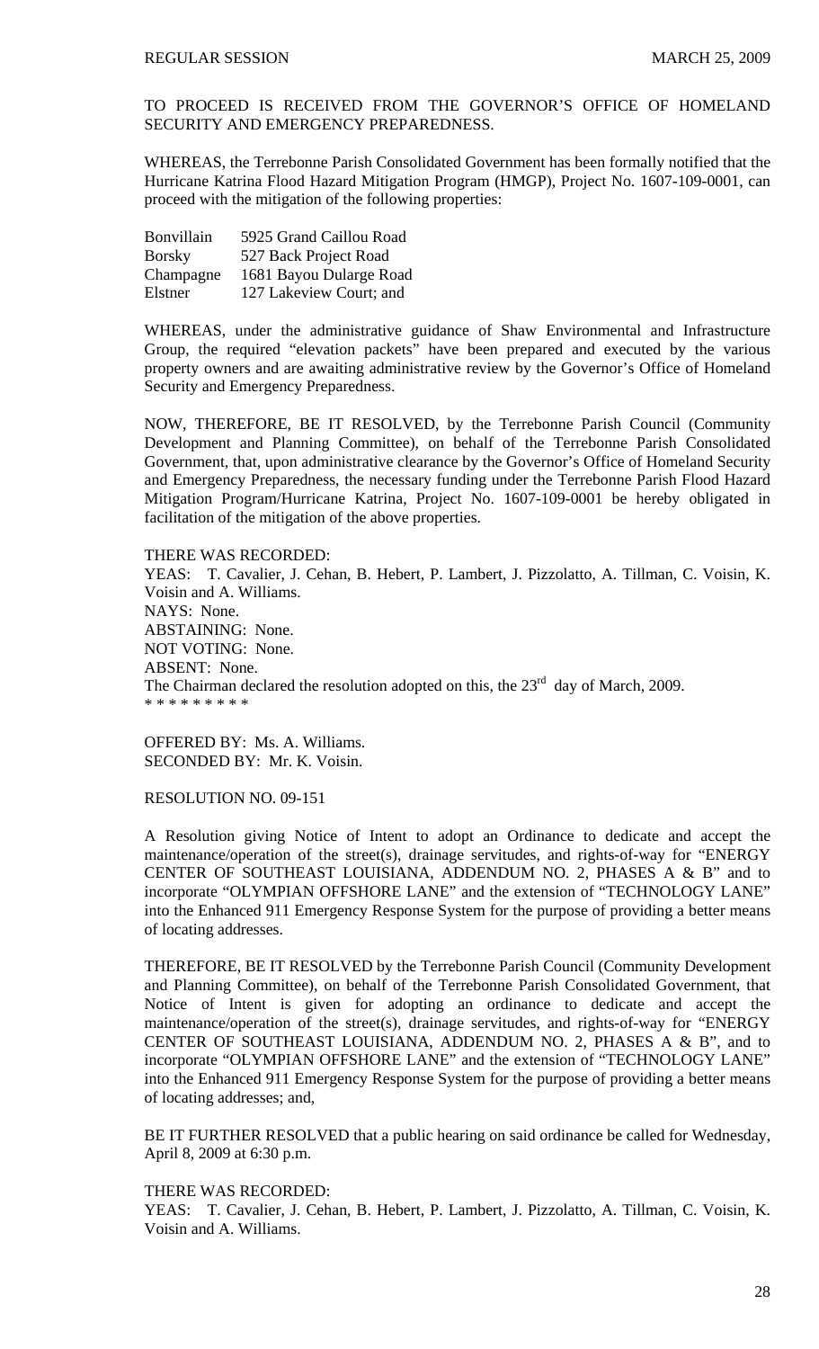TO PROCEED IS RECEIVED FROM THE GOVERNOR'S OFFICE OF HOMELAND SECURITY AND EMERGENCY PREPAREDNESS.

WHEREAS, the Terrebonne Parish Consolidated Government has been formally notified that the Hurricane Katrina Flood Hazard Mitigation Program (HMGP), Project No. 1607-109-0001, can proceed with the mitigation of the following properties:

| | |
|---|---|
| Bonvillain | 5925 Grand Caillou Road |
| Borsky | 527 Back Project Road |
| Champagne | 1681 Bayou Dularge Road |
| Elstner | 127 Lakeview Court; and |

WHEREAS, under the administrative guidance of Shaw Environmental and Infrastructure Group, the required "elevation packets" have been prepared and executed by the various property owners and are awaiting administrative review by the Governor's Office of Homeland Security and Emergency Preparedness.

NOW, THEREFORE, BE IT RESOLVED, by the Terrebonne Parish Council (Community Development and Planning Committee), on behalf of the Terrebonne Parish Consolidated Government, that, upon administrative clearance by the Governor's Office of Homeland Security and Emergency Preparedness, the necessary funding under the Terrebonne Parish Flood Hazard Mitigation Program/Hurricane Katrina, Project No. 1607-109-0001 be hereby obligated in facilitation of the mitigation of the above properties.

THERE WAS RECORDED:
YEAS: T. Cavalier, J. Cehan, B. Hebert, P. Lambert, J. Pizzolatto, A. Tillman, C. Voisin, K. Voisin and A. Williams.
NAYS: None.
ABSTAINING: None.
NOT VOTING: None.
ABSENT: None.
The Chairman declared the resolution adopted on this, the 23rd day of March, 2009.
* * * * * * * * *

OFFERED BY: Ms. A. Williams.
SECONDED BY: Mr. K. Voisin.

RESOLUTION NO. 09-151

A Resolution giving Notice of Intent to adopt an Ordinance to dedicate and accept the maintenance/operation of the street(s), drainage servitudes, and rights-of-way for "ENERGY CENTER OF SOUTHEAST LOUISIANA, ADDENDUM NO. 2, PHASES A & B" and to incorporate "OLYMPIAN OFFSHORE LANE" and the extension of "TECHNOLOGY LANE" into the Enhanced 911 Emergency Response System for the purpose of providing a better means of locating addresses.

THEREFORE, BE IT RESOLVED by the Terrebonne Parish Council (Community Development and Planning Committee), on behalf of the Terrebonne Parish Consolidated Government, that Notice of Intent is given for adopting an ordinance to dedicate and accept the maintenance/operation of the street(s), drainage servitudes, and rights-of-way for "ENERGY CENTER OF SOUTHEAST LOUISIANA, ADDENDUM NO. 2, PHASES A & B", and to incorporate "OLYMPIAN OFFSHORE LANE" and the extension of "TECHNOLOGY LANE" into the Enhanced 911 Emergency Response System for the purpose of providing a better means of locating addresses; and,

BE IT FURTHER RESOLVED that a public hearing on said ordinance be called for Wednesday, April 8, 2009 at 6:30 p.m.

THERE WAS RECORDED:
YEAS: T. Cavalier, J. Cehan, B. Hebert, P. Lambert, J. Pizzolatto, A. Tillman, C. Voisin, K. Voisin and A. Williams.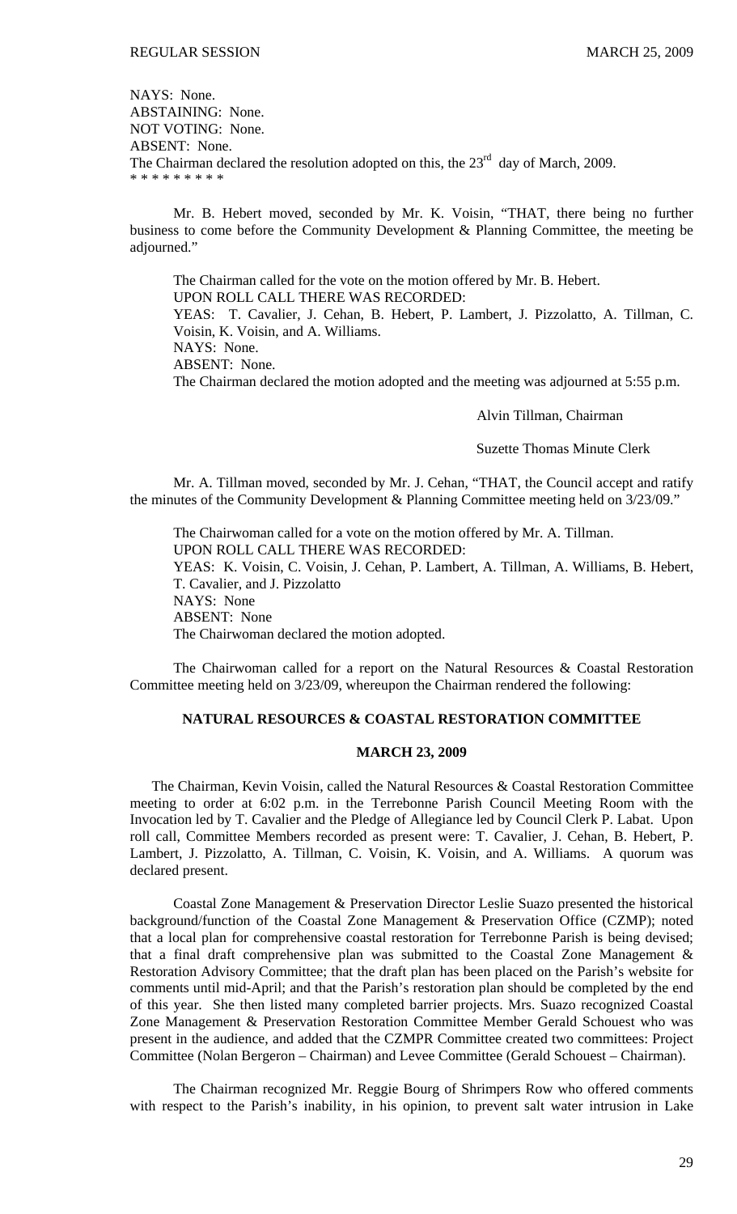NAYS: None.
ABSTAINING: None.
NOT VOTING: None.
ABSENT: None.
The Chairman declared the resolution adopted on this, the 23rd day of March, 2009.
\* \* \* \* \* \* \* \* \*

Mr. B. Hebert moved, seconded by Mr. K. Voisin, "THAT, there being no further business to come before the Community Development & Planning Committee, the meeting be adjourned."

The Chairman called for the vote on the motion offered by Mr. B. Hebert.
UPON ROLL CALL THERE WAS RECORDED:
YEAS: T. Cavalier, J. Cehan, B. Hebert, P. Lambert, J. Pizzolatto, A. Tillman, C. Voisin, K. Voisin, and A. Williams.
NAYS: None.
ABSENT: None.
The Chairman declared the motion adopted and the meeting was adjourned at 5:55 p.m.

Alvin Tillman, Chairman

Suzette Thomas Minute Clerk

Mr. A. Tillman moved, seconded by Mr. J. Cehan, "THAT, the Council accept and ratify the minutes of the Community Development & Planning Committee meeting held on 3/23/09."

The Chairwoman called for a vote on the motion offered by Mr. A. Tillman.
UPON ROLL CALL THERE WAS RECORDED:
YEAS: K. Voisin, C. Voisin, J. Cehan, P. Lambert, A. Tillman, A. Williams, B. Hebert, T. Cavalier, and J. Pizzolatto
NAYS: None
ABSENT: None
The Chairwoman declared the motion adopted.

The Chairwoman called for a report on the Natural Resources & Coastal Restoration Committee meeting held on 3/23/09, whereupon the Chairman rendered the following:

## NATURAL RESOURCES & COASTAL RESTORATION COMMITTEE

### MARCH 23, 2009

The Chairman, Kevin Voisin, called the Natural Resources & Coastal Restoration Committee meeting to order at 6:02 p.m. in the Terrebonne Parish Council Meeting Room with the Invocation led by T. Cavalier and the Pledge of Allegiance led by Council Clerk P. Labat. Upon roll call, Committee Members recorded as present were: T. Cavalier, J. Cehan, B. Hebert, P. Lambert, J. Pizzolatto, A. Tillman, C. Voisin, K. Voisin, and A. Williams. A quorum was declared present.

Coastal Zone Management & Preservation Director Leslie Suazo presented the historical background/function of the Coastal Zone Management & Preservation Office (CZMP); noted that a local plan for comprehensive coastal restoration for Terrebonne Parish is being devised; that a final draft comprehensive plan was submitted to the Coastal Zone Management & Restoration Advisory Committee; that the draft plan has been placed on the Parish's website for comments until mid-April; and that the Parish's restoration plan should be completed by the end of this year. She then listed many completed barrier projects. Mrs. Suazo recognized Coastal Zone Management & Preservation Restoration Committee Member Gerald Schouest who was present in the audience, and added that the CZMPR Committee created two committees: Project Committee (Nolan Bergeron – Chairman) and Levee Committee (Gerald Schouest – Chairman).

The Chairman recognized Mr. Reggie Bourg of Shrimpers Row who offered comments with respect to the Parish's inability, in his opinion, to prevent salt water intrusion in Lake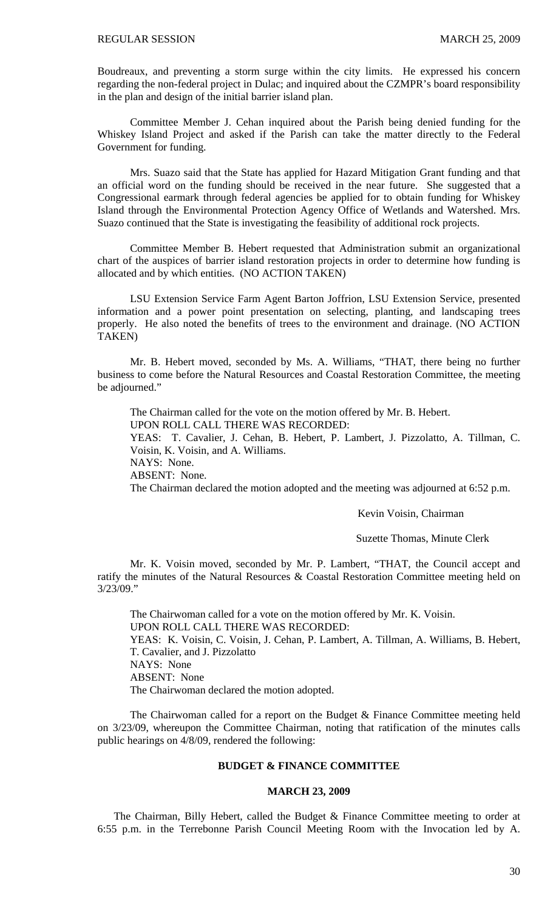Boudreaux, and preventing a storm surge within the city limits. He expressed his concern regarding the non-federal project in Dulac; and inquired about the CZMPR's board responsibility in the plan and design of the initial barrier island plan.

Committee Member J. Cehan inquired about the Parish being denied funding for the Whiskey Island Project and asked if the Parish can take the matter directly to the Federal Government for funding.

Mrs. Suazo said that the State has applied for Hazard Mitigation Grant funding and that an official word on the funding should be received in the near future. She suggested that a Congressional earmark through federal agencies be applied for to obtain funding for Whiskey Island through the Environmental Protection Agency Office of Wetlands and Watershed. Mrs. Suazo continued that the State is investigating the feasibility of additional rock projects.

Committee Member B. Hebert requested that Administration submit an organizational chart of the auspices of barrier island restoration projects in order to determine how funding is allocated and by which entities. (NO ACTION TAKEN)

LSU Extension Service Farm Agent Barton Joffrion, LSU Extension Service, presented information and a power point presentation on selecting, planting, and landscaping trees properly. He also noted the benefits of trees to the environment and drainage. (NO ACTION TAKEN)

Mr. B. Hebert moved, seconded by Ms. A. Williams, "THAT, there being no further business to come before the Natural Resources and Coastal Restoration Committee, the meeting be adjourned."

The Chairman called for the vote on the motion offered by Mr. B. Hebert.
UPON ROLL CALL THERE WAS RECORDED:
YEAS: T. Cavalier, J. Cehan, B. Hebert, P. Lambert, J. Pizzolatto, A. Tillman, C. Voisin, K. Voisin, and A. Williams.
NAYS: None.
ABSENT: None.
The Chairman declared the motion adopted and the meeting was adjourned at 6:52 p.m.

Kevin Voisin, Chairman

Suzette Thomas, Minute Clerk

Mr. K. Voisin moved, seconded by Mr. P. Lambert, "THAT, the Council accept and ratify the minutes of the Natural Resources & Coastal Restoration Committee meeting held on 3/23/09."

The Chairwoman called for a vote on the motion offered by Mr. K. Voisin.
UPON ROLL CALL THERE WAS RECORDED:
YEAS: K. Voisin, C. Voisin, J. Cehan, P. Lambert, A. Tillman, A. Williams, B. Hebert, T. Cavalier, and J. Pizzolatto
NAYS: None
ABSENT: None
The Chairwoman declared the motion adopted.

The Chairwoman called for a report on the Budget & Finance Committee meeting held on 3/23/09, whereupon the Committee Chairman, noting that ratification of the minutes calls public hearings on 4/8/09, rendered the following:

**BUDGET & FINANCE COMMITTEE**

**MARCH 23, 2009**

The Chairman, Billy Hebert, called the Budget & Finance Committee meeting to order at 6:55 p.m. in the Terrebonne Parish Council Meeting Room with the Invocation led by A.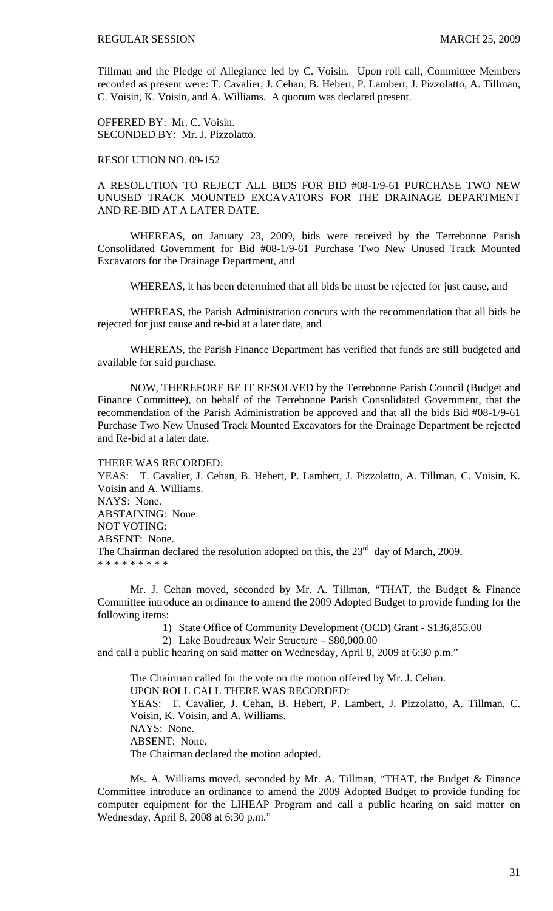Tillman and the Pledge of Allegiance led by C. Voisin. Upon roll call, Committee Members recorded as present were: T. Cavalier, J. Cehan, B. Hebert, P. Lambert, J. Pizzolatto, A. Tillman, C. Voisin, K. Voisin, and A. Williams. A quorum was declared present.

OFFERED BY: Mr. C. Voisin.
SECONDED BY: Mr. J. Pizzolatto.

RESOLUTION NO. 09-152

A RESOLUTION TO REJECT ALL BIDS FOR BID #08-1/9-61 PURCHASE TWO NEW UNUSED TRACK MOUNTED EXCAVATORS FOR THE DRAINAGE DEPARTMENT AND RE-BID AT A LATER DATE.

WHEREAS, on January 23, 2009, bids were received by the Terrebonne Parish Consolidated Government for Bid #08-1/9-61 Purchase Two New Unused Track Mounted Excavators for the Drainage Department, and

WHEREAS, it has been determined that all bids be must be rejected for just cause, and

WHEREAS, the Parish Administration concurs with the recommendation that all bids be rejected for just cause and re-bid at a later date, and

WHEREAS, the Parish Finance Department has verified that funds are still budgeted and available for said purchase.

NOW, THEREFORE BE IT RESOLVED by the Terrebonne Parish Council (Budget and Finance Committee), on behalf of the Terrebonne Parish Consolidated Government, that the recommendation of the Parish Administration be approved and that all the bids Bid #08-1/9-61 Purchase Two New Unused Track Mounted Excavators for the Drainage Department be rejected and Re-bid at a later date.

THERE WAS RECORDED:
YEAS: T. Cavalier, J. Cehan, B. Hebert, P. Lambert, J. Pizzolatto, A. Tillman, C. Voisin, K. Voisin and A. Williams.
NAYS: None.
ABSTAINING: None.
NOT VOTING:
ABSENT: None.
The Chairman declared the resolution adopted on this, the 23rd day of March, 2009.
\* \* \* \* \* \* \* \* \*

Mr. J. Cehan moved, seconded by Mr. A. Tillman, "THAT, the Budget & Finance Committee introduce an ordinance to amend the 2009 Adopted Budget to provide funding for the following items:

1) State Office of Community Development (OCD) Grant - $136,855.00
2) Lake Boudreaux Weir Structure – $80,000.00

and call a public hearing on said matter on Wednesday, April 8, 2009 at 6:30 p.m."

The Chairman called for the vote on the motion offered by Mr. J. Cehan.
UPON ROLL CALL THERE WAS RECORDED:
YEAS: T. Cavalier, J. Cehan, B. Hebert, P. Lambert, J. Pizzolatto, A. Tillman, C. Voisin, K. Voisin, and A. Williams.
NAYS: None.
ABSENT: None.
The Chairman declared the motion adopted.

Ms. A. Williams moved, seconded by Mr. A. Tillman, "THAT, the Budget & Finance Committee introduce an ordinance to amend the 2009 Adopted Budget to provide funding for computer equipment for the LIHEAP Program and call a public hearing on said matter on Wednesday, April 8, 2008 at 6:30 p.m."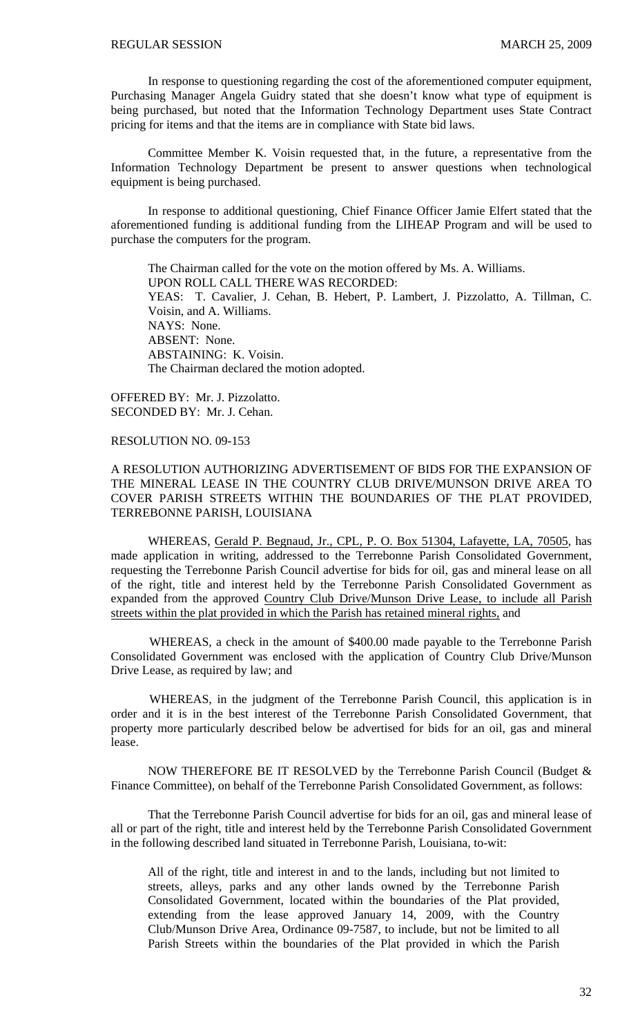In response to questioning regarding the cost of the aforementioned computer equipment, Purchasing Manager Angela Guidry stated that she doesn't know what type of equipment is being purchased, but noted that the Information Technology Department uses State Contract pricing for items and that the items are in compliance with State bid laws.

Committee Member K. Voisin requested that, in the future, a representative from the Information Technology Department be present to answer questions when technological equipment is being purchased.

In response to additional questioning, Chief Finance Officer Jamie Elfert stated that the aforementioned funding is additional funding from the LIHEAP Program and will be used to purchase the computers for the program.

The Chairman called for the vote on the motion offered by Ms. A. Williams.
UPON ROLL CALL THERE WAS RECORDED:
YEAS: T. Cavalier, J. Cehan, B. Hebert, P. Lambert, J. Pizzolatto, A. Tillman, C. Voisin, and A. Williams.
NAYS: None.
ABSENT: None.
ABSTAINING: K. Voisin.
The Chairman declared the motion adopted.

OFFERED BY: Mr. J. Pizzolatto.
SECONDED BY: Mr. J. Cehan.

RESOLUTION NO. 09-153

A RESOLUTION AUTHORIZING ADVERTISEMENT OF BIDS FOR THE EXPANSION OF THE MINERAL LEASE IN THE COUNTRY CLUB DRIVE/MUNSON DRIVE AREA TO COVER PARISH STREETS WITHIN THE BOUNDARIES OF THE PLAT PROVIDED, TERREBONNE PARISH, LOUISIANA

WHEREAS, Gerald P. Begnaud, Jr., CPL, P. O. Box 51304, Lafayette, LA, 70505, has made application in writing, addressed to the Terrebonne Parish Consolidated Government, requesting the Terrebonne Parish Council advertise for bids for oil, gas and mineral lease on all of the right, title and interest held by the Terrebonne Parish Consolidated Government as expanded from the approved Country Club Drive/Munson Drive Lease, to include all Parish streets within the plat provided in which the Parish has retained mineral rights, and

WHEREAS, a check in the amount of $400.00 made payable to the Terrebonne Parish Consolidated Government was enclosed with the application of Country Club Drive/Munson Drive Lease, as required by law; and

WHEREAS, in the judgment of the Terrebonne Parish Council, this application is in order and it is in the best interest of the Terrebonne Parish Consolidated Government, that property more particularly described below be advertised for bids for an oil, gas and mineral lease.

NOW THEREFORE BE IT RESOLVED by the Terrebonne Parish Council (Budget & Finance Committee), on behalf of the Terrebonne Parish Consolidated Government, as follows:

That the Terrebonne Parish Council advertise for bids for an oil, gas and mineral lease of all or part of the right, title and interest held by the Terrebonne Parish Consolidated Government in the following described land situated in Terrebonne Parish, Louisiana, to-wit:

> All of the right, title and interest in and to the lands, including but not limited to streets, alleys, parks and any other lands owned by the Terrebonne Parish Consolidated Government, located within the boundaries of the Plat provided, extending from the lease approved January 14, 2009, with the Country Club/Munson Drive Area, Ordinance 09-7587, to include, but not be limited to all Parish Streets within the boundaries of the Plat provided in which the Parish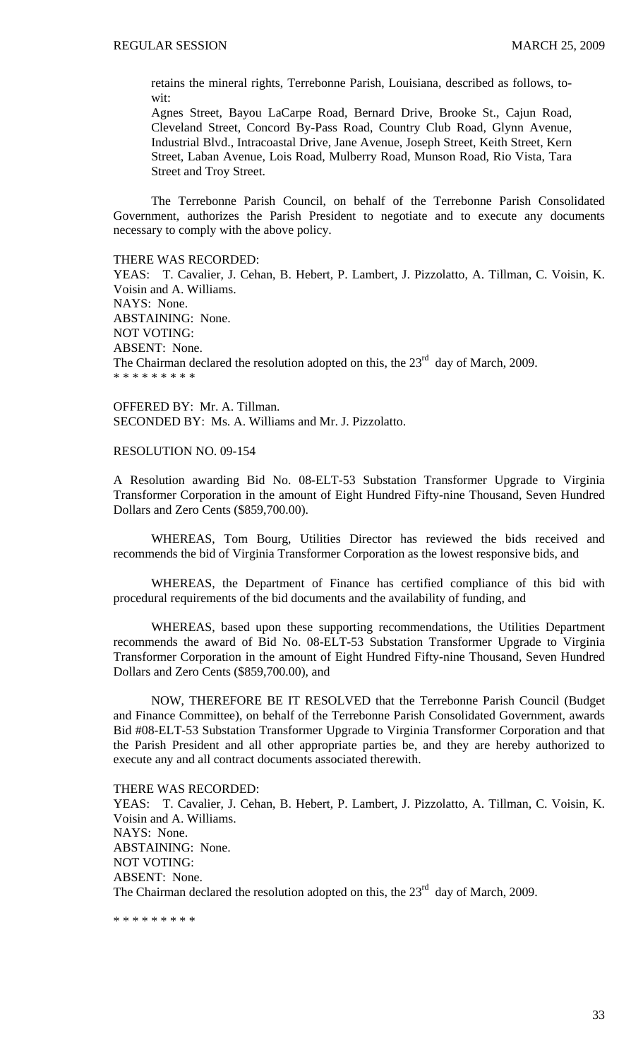retains the mineral rights, Terrebonne Parish, Louisiana, described as follows, to-wit:

Agnes Street, Bayou LaCarpe Road, Bernard Drive, Brooke St., Cajun Road, Cleveland Street, Concord By-Pass Road, Country Club Road, Glynn Avenue, Industrial Blvd., Intracoastal Drive, Jane Avenue, Joseph Street, Keith Street, Kern Street, Laban Avenue, Lois Road, Mulberry Road, Munson Road, Rio Vista, Tara Street and Troy Street.

The Terrebonne Parish Council, on behalf of the Terrebonne Parish Consolidated Government, authorizes the Parish President to negotiate and to execute any documents necessary to comply with the above policy.

THERE WAS RECORDED:
YEAS: T. Cavalier, J. Cehan, B. Hebert, P. Lambert, J. Pizzolatto, A. Tillman, C. Voisin, K. Voisin and A. Williams.
NAYS: None.
ABSTAINING: None.
NOT VOTING:
ABSENT: None.
The Chairman declared the resolution adopted on this, the 23rd day of March, 2009.
* * * * * * * * *

OFFERED BY: Mr. A. Tillman.
SECONDED BY: Ms. A. Williams and Mr. J. Pizzolatto.

RESOLUTION NO. 09-154

A Resolution awarding Bid No. 08-ELT-53 Substation Transformer Upgrade to Virginia Transformer Corporation in the amount of Eight Hundred Fifty-nine Thousand, Seven Hundred Dollars and Zero Cents ($859,700.00).

WHEREAS, Tom Bourg, Utilities Director has reviewed the bids received and recommends the bid of Virginia Transformer Corporation as the lowest responsive bids, and

WHEREAS, the Department of Finance has certified compliance of this bid with procedural requirements of the bid documents and the availability of funding, and

WHEREAS, based upon these supporting recommendations, the Utilities Department recommends the award of Bid No. 08-ELT-53 Substation Transformer Upgrade to Virginia Transformer Corporation in the amount of Eight Hundred Fifty-nine Thousand, Seven Hundred Dollars and Zero Cents ($859,700.00), and

NOW, THEREFORE BE IT RESOLVED that the Terrebonne Parish Council (Budget and Finance Committee), on behalf of the Terrebonne Parish Consolidated Government, awards Bid #08-ELT-53 Substation Transformer Upgrade to Virginia Transformer Corporation and that the Parish President and all other appropriate parties be, and they are hereby authorized to execute any and all contract documents associated therewith.

THERE WAS RECORDED:
YEAS: T. Cavalier, J. Cehan, B. Hebert, P. Lambert, J. Pizzolatto, A. Tillman, C. Voisin, K. Voisin and A. Williams.
NAYS: None.
ABSTAINING: None.
NOT VOTING:
ABSENT: None.
The Chairman declared the resolution adopted on this, the 23rd day of March, 2009.

* * * * * * * * *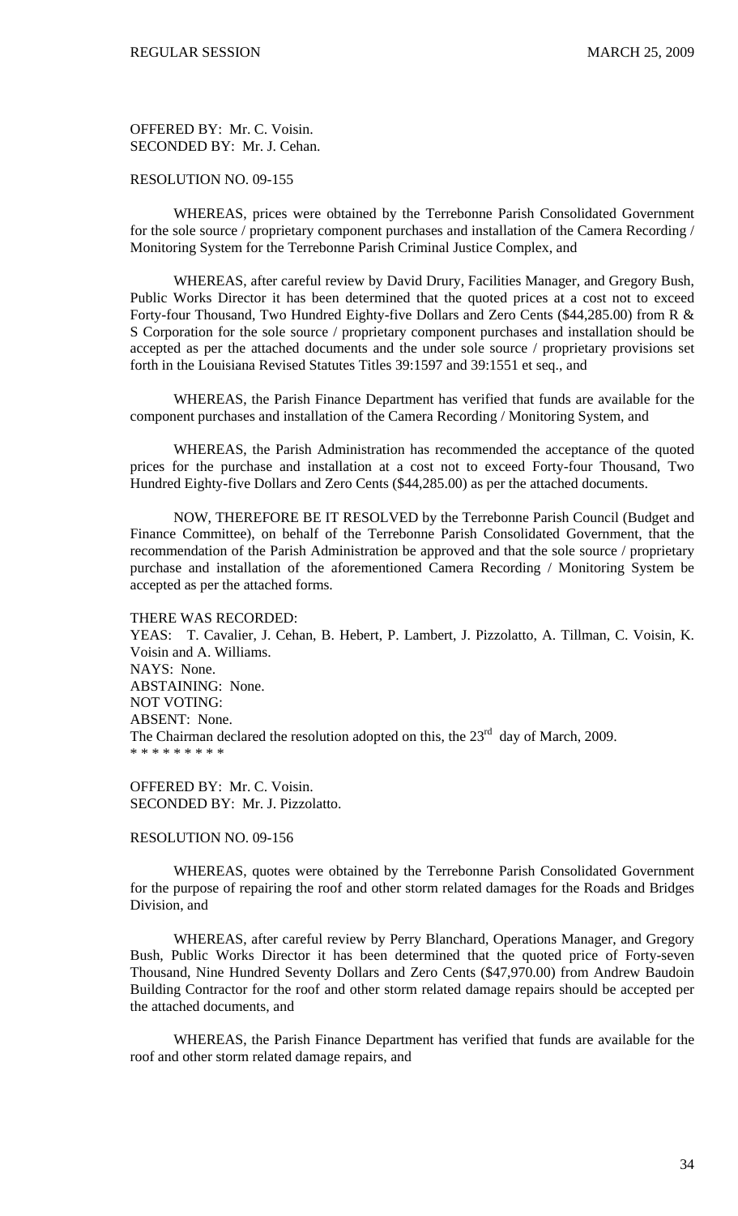OFFERED BY: Mr. C. Voisin.
SECONDED BY: Mr. J. Cehan.

RESOLUTION NO. 09-155

WHEREAS, prices were obtained by the Terrebonne Parish Consolidated Government for the sole source / proprietary component purchases and installation of the Camera Recording / Monitoring System for the Terrebonne Parish Criminal Justice Complex, and

WHEREAS, after careful review by David Drury, Facilities Manager, and Gregory Bush, Public Works Director it has been determined that the quoted prices at a cost not to exceed Forty-four Thousand, Two Hundred Eighty-five Dollars and Zero Cents ($44,285.00) from R & S Corporation for the sole source / proprietary component purchases and installation should be accepted as per the attached documents and the under sole source / proprietary provisions set forth in the Louisiana Revised Statutes Titles 39:1597 and 39:1551 et seq., and

WHEREAS, the Parish Finance Department has verified that funds are available for the component purchases and installation of the Camera Recording / Monitoring System, and

WHEREAS, the Parish Administration has recommended the acceptance of the quoted prices for the purchase and installation at a cost not to exceed Forty-four Thousand, Two Hundred Eighty-five Dollars and Zero Cents ($44,285.00) as per the attached documents.

NOW, THEREFORE BE IT RESOLVED by the Terrebonne Parish Council (Budget and Finance Committee), on behalf of the Terrebonne Parish Consolidated Government, that the recommendation of the Parish Administration be approved and that the sole source / proprietary purchase and installation of the aforementioned Camera Recording / Monitoring System be accepted as per the attached forms.

THERE WAS RECORDED:
YEAS: T. Cavalier, J. Cehan, B. Hebert, P. Lambert, J. Pizzolatto, A. Tillman, C. Voisin, K. Voisin and A. Williams.
NAYS: None.
ABSTAINING: None.
NOT VOTING:
ABSENT: None.
The Chairman declared the resolution adopted on this, the 23rd day of March, 2009.
\* \* \* \* \* \* \* \* \*

OFFERED BY: Mr. C. Voisin.
SECONDED BY: Mr. J. Pizzolatto.

RESOLUTION NO. 09-156

WHEREAS, quotes were obtained by the Terrebonne Parish Consolidated Government for the purpose of repairing the roof and other storm related damages for the Roads and Bridges Division, and

WHEREAS, after careful review by Perry Blanchard, Operations Manager, and Gregory Bush, Public Works Director it has been determined that the quoted price of Forty-seven Thousand, Nine Hundred Seventy Dollars and Zero Cents ($47,970.00) from Andrew Baudoin Building Contractor for the roof and other storm related damage repairs should be accepted per the attached documents, and

WHEREAS, the Parish Finance Department has verified that funds are available for the roof and other storm related damage repairs, and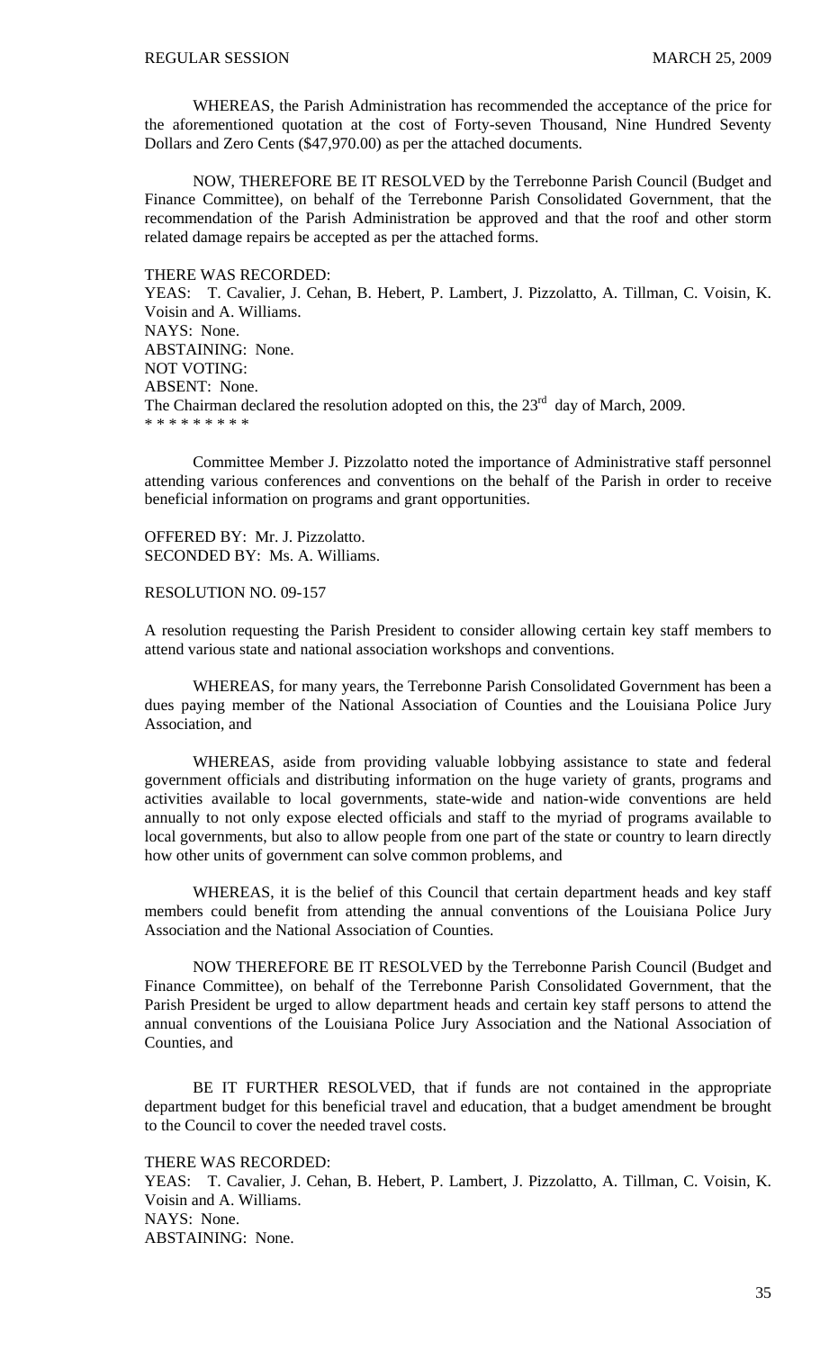WHEREAS, the Parish Administration has recommended the acceptance of the price for the aforementioned quotation at the cost of Forty-seven Thousand, Nine Hundred Seventy Dollars and Zero Cents ($47,970.00) as per the attached documents.

NOW, THEREFORE BE IT RESOLVED by the Terrebonne Parish Council (Budget and Finance Committee), on behalf of the Terrebonne Parish Consolidated Government, that the recommendation of the Parish Administration be approved and that the roof and other storm related damage repairs be accepted as per the attached forms.

THERE WAS RECORDED:
YEAS: T. Cavalier, J. Cehan, B. Hebert, P. Lambert, J. Pizzolatto, A. Tillman, C. Voisin, K. Voisin and A. Williams.
NAYS: None.
ABSTAINING: None.
NOT VOTING:
ABSENT: None.
The Chairman declared the resolution adopted on this, the 23rd day of March, 2009.
* * * * * * * * *

Committee Member J. Pizzolatto noted the importance of Administrative staff personnel attending various conferences and conventions on the behalf of the Parish in order to receive beneficial information on programs and grant opportunities.

OFFERED BY: Mr. J. Pizzolatto.
SECONDED BY: Ms. A. Williams.

RESOLUTION NO. 09-157

A resolution requesting the Parish President to consider allowing certain key staff members to attend various state and national association workshops and conventions.

WHEREAS, for many years, the Terrebonne Parish Consolidated Government has been a dues paying member of the National Association of Counties and the Louisiana Police Jury Association, and

WHEREAS, aside from providing valuable lobbying assistance to state and federal government officials and distributing information on the huge variety of grants, programs and activities available to local governments, state-wide and nation-wide conventions are held annually to not only expose elected officials and staff to the myriad of programs available to local governments, but also to allow people from one part of the state or country to learn directly how other units of government can solve common problems, and

WHEREAS, it is the belief of this Council that certain department heads and key staff members could benefit from attending the annual conventions of the Louisiana Police Jury Association and the National Association of Counties.

NOW THEREFORE BE IT RESOLVED by the Terrebonne Parish Council (Budget and Finance Committee), on behalf of the Terrebonne Parish Consolidated Government, that the Parish President be urged to allow department heads and certain key staff persons to attend the annual conventions of the Louisiana Police Jury Association and the National Association of Counties, and

BE IT FURTHER RESOLVED, that if funds are not contained in the appropriate department budget for this beneficial travel and education, that a budget amendment be brought to the Council to cover the needed travel costs.

THERE WAS RECORDED:
YEAS: T. Cavalier, J. Cehan, B. Hebert, P. Lambert, J. Pizzolatto, A. Tillman, C. Voisin, K. Voisin and A. Williams.
NAYS: None.
ABSTAINING: None.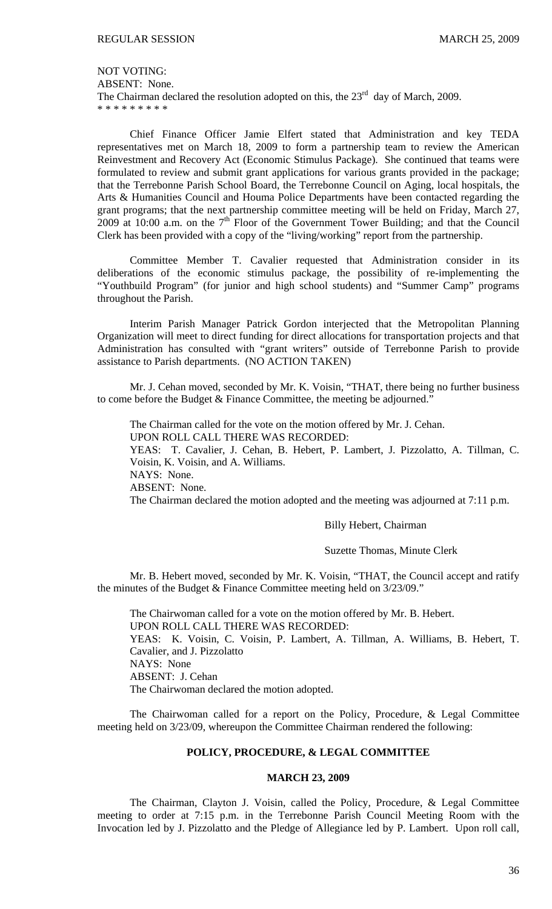NOT VOTING:
ABSENT: None.
The Chairman declared the resolution adopted on this, the 23rd day of March, 2009.
* * * * * * * * *

Chief Finance Officer Jamie Elfert stated that Administration and key TEDA representatives met on March 18, 2009 to form a partnership team to review the American Reinvestment and Recovery Act (Economic Stimulus Package). She continued that teams were formulated to review and submit grant applications for various grants provided in the package; that the Terrebonne Parish School Board, the Terrebonne Council on Aging, local hospitals, the Arts & Humanities Council and Houma Police Departments have been contacted regarding the grant programs; that the next partnership committee meeting will be held on Friday, March 27, 2009 at 10:00 a.m. on the 7th Floor of the Government Tower Building; and that the Council Clerk has been provided with a copy of the "living/working" report from the partnership.

Committee Member T. Cavalier requested that Administration consider in its deliberations of the economic stimulus package, the possibility of re-implementing the "Youthbuild Program" (for junior and high school students) and "Summer Camp" programs throughout the Parish.

Interim Parish Manager Patrick Gordon interjected that the Metropolitan Planning Organization will meet to direct funding for direct allocations for transportation projects and that Administration has consulted with "grant writers" outside of Terrebonne Parish to provide assistance to Parish departments. (NO ACTION TAKEN)

Mr. J. Cehan moved, seconded by Mr. K. Voisin, "THAT, there being no further business to come before the Budget & Finance Committee, the meeting be adjourned."

The Chairman called for the vote on the motion offered by Mr. J. Cehan.
UPON ROLL CALL THERE WAS RECORDED:
YEAS: T. Cavalier, J. Cehan, B. Hebert, P. Lambert, J. Pizzolatto, A. Tillman, C. Voisin, K. Voisin, and A. Williams.
NAYS: None.
ABSENT: None.
The Chairman declared the motion adopted and the meeting was adjourned at 7:11 p.m.

Billy Hebert, Chairman

Suzette Thomas, Minute Clerk

Mr. B. Hebert moved, seconded by Mr. K. Voisin, "THAT, the Council accept and ratify the minutes of the Budget & Finance Committee meeting held on 3/23/09."

The Chairwoman called for a vote on the motion offered by Mr. B. Hebert.
UPON ROLL CALL THERE WAS RECORDED:
YEAS: K. Voisin, C. Voisin, P. Lambert, A. Tillman, A. Williams, B. Hebert, T. Cavalier, and J. Pizzolatto
NAYS: None
ABSENT: J. Cehan
The Chairwoman declared the motion adopted.

The Chairwoman called for a report on the Policy, Procedure, & Legal Committee meeting held on 3/23/09, whereupon the Committee Chairman rendered the following:

## POLICY, PROCEDURE, & LEGAL COMMITTEE

### MARCH 23, 2009

The Chairman, Clayton J. Voisin, called the Policy, Procedure, & Legal Committee meeting to order at 7:15 p.m. in the Terrebonne Parish Council Meeting Room with the Invocation led by J. Pizzolatto and the Pledge of Allegiance led by P. Lambert. Upon roll call,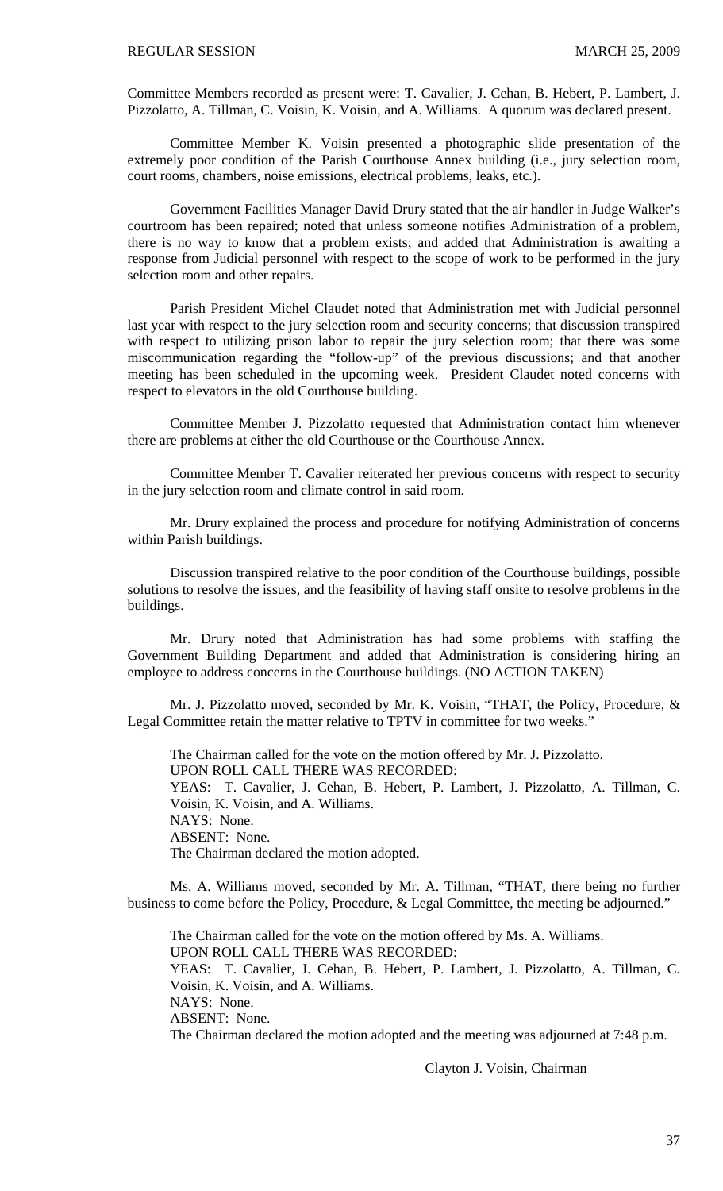Committee Members recorded as present were: T. Cavalier, J. Cehan, B. Hebert, P. Lambert, J. Pizzolatto, A. Tillman, C. Voisin, K. Voisin, and A. Williams. A quorum was declared present.

Committee Member K. Voisin presented a photographic slide presentation of the extremely poor condition of the Parish Courthouse Annex building (i.e., jury selection room, court rooms, chambers, noise emissions, electrical problems, leaks, etc.).

Government Facilities Manager David Drury stated that the air handler in Judge Walker's courtroom has been repaired; noted that unless someone notifies Administration of a problem, there is no way to know that a problem exists; and added that Administration is awaiting a response from Judicial personnel with respect to the scope of work to be performed in the jury selection room and other repairs.

Parish President Michel Claudet noted that Administration met with Judicial personnel last year with respect to the jury selection room and security concerns; that discussion transpired with respect to utilizing prison labor to repair the jury selection room; that there was some miscommunication regarding the "follow-up" of the previous discussions; and that another meeting has been scheduled in the upcoming week. President Claudet noted concerns with respect to elevators in the old Courthouse building.

Committee Member J. Pizzolatto requested that Administration contact him whenever there are problems at either the old Courthouse or the Courthouse Annex.

Committee Member T. Cavalier reiterated her previous concerns with respect to security in the jury selection room and climate control in said room.

Mr. Drury explained the process and procedure for notifying Administration of concerns within Parish buildings.

Discussion transpired relative to the poor condition of the Courthouse buildings, possible solutions to resolve the issues, and the feasibility of having staff onsite to resolve problems in the buildings.

Mr. Drury noted that Administration has had some problems with staffing the Government Building Department and added that Administration is considering hiring an employee to address concerns in the Courthouse buildings. (NO ACTION TAKEN)

Mr. J. Pizzolatto moved, seconded by Mr. K. Voisin, "THAT, the Policy, Procedure, & Legal Committee retain the matter relative to TPTV in committee for two weeks."

The Chairman called for the vote on the motion offered by Mr. J. Pizzolatto.
UPON ROLL CALL THERE WAS RECORDED:
YEAS: T. Cavalier, J. Cehan, B. Hebert, P. Lambert, J. Pizzolatto, A. Tillman, C. Voisin, K. Voisin, and A. Williams.
NAYS: None.
ABSENT: None.
The Chairman declared the motion adopted.

Ms. A. Williams moved, seconded by Mr. A. Tillman, "THAT, there being no further business to come before the Policy, Procedure, & Legal Committee, the meeting be adjourned."

The Chairman called for the vote on the motion offered by Ms. A. Williams.
UPON ROLL CALL THERE WAS RECORDED:
YEAS: T. Cavalier, J. Cehan, B. Hebert, P. Lambert, J. Pizzolatto, A. Tillman, C. Voisin, K. Voisin, and A. Williams.
NAYS: None.
ABSENT: None.
The Chairman declared the motion adopted and the meeting was adjourned at 7:48 p.m.

Clayton J. Voisin, Chairman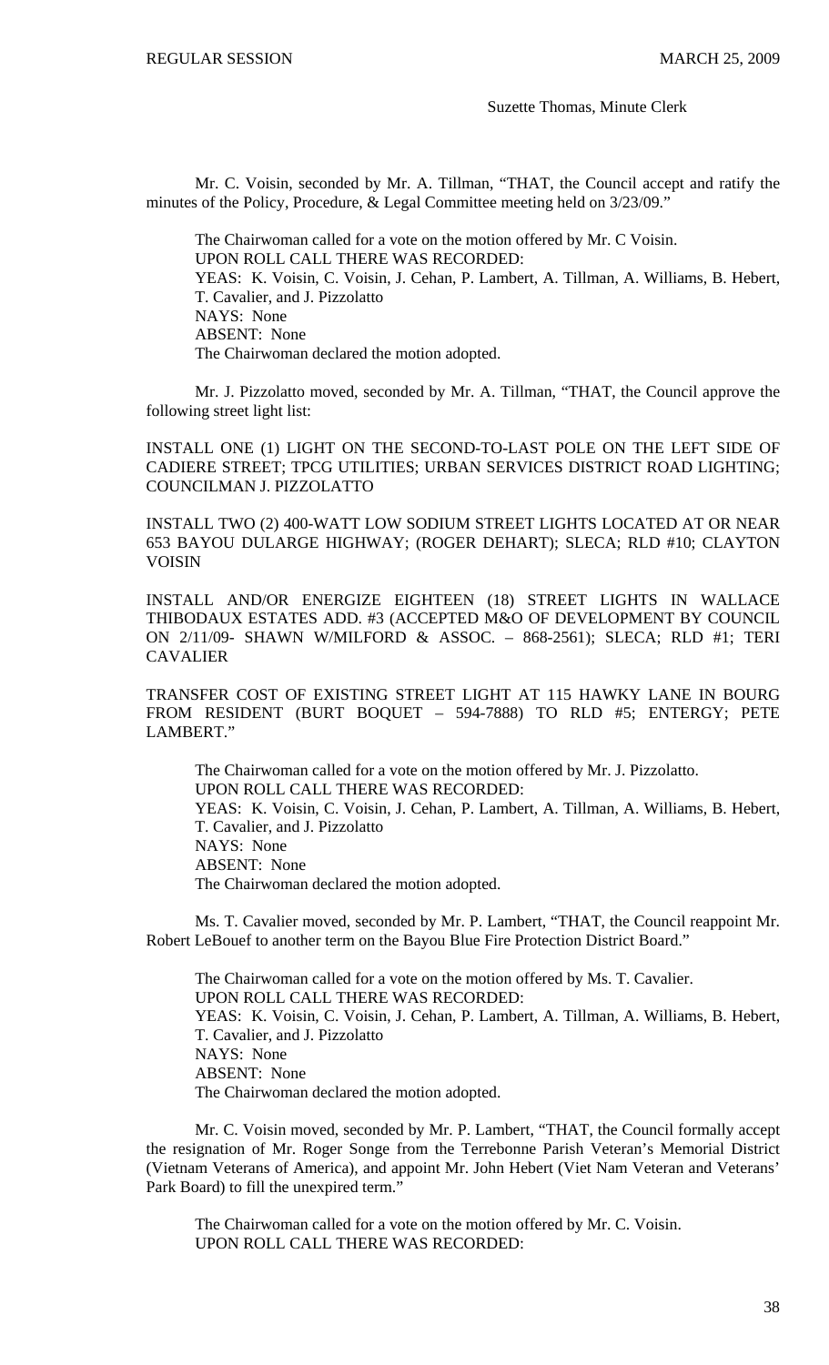Suzette Thomas, Minute Clerk

Mr. C. Voisin, seconded by Mr. A. Tillman, "THAT, the Council accept and ratify the minutes of the Policy, Procedure, & Legal Committee meeting held on 3/23/09."

The Chairwoman called for a vote on the motion offered by Mr. C Voisin.
UPON ROLL CALL THERE WAS RECORDED:
YEAS: K. Voisin, C. Voisin, J. Cehan, P. Lambert, A. Tillman, A. Williams, B. Hebert, T. Cavalier, and J. Pizzolatto
NAYS: None
ABSENT: None
The Chairwoman declared the motion adopted.

Mr. J. Pizzolatto moved, seconded by Mr. A. Tillman, "THAT, the Council approve the following street light list:

INSTALL ONE (1) LIGHT ON THE SECOND-TO-LAST POLE ON THE LEFT SIDE OF CADIERE STREET; TPCG UTILITIES; URBAN SERVICES DISTRICT ROAD LIGHTING; COUNCILMAN J. PIZZOLATTO

INSTALL TWO (2) 400-WATT LOW SODIUM STREET LIGHTS LOCATED AT OR NEAR 653 BAYOU DULARGE HIGHWAY; (ROGER DEHART); SLECA; RLD #10; CLAYTON VOISIN

INSTALL AND/OR ENERGIZE EIGHTEEN (18) STREET LIGHTS IN WALLACE THIBODAUX ESTATES ADD. #3 (ACCEPTED M&O OF DEVELOPMENT BY COUNCIL ON 2/11/09- SHAWN W/MILFORD & ASSOC. – 868-2561); SLECA; RLD #1; TERI CAVALIER

TRANSFER COST OF EXISTING STREET LIGHT AT 115 HAWKY LANE IN BOURG FROM RESIDENT (BURT BOQUET – 594-7888) TO RLD #5; ENTERGY; PETE LAMBERT."

The Chairwoman called for a vote on the motion offered by Mr. J. Pizzolatto.
UPON ROLL CALL THERE WAS RECORDED:
YEAS: K. Voisin, C. Voisin, J. Cehan, P. Lambert, A. Tillman, A. Williams, B. Hebert, T. Cavalier, and J. Pizzolatto
NAYS: None
ABSENT: None
The Chairwoman declared the motion adopted.

Ms. T. Cavalier moved, seconded by Mr. P. Lambert, "THAT, the Council reappoint Mr. Robert LeBouef to another term on the Bayou Blue Fire Protection District Board."

The Chairwoman called for a vote on the motion offered by Ms. T. Cavalier.
UPON ROLL CALL THERE WAS RECORDED:
YEAS: K. Voisin, C. Voisin, J. Cehan, P. Lambert, A. Tillman, A. Williams, B. Hebert, T. Cavalier, and J. Pizzolatto
NAYS: None
ABSENT: None
The Chairwoman declared the motion adopted.

Mr. C. Voisin moved, seconded by Mr. P. Lambert, "THAT, the Council formally accept the resignation of Mr. Roger Songe from the Terrebonne Parish Veteran's Memorial District (Vietnam Veterans of America), and appoint Mr. John Hebert (Viet Nam Veteran and Veterans' Park Board) to fill the unexpired term."

The Chairwoman called for a vote on the motion offered by Mr. C. Voisin.
UPON ROLL CALL THERE WAS RECORDED: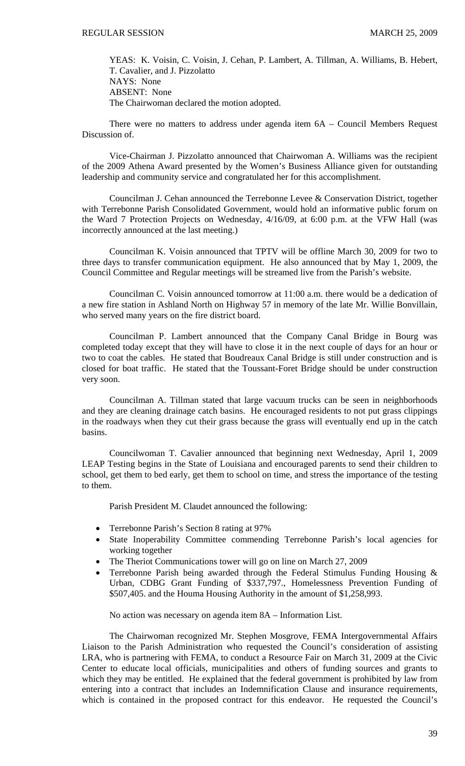YEAS: K. Voisin, C. Voisin, J. Cehan, P. Lambert, A. Tillman, A. Williams, B. Hebert, T. Cavalier, and J. Pizzolatto
NAYS: None
ABSENT: None
The Chairwoman declared the motion adopted.

There were no matters to address under agenda item 6A – Council Members Request Discussion of.

Vice-Chairman J. Pizzolatto announced that Chairwoman A. Williams was the recipient of the 2009 Athena Award presented by the Women's Business Alliance given for outstanding leadership and community service and congratulated her for this accomplishment.

Councilman J. Cehan announced the Terrebonne Levee & Conservation District, together with Terrebonne Parish Consolidated Government, would hold an informative public forum on the Ward 7 Protection Projects on Wednesday, 4/16/09, at 6:00 p.m. at the VFW Hall (was incorrectly announced at the last meeting.)

Councilman K. Voisin announced that TPTV will be offline March 30, 2009 for two to three days to transfer communication equipment. He also announced that by May 1, 2009, the Council Committee and Regular meetings will be streamed live from the Parish's website.

Councilman C. Voisin announced tomorrow at 11:00 a.m. there would be a dedication of a new fire station in Ashland North on Highway 57 in memory of the late Mr. Willie Bonvillain, who served many years on the fire district board.

Councilman P. Lambert announced that the Company Canal Bridge in Bourg was completed today except that they will have to close it in the next couple of days for an hour or two to coat the cables. He stated that Boudreaux Canal Bridge is still under construction and is closed for boat traffic. He stated that the Toussant-Foret Bridge should be under construction very soon.

Councilman A. Tillman stated that large vacuum trucks can be seen in neighborhoods and they are cleaning drainage catch basins. He encouraged residents to not put grass clippings in the roadways when they cut their grass because the grass will eventually end up in the catch basins.

Councilwoman T. Cavalier announced that beginning next Wednesday, April 1, 2009 LEAP Testing begins in the State of Louisiana and encouraged parents to send their children to school, get them to bed early, get them to school on time, and stress the importance of the testing to them.

Parish President M. Claudet announced the following:

- Terrebonne Parish's Section 8 rating at 97%
- State Inoperability Committee commending Terrebonne Parish's local agencies for working together
- The Theriot Communications tower will go on line on March 27, 2009
- Terrebonne Parish being awarded through the Federal Stimulus Funding Housing & Urban, CDBG Grant Funding of $337,797., Homelessness Prevention Funding of $507,405. and the Houma Housing Authority in the amount of $1,258,993.

No action was necessary on agenda item 8A – Information List.

The Chairwoman recognized Mr. Stephen Mosgrove, FEMA Intergovernmental Affairs Liaison to the Parish Administration who requested the Council's consideration of assisting LRA, who is partnering with FEMA, to conduct a Resource Fair on March 31, 2009 at the Civic Center to educate local officials, municipalities and others of funding sources and grants to which they may be entitled. He explained that the federal government is prohibited by law from entering into a contract that includes an Indemnification Clause and insurance requirements, which is contained in the proposed contract for this endeavor. He requested the Council's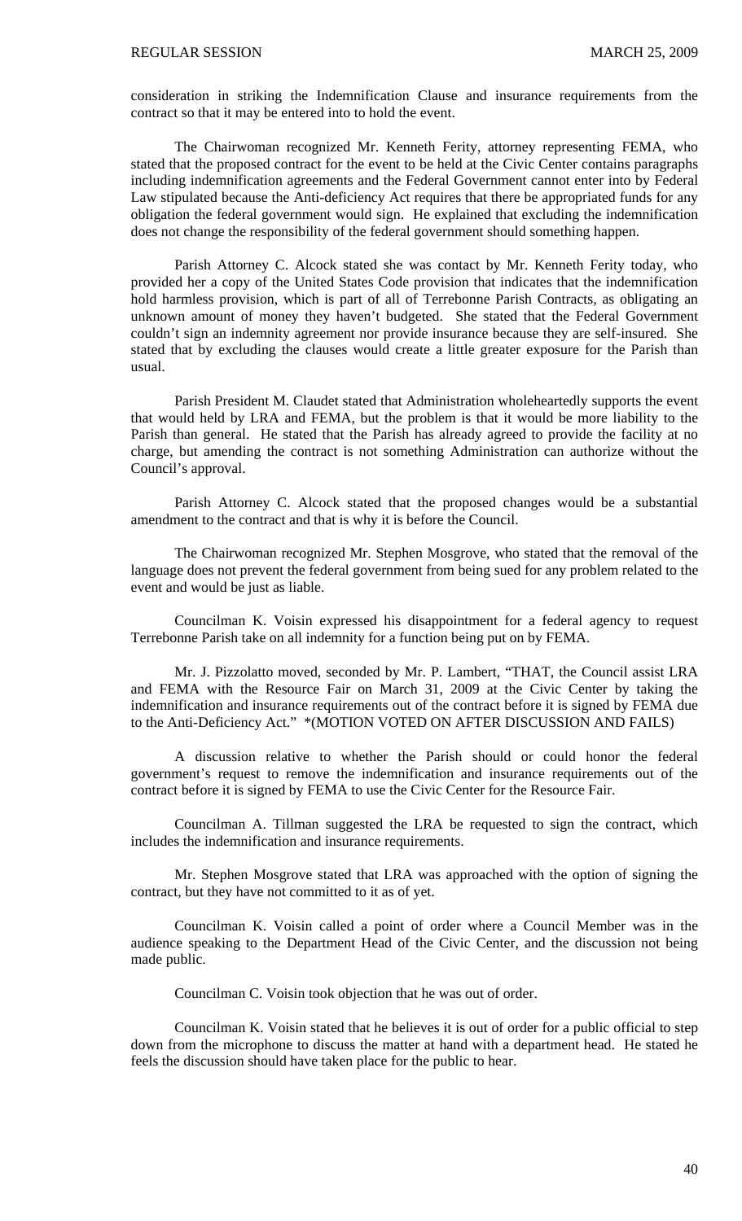consideration in striking the Indemnification Clause and insurance requirements from the contract so that it may be entered into to hold the event.

The Chairwoman recognized Mr. Kenneth Ferity, attorney representing FEMA, who stated that the proposed contract for the event to be held at the Civic Center contains paragraphs including indemnification agreements and the Federal Government cannot enter into by Federal Law stipulated because the Anti-deficiency Act requires that there be appropriated funds for any obligation the federal government would sign. He explained that excluding the indemnification does not change the responsibility of the federal government should something happen.

Parish Attorney C. Alcock stated she was contact by Mr. Kenneth Ferity today, who provided her a copy of the United States Code provision that indicates that the indemnification hold harmless provision, which is part of all of Terrebonne Parish Contracts, as obligating an unknown amount of money they haven't budgeted. She stated that the Federal Government couldn't sign an indemnity agreement nor provide insurance because they are self-insured. She stated that by excluding the clauses would create a little greater exposure for the Parish than usual.

Parish President M. Claudet stated that Administration wholeheartedly supports the event that would held by LRA and FEMA, but the problem is that it would be more liability to the Parish than general. He stated that the Parish has already agreed to provide the facility at no charge, but amending the contract is not something Administration can authorize without the Council's approval.

Parish Attorney C. Alcock stated that the proposed changes would be a substantial amendment to the contract and that is why it is before the Council.

The Chairwoman recognized Mr. Stephen Mosgrove, who stated that the removal of the language does not prevent the federal government from being sued for any problem related to the event and would be just as liable.

Councilman K. Voisin expressed his disappointment for a federal agency to request Terrebonne Parish take on all indemnity for a function being put on by FEMA.

Mr. J. Pizzolatto moved, seconded by Mr. P. Lambert, "THAT, the Council assist LRA and FEMA with the Resource Fair on March 31, 2009 at the Civic Center by taking the indemnification and insurance requirements out of the contract before it is signed by FEMA due to the Anti-Deficiency Act." *(MOTION VOTED ON AFTER DISCUSSION AND FAILS)

A discussion relative to whether the Parish should or could honor the federal government's request to remove the indemnification and insurance requirements out of the contract before it is signed by FEMA to use the Civic Center for the Resource Fair.

Councilman A. Tillman suggested the LRA be requested to sign the contract, which includes the indemnification and insurance requirements.

Mr. Stephen Mosgrove stated that LRA was approached with the option of signing the contract, but they have not committed to it as of yet.

Councilman K. Voisin called a point of order where a Council Member was in the audience speaking to the Department Head of the Civic Center, and the discussion not being made public.

Councilman C. Voisin took objection that he was out of order.

Councilman K. Voisin stated that he believes it is out of order for a public official to step down from the microphone to discuss the matter at hand with a department head. He stated he feels the discussion should have taken place for the public to hear.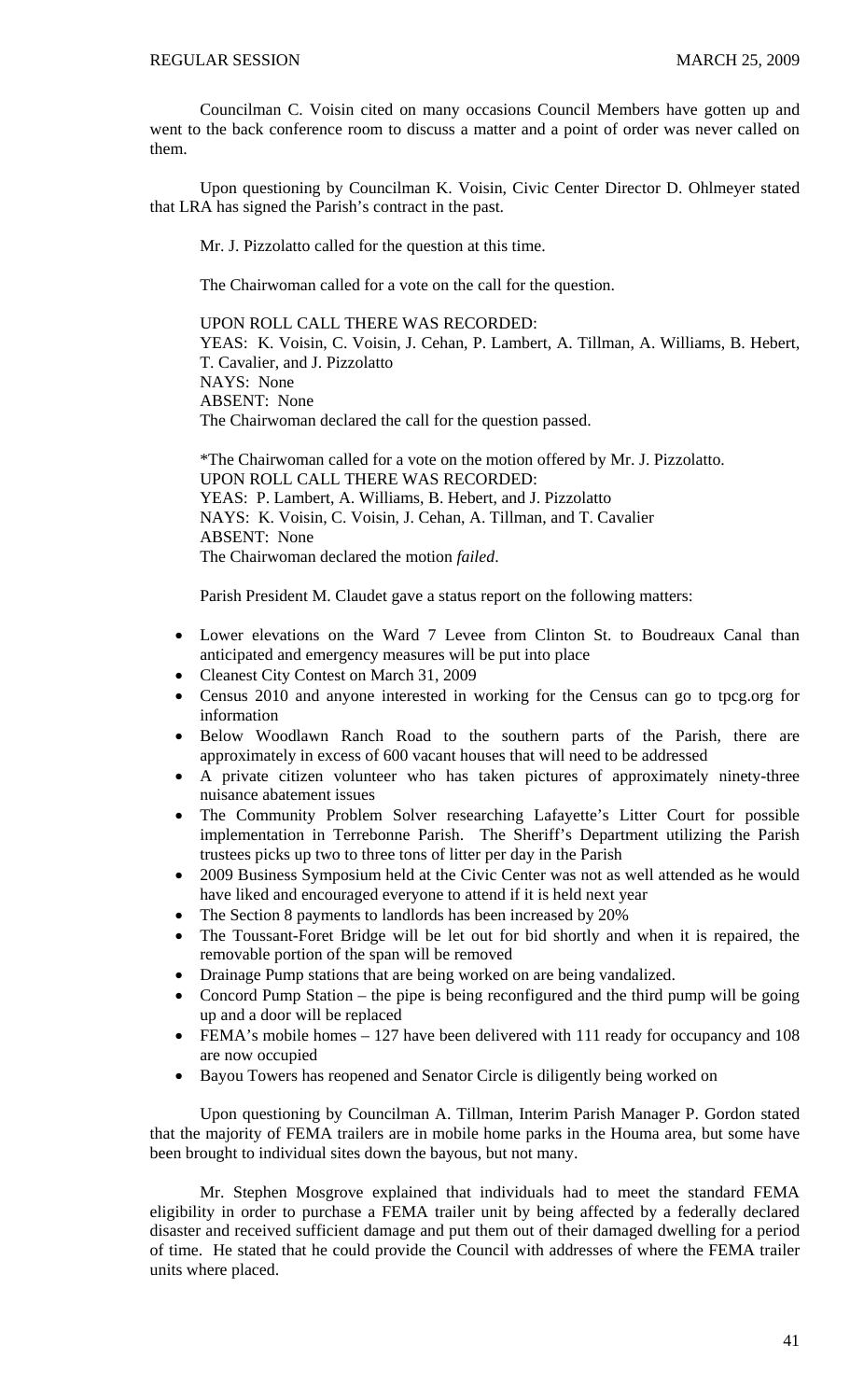Councilman C. Voisin cited on many occasions Council Members have gotten up and went to the back conference room to discuss a matter and a point of order was never called on them.

Upon questioning by Councilman K. Voisin, Civic Center Director D. Ohlmeyer stated that LRA has signed the Parish's contract in the past.

Mr. J. Pizzolatto called for the question at this time.

The Chairwoman called for a vote on the call for the question.

UPON ROLL CALL THERE WAS RECORDED:
YEAS: K. Voisin, C. Voisin, J. Cehan, P. Lambert, A. Tillman, A. Williams, B. Hebert, T. Cavalier, and J. Pizzolatto
NAYS: None
ABSENT: None
The Chairwoman declared the call for the question passed.

*The Chairwoman called for a vote on the motion offered by Mr. J. Pizzolatto.
UPON ROLL CALL THERE WAS RECORDED:
YEAS: P. Lambert, A. Williams, B. Hebert, and J. Pizzolatto
NAYS: K. Voisin, C. Voisin, J. Cehan, A. Tillman, and T. Cavalier
ABSENT: None
The Chairwoman declared the motion *failed*.

Parish President M. Claudet gave a status report on the following matters:

- Lower elevations on the Ward 7 Levee from Clinton St. to Boudreaux Canal than anticipated and emergency measures will be put into place
- Cleanest City Contest on March 31, 2009
- Census 2010 and anyone interested in working for the Census can go to tpcg.org for information
- Below Woodlawn Ranch Road to the southern parts of the Parish, there are approximately in excess of 600 vacant houses that will need to be addressed
- A private citizen volunteer who has taken pictures of approximately ninety-three nuisance abatement issues
- The Community Problem Solver researching Lafayette's Litter Court for possible implementation in Terrebonne Parish. The Sheriff's Department utilizing the Parish trustees picks up two to three tons of litter per day in the Parish
- 2009 Business Symposium held at the Civic Center was not as well attended as he would have liked and encouraged everyone to attend if it is held next year
- The Section 8 payments to landlords has been increased by 20%
- The Toussant-Foret Bridge will be let out for bid shortly and when it is repaired, the removable portion of the span will be removed
- Drainage Pump stations that are being worked on are being vandalized.
- Concord Pump Station – the pipe is being reconfigured and the third pump will be going up and a door will be replaced
- FEMA's mobile homes – 127 have been delivered with 111 ready for occupancy and 108 are now occupied
- Bayou Towers has reopened and Senator Circle is diligently being worked on

Upon questioning by Councilman A. Tillman, Interim Parish Manager P. Gordon stated that the majority of FEMA trailers are in mobile home parks in the Houma area, but some have been brought to individual sites down the bayous, but not many.

Mr. Stephen Mosgrove explained that individuals had to meet the standard FEMA eligibility in order to purchase a FEMA trailer unit by being affected by a federally declared disaster and received sufficient damage and put them out of their damaged dwelling for a period of time. He stated that he could provide the Council with addresses of where the FEMA trailer units where placed.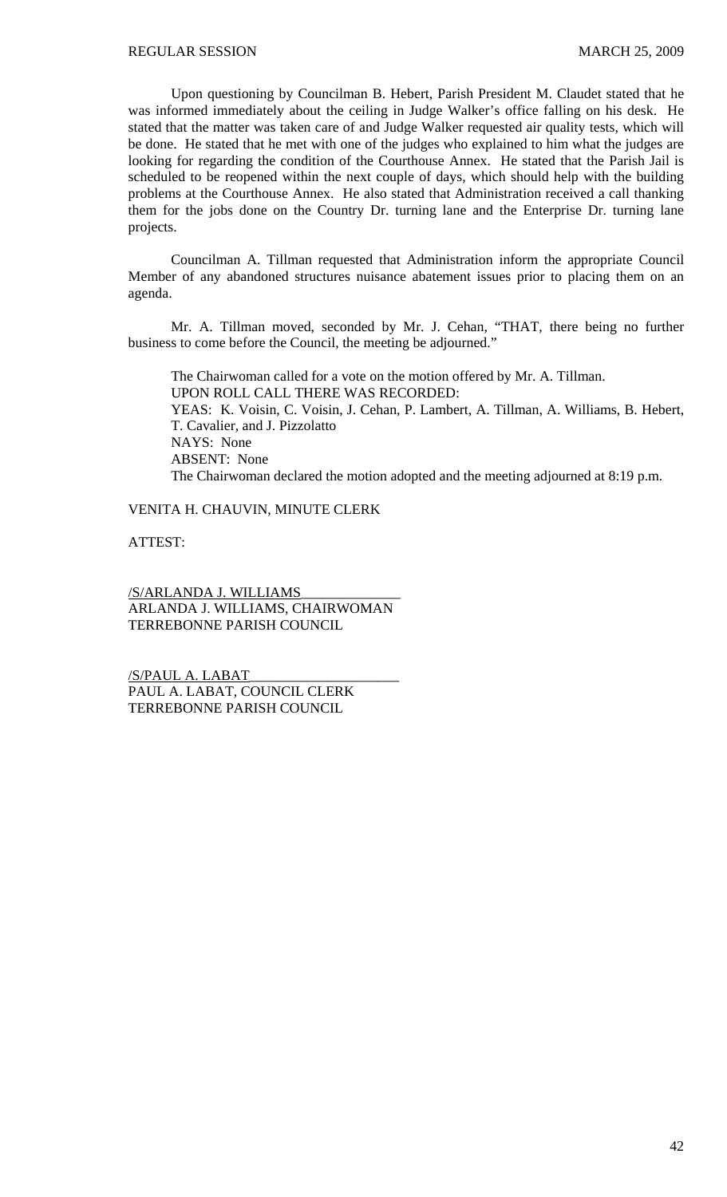Upon questioning by Councilman B. Hebert, Parish President M. Claudet stated that he was informed immediately about the ceiling in Judge Walker's office falling on his desk. He stated that the matter was taken care of and Judge Walker requested air quality tests, which will be done. He stated that he met with one of the judges who explained to him what the judges are looking for regarding the condition of the Courthouse Annex. He stated that the Parish Jail is scheduled to be reopened within the next couple of days, which should help with the building problems at the Courthouse Annex. He also stated that Administration received a call thanking them for the jobs done on the Country Dr. turning lane and the Enterprise Dr. turning lane projects.

Councilman A. Tillman requested that Administration inform the appropriate Council Member of any abandoned structures nuisance abatement issues prior to placing them on an agenda.

Mr. A. Tillman moved, seconded by Mr. J. Cehan, "THAT, there being no further business to come before the Council, the meeting be adjourned."

The Chairwoman called for a vote on the motion offered by Mr. A. Tillman.
UPON ROLL CALL THERE WAS RECORDED:
YEAS: K. Voisin, C. Voisin, J. Cehan, P. Lambert, A. Tillman, A. Williams, B. Hebert, T. Cavalier, and J. Pizzolatto
NAYS: None
ABSENT: None
The Chairwoman declared the motion adopted and the meeting adjourned at 8:19 p.m.

VENITA H. CHAUVIN, MINUTE CLERK

ATTEST:

/S/ARLANDA J. WILLIAMS
ARLANDA J. WILLIAMS, CHAIRWOMAN
TERREBONNE PARISH COUNCIL

/S/PAUL A. LABAT
PAUL A. LABAT, COUNCIL CLERK
TERREBONNE PARISH COUNCIL